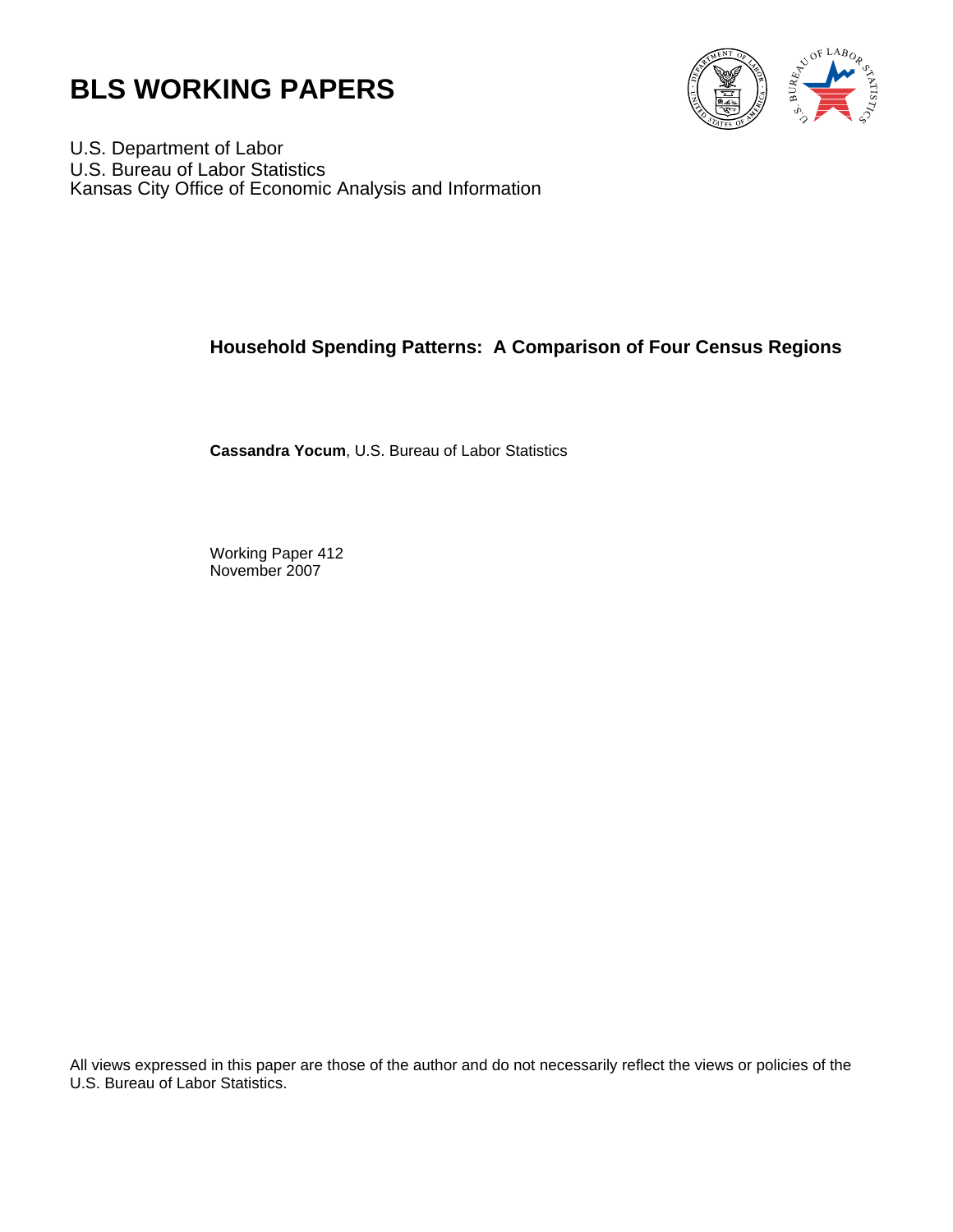# BLS WORKING PAPERS

U.S. Department of Labor
U.S. Bureau of Labor Statistics
Kansas City Office of Economic Analysis and Information

## Household Spending Patterns: A Comparison of Four Census Regions

**Cassandra Yocum**, U.S. Bureau of Labor Statistics

Working Paper 412
November 2007

All views expressed in this paper are those of the author and do not necessarily reflect the views or policies of the U.S. Bureau of Labor Statistics.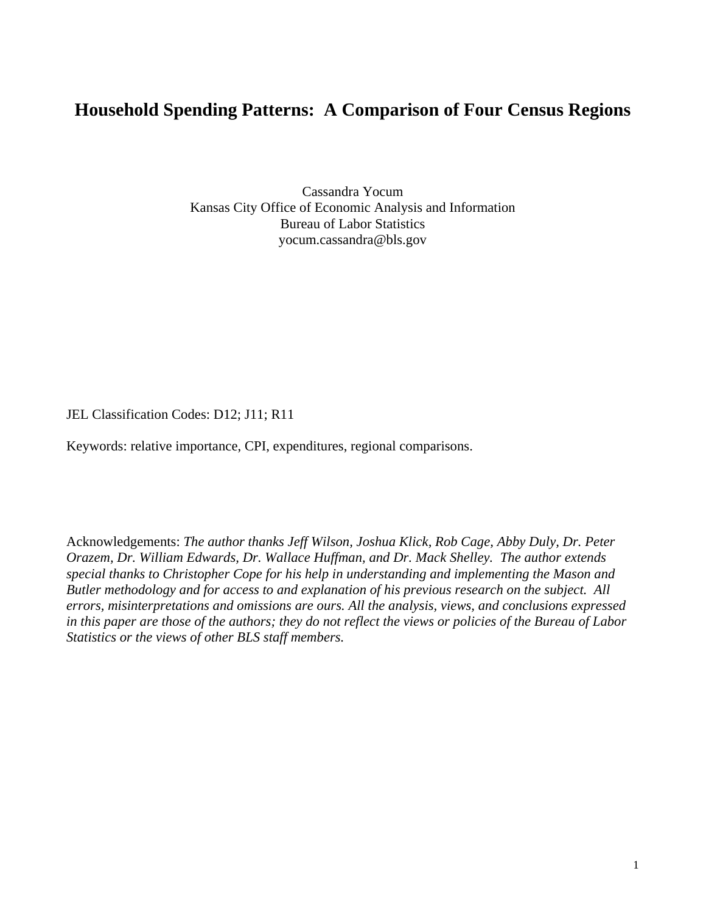# Household Spending Patterns: A Comparison of Four Census Regions

Cassandra Yocum
Kansas City Office of Economic Analysis and Information
Bureau of Labor Statistics
yocum.cassandra@bls.gov

JEL Classification Codes: D12; J11; R11

Keywords: relative importance, CPI, expenditures, regional comparisons.

Acknowledgements: *The author thanks Jeff Wilson, Joshua Klick, Rob Cage, Abby Duly, Dr. Peter Orazem, Dr. William Edwards, Dr. Wallace Huffman, and Dr. Mack Shelley. The author extends special thanks to Christopher Cope for his help in understanding and implementing the Mason and Butler methodology and for access to and explanation of his previous research on the subject. All errors, misinterpretations and omissions are ours. All the analysis, views, and conclusions expressed in this paper are those of the authors; they do not reflect the views or policies of the Bureau of Labor Statistics or the views of other BLS staff members.*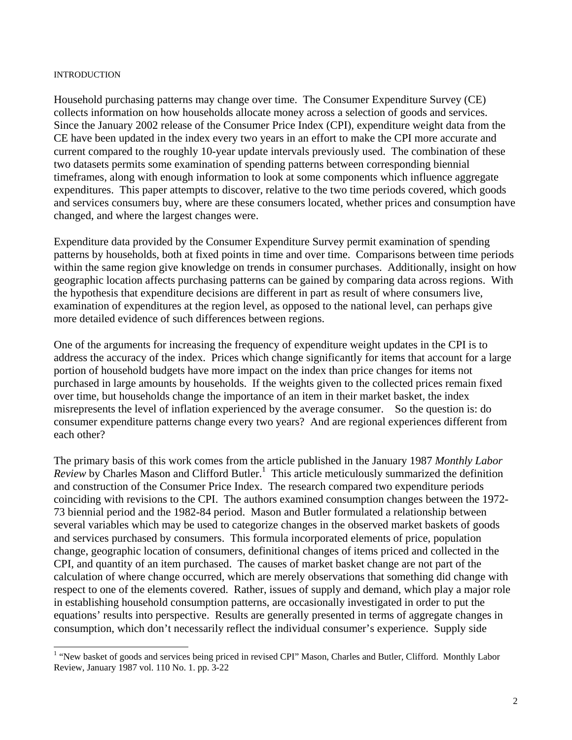## INTRODUCTION

Household purchasing patterns may change over time. The Consumer Expenditure Survey (CE) collects information on how households allocate money across a selection of goods and services. Since the January 2002 release of the Consumer Price Index (CPI), expenditure weight data from the CE have been updated in the index every two years in an effort to make the CPI more accurate and current compared to the roughly 10-year update intervals previously used. The combination of these two datasets permits some examination of spending patterns between corresponding biennial timeframes, along with enough information to look at some components which influence aggregate expenditures. This paper attempts to discover, relative to the two time periods covered, which goods and services consumers buy, where are these consumers located, whether prices and consumption have changed, and where the largest changes were.

Expenditure data provided by the Consumer Expenditure Survey permit examination of spending patterns by households, both at fixed points in time and over time. Comparisons between time periods within the same region give knowledge on trends in consumer purchases. Additionally, insight on how geographic location affects purchasing patterns can be gained by comparing data across regions. With the hypothesis that expenditure decisions are different in part as result of where consumers live, examination of expenditures at the region level, as opposed to the national level, can perhaps give more detailed evidence of such differences between regions.

One of the arguments for increasing the frequency of expenditure weight updates in the CPI is to address the accuracy of the index. Prices which change significantly for items that account for a large portion of household budgets have more impact on the index than price changes for items not purchased in large amounts by households. If the weights given to the collected prices remain fixed over time, but households change the importance of an item in their market basket, the index misrepresents the level of inflation experienced by the average consumer. So the question is: do consumer expenditure patterns change every two years? And are regional experiences different from each other?

The primary basis of this work comes from the article published in the January 1987 *Monthly Labor Review* by Charles Mason and Clifford Butler.[1] This article meticulously summarized the definition and construction of the Consumer Price Index. The research compared two expenditure periods coinciding with revisions to the CPI. The authors examined consumption changes between the 1972-73 biennial period and the 1982-84 period. Mason and Butler formulated a relationship between several variables which may be used to categorize changes in the observed market baskets of goods and services purchased by consumers. This formula incorporated elements of price, population change, geographic location of consumers, definitional changes of items priced and collected in the CPI, and quantity of an item purchased. The causes of market basket change are not part of the calculation of where change occurred, which are merely observations that something did change with respect to one of the elements covered. Rather, issues of supply and demand, which play a major role in establishing household consumption patterns, are occasionally investigated in order to put the equations' results into perspective. Results are generally presented in terms of aggregate changes in consumption, which don't necessarily reflect the individual consumer's experience. Supply side

[1] "New basket of goods and services being priced in revised CPI" Mason, Charles and Butler, Clifford. Monthly Labor Review, January 1987 vol. 110 No. 1. pp. 3-22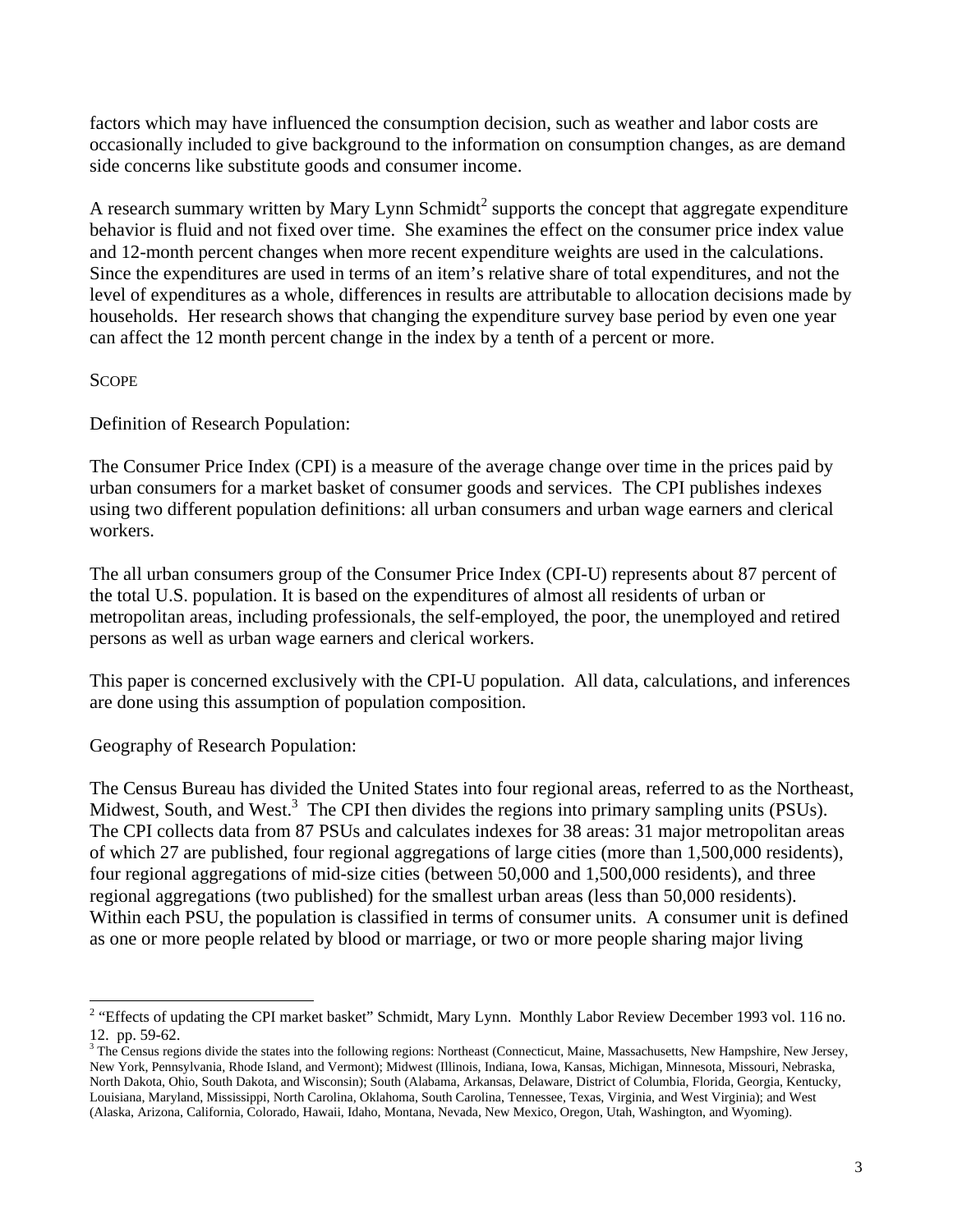factors which may have influenced the consumption decision, such as weather and labor costs are occasionally included to give background to the information on consumption changes, as are demand side concerns like substitute goods and consumer income.

A research summary written by Mary Lynn Schmidt[2] supports the concept that aggregate expenditure behavior is fluid and not fixed over time. She examines the effect on the consumer price index value and 12-month percent changes when more recent expenditure weights are used in the calculations. Since the expenditures are used in terms of an item's relative share of total expenditures, and not the level of expenditures as a whole, differences in results are attributable to allocation decisions made by households. Her research shows that changing the expenditure survey base period by even one year can affect the 12 month percent change in the index by a tenth of a percent or more.

## SCOPE

Definition of Research Population:

The Consumer Price Index (CPI) is a measure of the average change over time in the prices paid by urban consumers for a market basket of consumer goods and services. The CPI publishes indexes using two different population definitions: all urban consumers and urban wage earners and clerical workers.

The all urban consumers group of the Consumer Price Index (CPI-U) represents about 87 percent of the total U.S. population. It is based on the expenditures of almost all residents of urban or metropolitan areas, including professionals, the self-employed, the poor, the unemployed and retired persons as well as urban wage earners and clerical workers.

This paper is concerned exclusively with the CPI-U population. All data, calculations, and inferences are done using this assumption of population composition.

Geography of Research Population:

The Census Bureau has divided the United States into four regional areas, referred to as the Northeast, Midwest, South, and West.[3] The CPI then divides the regions into primary sampling units (PSUs). The CPI collects data from 87 PSUs and calculates indexes for 38 areas: 31 major metropolitan areas of which 27 are published, four regional aggregations of large cities (more than 1,500,000 residents), four regional aggregations of mid-size cities (between 50,000 and 1,500,000 residents), and three regional aggregations (two published) for the smallest urban areas (less than 50,000 residents). Within each PSU, the population is classified in terms of consumer units. A consumer unit is defined as one or more people related by blood or marriage, or two or more people sharing major living

---

[2] "Effects of updating the CPI market basket" Schmidt, Mary Lynn. Monthly Labor Review December 1993 vol. 116 no. 12. pp. 59-62.

[3] The Census regions divide the states into the following regions: Northeast (Connecticut, Maine, Massachusetts, New Hampshire, New Jersey, New York, Pennsylvania, Rhode Island, and Vermont); Midwest (Illinois, Indiana, Iowa, Kansas, Michigan, Minnesota, Missouri, Nebraska, North Dakota, Ohio, South Dakota, and Wisconsin); South (Alabama, Arkansas, Delaware, District of Columbia, Florida, Georgia, Kentucky, Louisiana, Maryland, Mississippi, North Carolina, Oklahoma, South Carolina, Tennessee, Texas, Virginia, and West Virginia); and West (Alaska, Arizona, California, Colorado, Hawaii, Idaho, Montana, Nevada, New Mexico, Oregon, Utah, Washington, and Wyoming).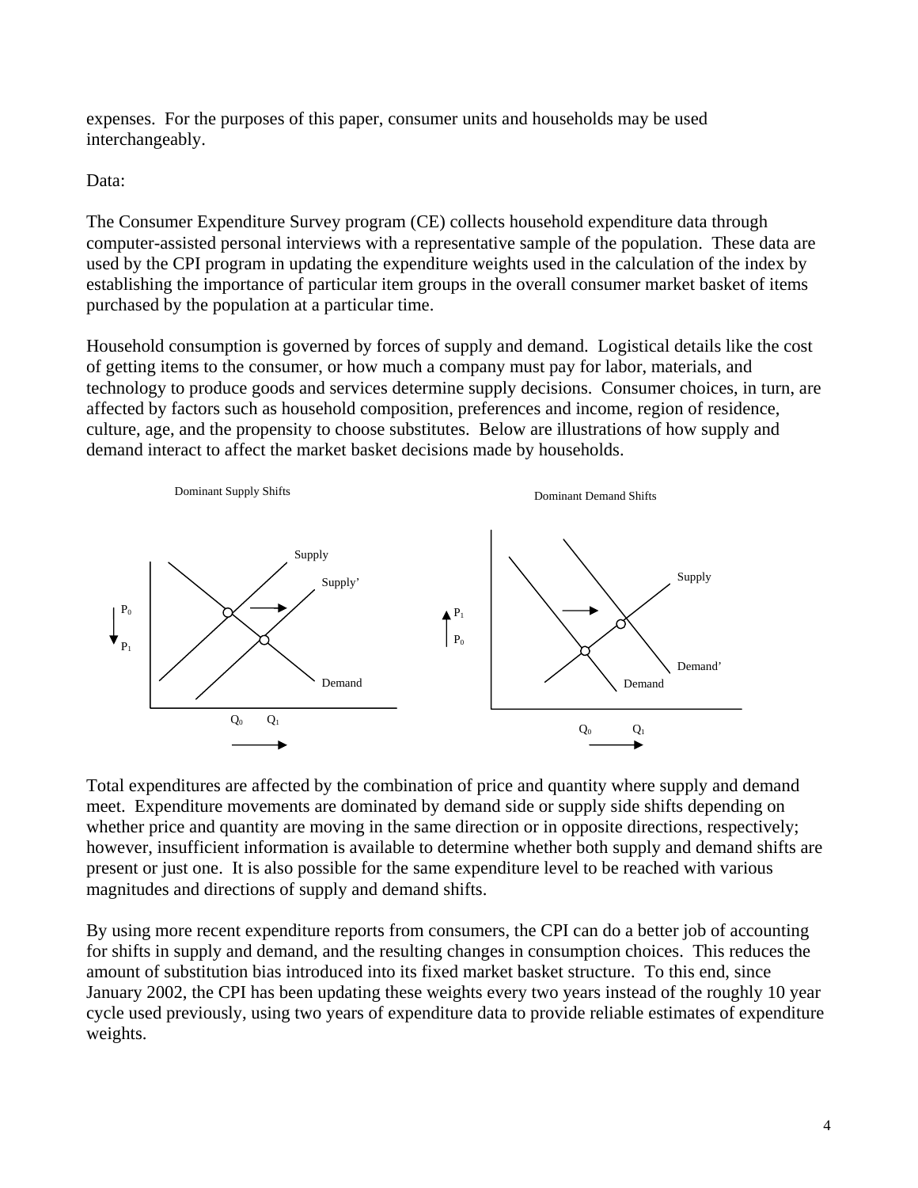expenses. For the purposes of this paper, consumer units and households may be used interchangeably.

Data:

The Consumer Expenditure Survey program (CE) collects household expenditure data through computer-assisted personal interviews with a representative sample of the population. These data are used by the CPI program in updating the expenditure weights used in the calculation of the index by establishing the importance of particular item groups in the overall consumer market basket of items purchased by the population at a particular time.

Household consumption is governed by forces of supply and demand. Logistical details like the cost of getting items to the consumer, or how much a company must pay for labor, materials, and technology to produce goods and services determine supply decisions. Consumer choices, in turn, are affected by factors such as household composition, preferences and income, region of residence, culture, age, and the propensity to choose substitutes. Below are illustrations of how supply and demand interact to affect the market basket decisions made by households.

Dominant Supply Shifts

Dominant Demand Shifts

Total expenditures are affected by the combination of price and quantity where supply and demand meet. Expenditure movements are dominated by demand side or supply side shifts depending on whether price and quantity are moving in the same direction or in opposite directions, respectively; however, insufficient information is available to determine whether both supply and demand shifts are present or just one. It is also possible for the same expenditure level to be reached with various magnitudes and directions of supply and demand shifts.

By using more recent expenditure reports from consumers, the CPI can do a better job of accounting for shifts in supply and demand, and the resulting changes in consumption choices. This reduces the amount of substitution bias introduced into its fixed market basket structure. To this end, since January 2002, the CPI has been updating these weights every two years instead of the roughly 10 year cycle used previously, using two years of expenditure data to provide reliable estimates of expenditure weights.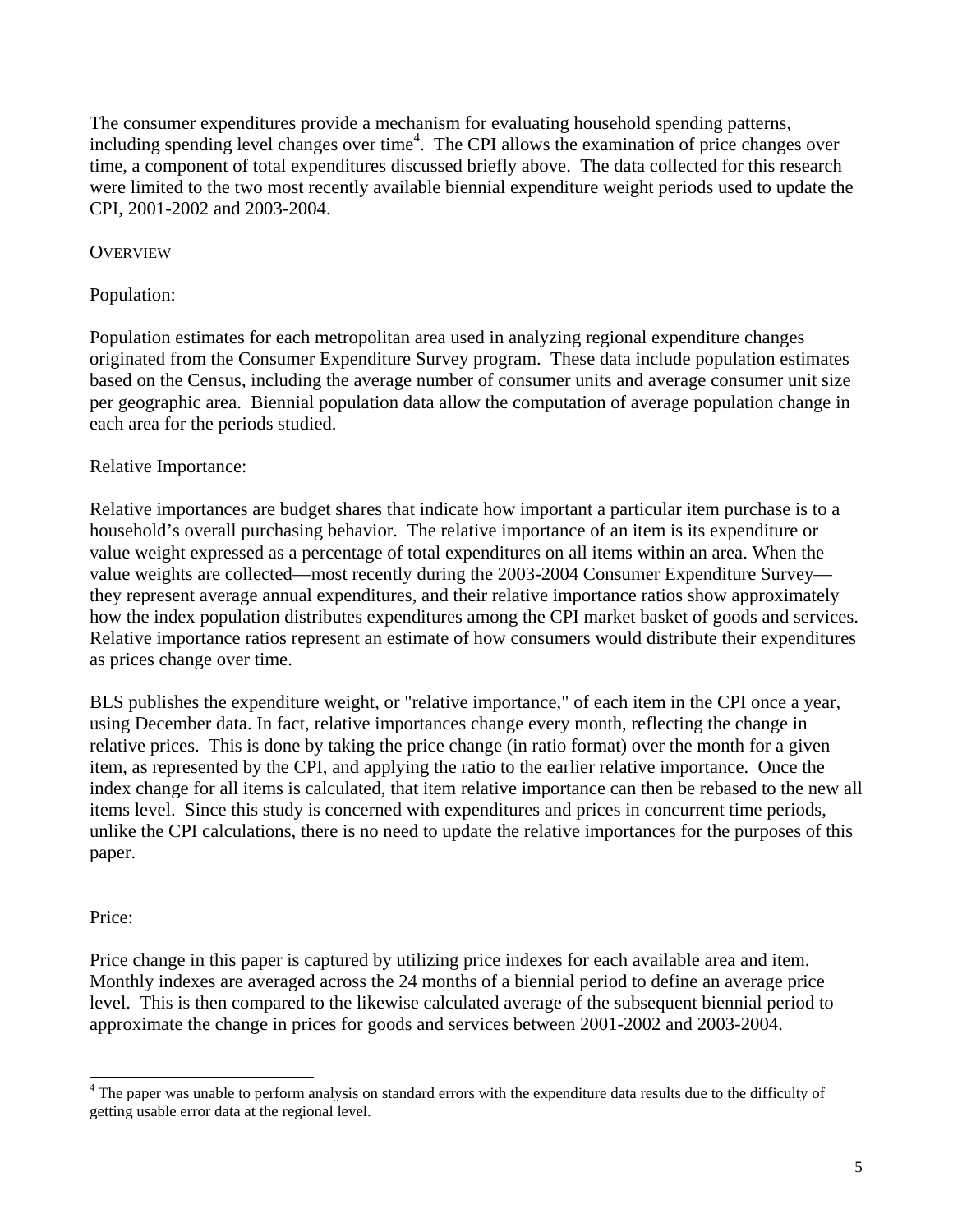The consumer expenditures provide a mechanism for evaluating household spending patterns, including spending level changes over time[4]. The CPI allows the examination of price changes over time, a component of total expenditures discussed briefly above. The data collected for this research were limited to the two most recently available biennial expenditure weight periods used to update the CPI, 2001-2002 and 2003-2004.

## OVERVIEW

### Population:

Population estimates for each metropolitan area used in analyzing regional expenditure changes originated from the Consumer Expenditure Survey program. These data include population estimates based on the Census, including the average number of consumer units and average consumer unit size per geographic area. Biennial population data allow the computation of average population change in each area for the periods studied.

### Relative Importance:

Relative importances are budget shares that indicate how important a particular item purchase is to a household's overall purchasing behavior. The relative importance of an item is its expenditure or value weight expressed as a percentage of total expenditures on all items within an area. When the value weights are collected—most recently during the 2003-2004 Consumer Expenditure Survey—they represent average annual expenditures, and their relative importance ratios show approximately how the index population distributes expenditures among the CPI market basket of goods and services. Relative importance ratios represent an estimate of how consumers would distribute their expenditures as prices change over time.

BLS publishes the expenditure weight, or "relative importance," of each item in the CPI once a year, using December data. In fact, relative importances change every month, reflecting the change in relative prices. This is done by taking the price change (in ratio format) over the month for a given item, as represented by the CPI, and applying the ratio to the earlier relative importance. Once the index change for all items is calculated, that item relative importance can then be rebased to the new all items level. Since this study is concerned with expenditures and prices in concurrent time periods, unlike the CPI calculations, there is no need to update the relative importances for the purposes of this paper.

### Price:

Price change in this paper is captured by utilizing price indexes for each available area and item. Monthly indexes are averaged across the 24 months of a biennial period to define an average price level. This is then compared to the likewise calculated average of the subsequent biennial period to approximate the change in prices for goods and services between 2001-2002 and 2003-2004.

---

[4] The paper was unable to perform analysis on standard errors with the expenditure data results due to the difficulty of getting usable error data at the regional level.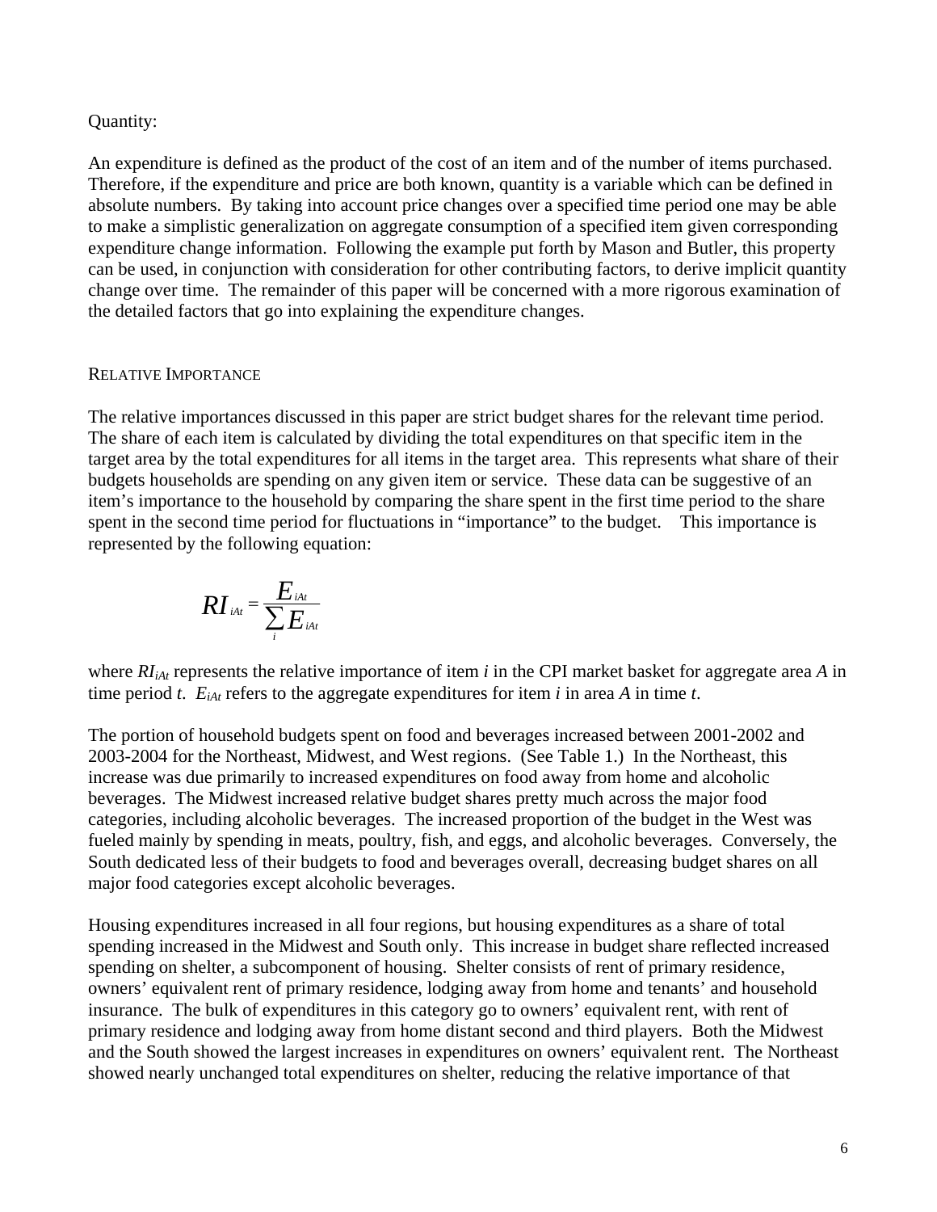Quantity:

An expenditure is defined as the product of the cost of an item and of the number of items purchased. Therefore, if the expenditure and price are both known, quantity is a variable which can be defined in absolute numbers. By taking into account price changes over a specified time period one may be able to make a simplistic generalization on aggregate consumption of a specified item given corresponding expenditure change information. Following the example put forth by Mason and Butler, this property can be used, in conjunction with consideration for other contributing factors, to derive implicit quantity change over time. The remainder of this paper will be concerned with a more rigorous examination of the detailed factors that go into explaining the expenditure changes.

## Relative Importance

The relative importances discussed in this paper are strict budget shares for the relevant time period. The share of each item is calculated by dividing the total expenditures on that specific item in the target area by the total expenditures for all items in the target area. This represents what share of their budgets households are spending on any given item or service. These data can be suggestive of an item's importance to the household by comparing the share spent in the first time period to the share spent in the second time period for fluctuations in "importance" to the budget. This importance is represented by the following equation:

$$RI_{iAt} = \frac{E_{iAt}}{\sum_i E_{iAt}}$$

where $RI_{iAt}$ represents the relative importance of item $i$ in the CPI market basket for aggregate area $A$ in time period $t$. $E_{iAt}$ refers to the aggregate expenditures for item $i$ in area $A$ in time $t$.

The portion of household budgets spent on food and beverages increased between 2001-2002 and 2003-2004 for the Northeast, Midwest, and West regions. (See Table 1.) In the Northeast, this increase was due primarily to increased expenditures on food away from home and alcoholic beverages. The Midwest increased relative budget shares pretty much across the major food categories, including alcoholic beverages. The increased proportion of the budget in the West was fueled mainly by spending in meats, poultry, fish, and eggs, and alcoholic beverages. Conversely, the South dedicated less of their budgets to food and beverages overall, decreasing budget shares on all major food categories except alcoholic beverages.

Housing expenditures increased in all four regions, but housing expenditures as a share of total spending increased in the Midwest and South only. This increase in budget share reflected increased spending on shelter, a subcomponent of housing. Shelter consists of rent of primary residence, owners' equivalent rent of primary residence, lodging away from home and tenants' and household insurance. The bulk of expenditures in this category go to owners' equivalent rent, with rent of primary residence and lodging away from home distant second and third players. Both the Midwest and the South showed the largest increases in expenditures on owners' equivalent rent. The Northeast showed nearly unchanged total expenditures on shelter, reducing the relative importance of that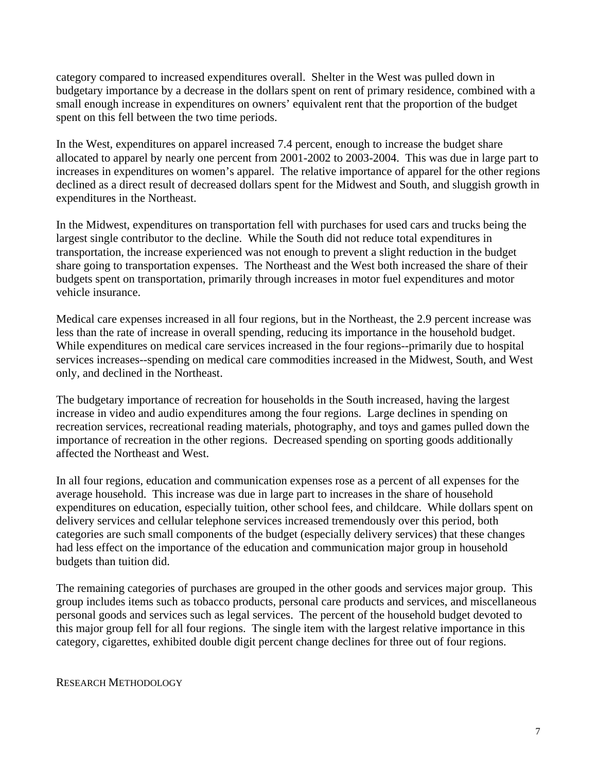category compared to increased expenditures overall. Shelter in the West was pulled down in budgetary importance by a decrease in the dollars spent on rent of primary residence, combined with a small enough increase in expenditures on owners' equivalent rent that the proportion of the budget spent on this fell between the two time periods.

In the West, expenditures on apparel increased 7.4 percent, enough to increase the budget share allocated to apparel by nearly one percent from 2001-2002 to 2003-2004. This was due in large part to increases in expenditures on women's apparel. The relative importance of apparel for the other regions declined as a direct result of decreased dollars spent for the Midwest and South, and sluggish growth in expenditures in the Northeast.

In the Midwest, expenditures on transportation fell with purchases for used cars and trucks being the largest single contributor to the decline. While the South did not reduce total expenditures in transportation, the increase experienced was not enough to prevent a slight reduction in the budget share going to transportation expenses. The Northeast and the West both increased the share of their budgets spent on transportation, primarily through increases in motor fuel expenditures and motor vehicle insurance.

Medical care expenses increased in all four regions, but in the Northeast, the 2.9 percent increase was less than the rate of increase in overall spending, reducing its importance in the household budget. While expenditures on medical care services increased in the four regions--primarily due to hospital services increases--spending on medical care commodities increased in the Midwest, South, and West only, and declined in the Northeast.

The budgetary importance of recreation for households in the South increased, having the largest increase in video and audio expenditures among the four regions. Large declines in spending on recreation services, recreational reading materials, photography, and toys and games pulled down the importance of recreation in the other regions. Decreased spending on sporting goods additionally affected the Northeast and West.

In all four regions, education and communication expenses rose as a percent of all expenses for the average household. This increase was due in large part to increases in the share of household expenditures on education, especially tuition, other school fees, and childcare. While dollars spent on delivery services and cellular telephone services increased tremendously over this period, both categories are such small components of the budget (especially delivery services) that these changes had less effect on the importance of the education and communication major group in household budgets than tuition did.

The remaining categories of purchases are grouped in the other goods and services major group. This group includes items such as tobacco products, personal care products and services, and miscellaneous personal goods and services such as legal services. The percent of the household budget devoted to this major group fell for all four regions. The single item with the largest relative importance in this category, cigarettes, exhibited double digit percent change declines for three out of four regions.

## RESEARCH METHODOLOGY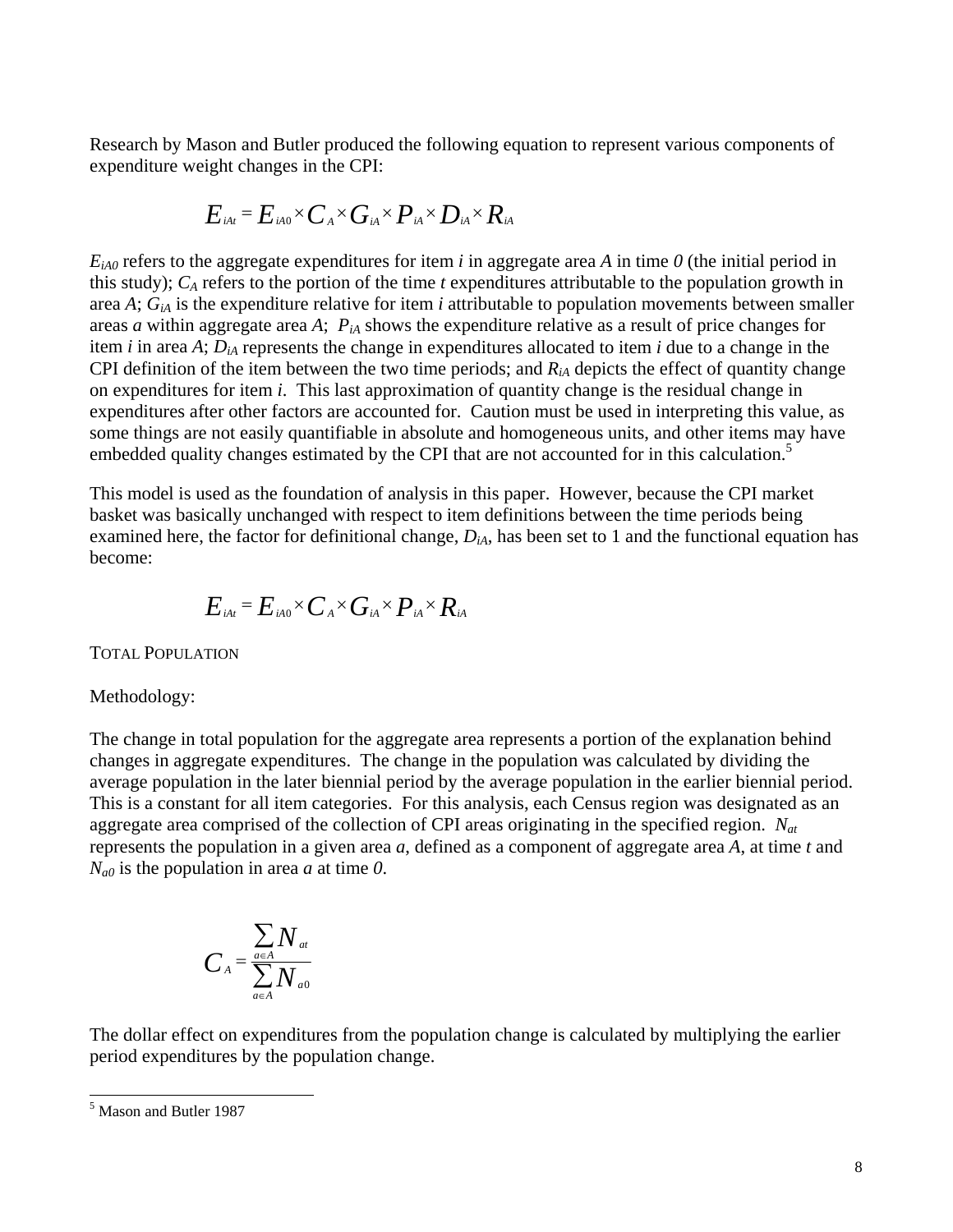Research by Mason and Butler produced the following equation to represent various components of expenditure weight changes in the CPI:

$$E_{iAt} = E_{iA0} \times C_A \times G_{iA} \times P_{iA} \times D_{iA} \times R_{iA}$$

$E_{iA0}$ refers to the aggregate expenditures for item *i* in aggregate area *A* in time *0* (the initial period in this study); $C_A$ refers to the portion of the time *t* expenditures attributable to the population growth in area *A*; $G_{iA}$ is the expenditure relative for item *i* attributable to population movements between smaller areas *a* within aggregate area *A*; $P_{iA}$ shows the expenditure relative as a result of price changes for item *i* in area *A*; $D_{iA}$ represents the change in expenditures allocated to item *i* due to a change in the CPI definition of the item between the two time periods; and $R_{iA}$ depicts the effect of quantity change on expenditures for item *i*. This last approximation of quantity change is the residual change in expenditures after other factors are accounted for. Caution must be used in interpreting this value, as some things are not easily quantifiable in absolute and homogeneous units, and other items may have embedded quality changes estimated by the CPI that are not accounted for in this calculation.[5]

This model is used as the foundation of analysis in this paper. However, because the CPI market basket was basically unchanged with respect to item definitions between the time periods being examined here, the factor for definitional change, $D_{iA}$, has been set to 1 and the functional equation has become:

$$E_{iAt} = E_{iA0} \times C_A \times G_{iA} \times P_{iA} \times R_{iA}$$

TOTAL POPULATION

Methodology:

The change in total population for the aggregate area represents a portion of the explanation behind changes in aggregate expenditures. The change in the population was calculated by dividing the average population in the later biennial period by the average population in the earlier biennial period. This is a constant for all item categories. For this analysis, each Census region was designated as an aggregate area comprised of the collection of CPI areas originating in the specified region. $N_{at}$ represents the population in a given area *a*, defined as a component of aggregate area *A*, at time *t* and $N_{a0}$ is the population in area *a* at time *0*.

$$C_A = \frac{\sum_{a \in A} N_{at}}{\sum_{a \in A} N_{a0}}$$

The dollar effect on expenditures from the population change is calculated by multiplying the earlier period expenditures by the population change.

[5] Mason and Butler 1987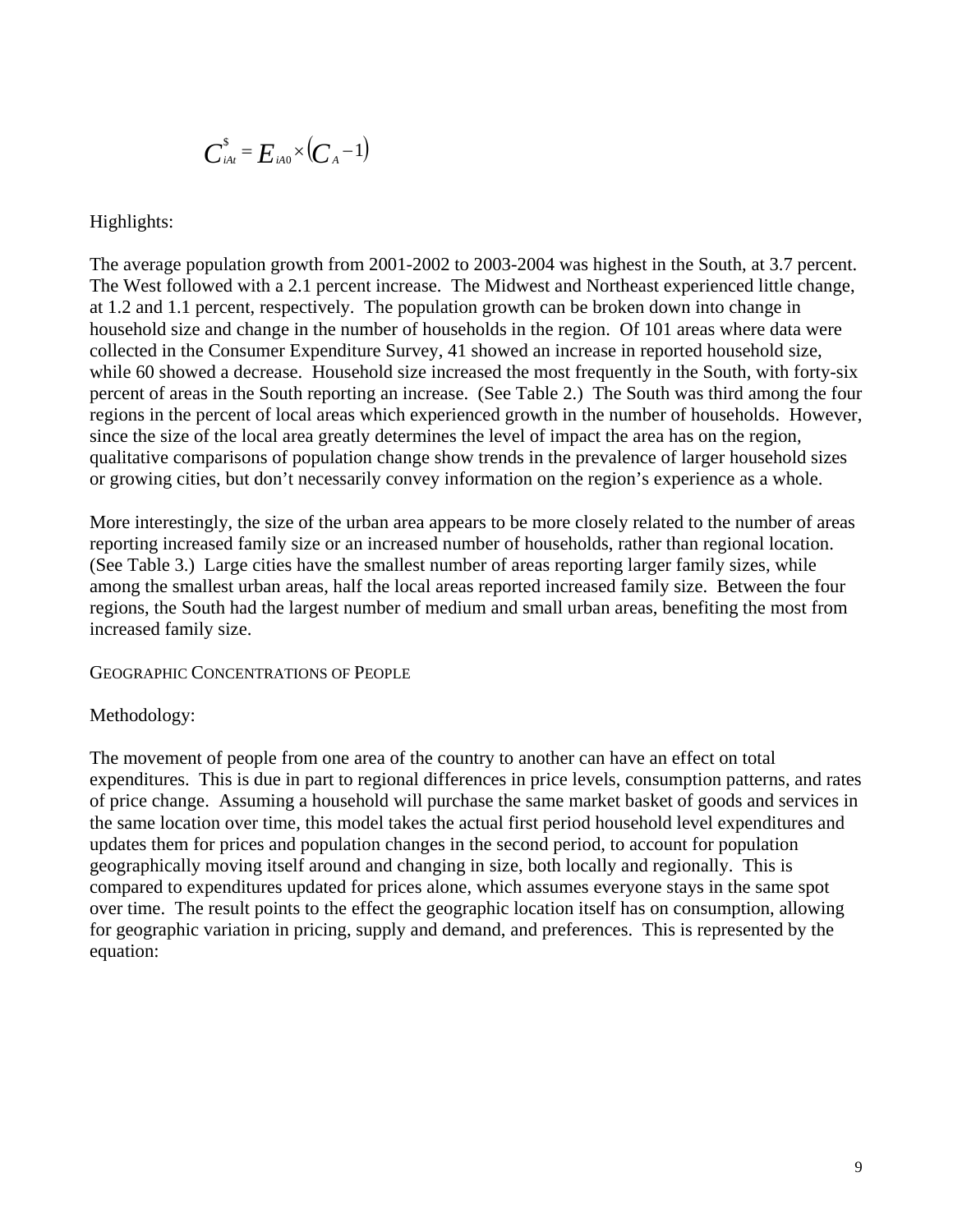$$C^{\$}_{iAt} = E_{iA0} \times (C_A - 1)$$

Highlights:

The average population growth from 2001-2002 to 2003-2004 was highest in the South, at 3.7 percent. The West followed with a 2.1 percent increase. The Midwest and Northeast experienced little change, at 1.2 and 1.1 percent, respectively. The population growth can be broken down into change in household size and change in the number of households in the region. Of 101 areas where data were collected in the Consumer Expenditure Survey, 41 showed an increase in reported household size, while 60 showed a decrease. Household size increased the most frequently in the South, with forty-six percent of areas in the South reporting an increase. (See Table 2.) The South was third among the four regions in the percent of local areas which experienced growth in the number of households. However, since the size of the local area greatly determines the level of impact the area has on the region, qualitative comparisons of population change show trends in the prevalence of larger household sizes or growing cities, but don't necessarily convey information on the region's experience as a whole.

More interestingly, the size of the urban area appears to be more closely related to the number of areas reporting increased family size or an increased number of households, rather than regional location. (See Table 3.) Large cities have the smallest number of areas reporting larger family sizes, while among the smallest urban areas, half the local areas reported increased family size. Between the four regions, the South had the largest number of medium and small urban areas, benefiting the most from increased family size.

## Geographic Concentrations of People

Methodology:

The movement of people from one area of the country to another can have an effect on total expenditures. This is due in part to regional differences in price levels, consumption patterns, and rates of price change. Assuming a household will purchase the same market basket of goods and services in the same location over time, this model takes the actual first period household level expenditures and updates them for prices and population changes in the second period, to account for population geographically moving itself around and changing in size, both locally and regionally. This is compared to expenditures updated for prices alone, which assumes everyone stays in the same spot over time. The result points to the effect the geographic location itself has on consumption, allowing for geographic variation in pricing, supply and demand, and preferences. This is represented by the equation: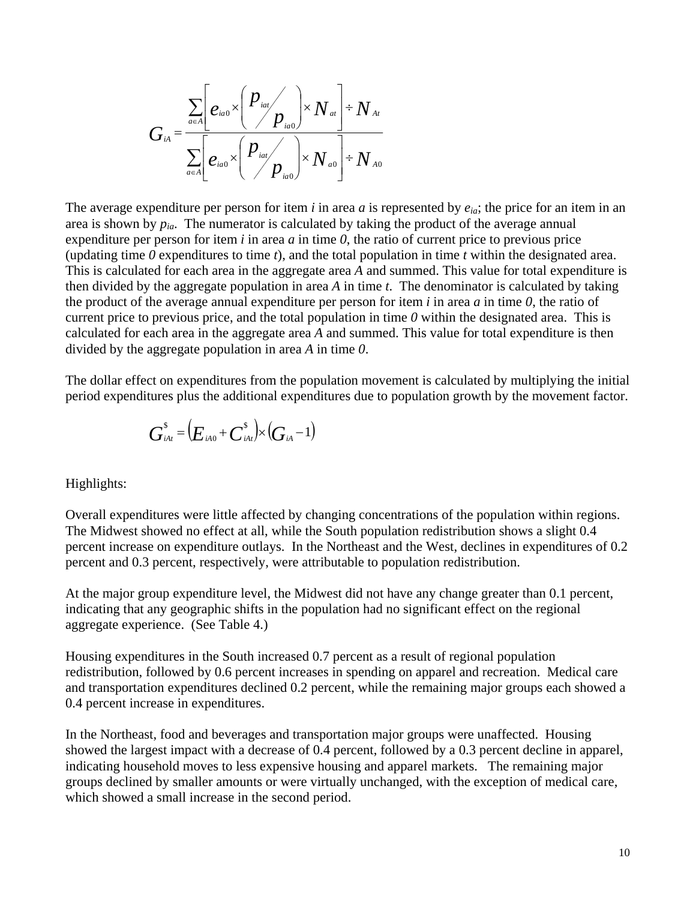$$G_{iA} = \frac{\sum_{a \in A}\left[e_{ia0} \times \left(\frac{p_{iat}}{p_{ia0}}\right) \times N_{at}\right] \div N_{At}}{\sum_{a \in A}\left[e_{ia0} \times \left(\frac{p_{iat}}{p_{ia0}}\right) \times N_{a0}\right] \div N_{A0}}$$

The average expenditure per person for item *i* in area *a* is represented by $e_{ia}$; the price for an item in an area is shown by $p_{ia}$. The numerator is calculated by taking the product of the average annual expenditure per person for item *i* in area *a* in time *0*, the ratio of current price to previous price (updating time *0* expenditures to time *t*), and the total population in time *t* within the designated area. This is calculated for each area in the aggregate area *A* and summed. This value for total expenditure is then divided by the aggregate population in area *A* in time *t*. The denominator is calculated by taking the product of the average annual expenditure per person for item *i* in area *a* in time *0*, the ratio of current price to previous price, and the total population in time *0* within the designated area. This is calculated for each area in the aggregate area *A* and summed. This value for total expenditure is then divided by the aggregate population in area *A* in time *0*.

The dollar effect on expenditures from the population movement is calculated by multiplying the initial period expenditures plus the additional expenditures due to population growth by the movement factor.

$$G^{\$}_{iAt} = \left(E_{iA0} + C^{\$}_{iAt}\right) \times \left(G_{iA} - 1\right)$$

Highlights:

Overall expenditures were little affected by changing concentrations of the population within regions. The Midwest showed no effect at all, while the South population redistribution shows a slight 0.4 percent increase on expenditure outlays. In the Northeast and the West, declines in expenditures of 0.2 percent and 0.3 percent, respectively, were attributable to population redistribution.

At the major group expenditure level, the Midwest did not have any change greater than 0.1 percent, indicating that any geographic shifts in the population had no significant effect on the regional aggregate experience. (See Table 4.)

Housing expenditures in the South increased 0.7 percent as a result of regional population redistribution, followed by 0.6 percent increases in spending on apparel and recreation. Medical care and transportation expenditures declined 0.2 percent, while the remaining major groups each showed a 0.4 percent increase in expenditures.

In the Northeast, food and beverages and transportation major groups were unaffected. Housing showed the largest impact with a decrease of 0.4 percent, followed by a 0.3 percent decline in apparel, indicating household moves to less expensive housing and apparel markets. The remaining major groups declined by smaller amounts or were virtually unchanged, with the exception of medical care, which showed a small increase in the second period.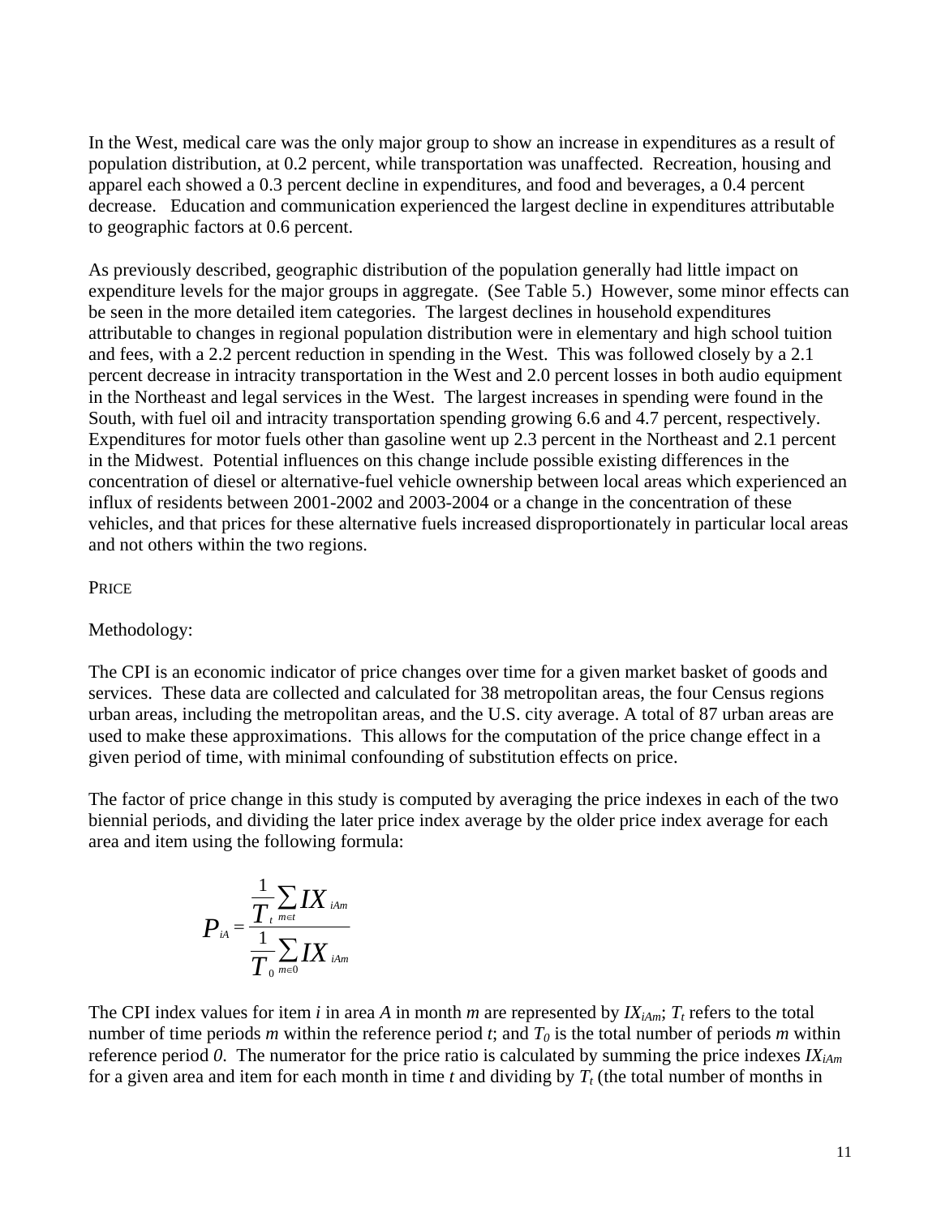In the West, medical care was the only major group to show an increase in expenditures as a result of population distribution, at 0.2 percent, while transportation was unaffected. Recreation, housing and apparel each showed a 0.3 percent decline in expenditures, and food and beverages, a 0.4 percent decrease. Education and communication experienced the largest decline in expenditures attributable to geographic factors at 0.6 percent.

As previously described, geographic distribution of the population generally had little impact on expenditure levels for the major groups in aggregate. (See Table 5.) However, some minor effects can be seen in the more detailed item categories. The largest declines in household expenditures attributable to changes in regional population distribution were in elementary and high school tuition and fees, with a 2.2 percent reduction in spending in the West. This was followed closely by a 2.1 percent decrease in intracity transportation in the West and 2.0 percent losses in both audio equipment in the Northeast and legal services in the West. The largest increases in spending were found in the South, with fuel oil and intracity transportation spending growing 6.6 and 4.7 percent, respectively. Expenditures for motor fuels other than gasoline went up 2.3 percent in the Northeast and 2.1 percent in the Midwest. Potential influences on this change include possible existing differences in the concentration of diesel or alternative-fuel vehicle ownership between local areas which experienced an influx of residents between 2001-2002 and 2003-2004 or a change in the concentration of these vehicles, and that prices for these alternative fuels increased disproportionately in particular local areas and not others within the two regions.

PRICE

Methodology:

The CPI is an economic indicator of price changes over time for a given market basket of goods and services. These data are collected and calculated for 38 metropolitan areas, the four Census regions urban areas, including the metropolitan areas, and the U.S. city average. A total of 87 urban areas are used to make these approximations. This allows for the computation of the price change effect in a given period of time, with minimal confounding of substitution effects on price.

The factor of price change in this study is computed by averaging the price indexes in each of the two biennial periods, and dividing the later price index average by the older price index average for each area and item using the following formula:

$$P_{iA} = \frac{\frac{1}{T_t}\sum_{m \in t} IX_{iAm}}{\frac{1}{T_0}\sum_{m \in 0} IX_{iAm}}$$

The CPI index values for item *i* in area *A* in month *m* are represented by $IX_{iAm}$; $T_t$ refers to the total number of time periods *m* within the reference period *t*; and $T_0$ is the total number of periods *m* within reference period *0*. The numerator for the price ratio is calculated by summing the price indexes $IX_{iAm}$ for a given area and item for each month in time *t* and dividing by $T_t$ (the total number of months in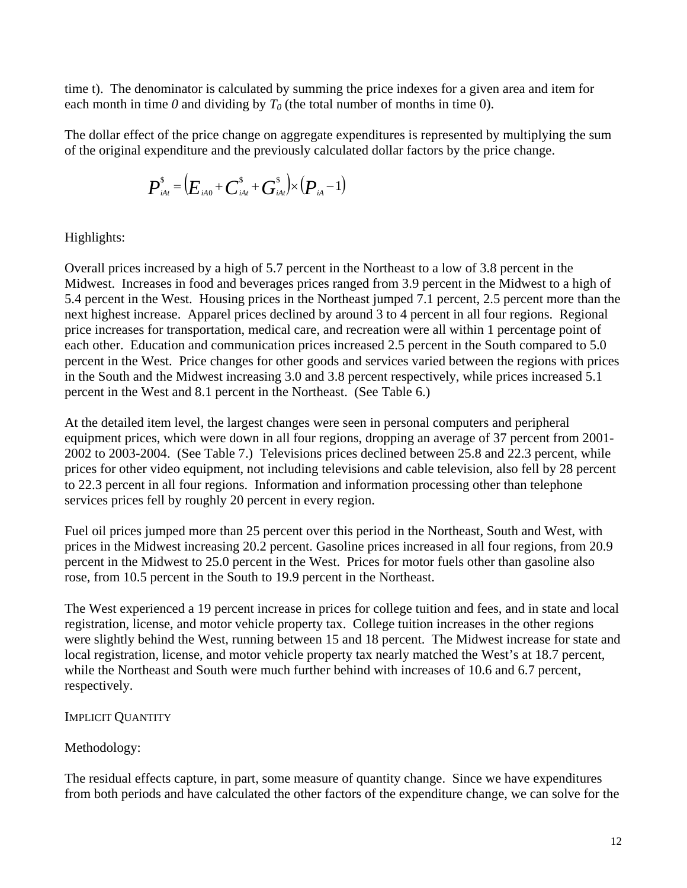time t). The denominator is calculated by summing the price indexes for a given area and item for each month in time *0* and dividing by $T_0$ (the total number of months in time 0).

The dollar effect of the price change on aggregate expenditures is represented by multiplying the sum of the original expenditure and the previously calculated dollar factors by the price change.

$$P^{\$}_{iAt} = \left(E_{iA0} + C^{\$}_{iAt} + G^{\$}_{iAt}\right) \times \left(P_{iA} - 1\right)$$

Highlights:

Overall prices increased by a high of 5.7 percent in the Northeast to a low of 3.8 percent in the Midwest. Increases in food and beverages prices ranged from 3.9 percent in the Midwest to a high of 5.4 percent in the West. Housing prices in the Northeast jumped 7.1 percent, 2.5 percent more than the next highest increase. Apparel prices declined by around 3 to 4 percent in all four regions. Regional price increases for transportation, medical care, and recreation were all within 1 percentage point of each other. Education and communication prices increased 2.5 percent in the South compared to 5.0 percent in the West. Price changes for other goods and services varied between the regions with prices in the South and the Midwest increasing 3.0 and 3.8 percent respectively, while prices increased 5.1 percent in the West and 8.1 percent in the Northeast. (See Table 6.)

At the detailed item level, the largest changes were seen in personal computers and peripheral equipment prices, which were down in all four regions, dropping an average of 37 percent from 2001-2002 to 2003-2004. (See Table 7.) Televisions prices declined between 25.8 and 22.3 percent, while prices for other video equipment, not including televisions and cable television, also fell by 28 percent to 22.3 percent in all four regions. Information and information processing other than telephone services prices fell by roughly 20 percent in every region.

Fuel oil prices jumped more than 25 percent over this period in the Northeast, South and West, with prices in the Midwest increasing 20.2 percent. Gasoline prices increased in all four regions, from 20.9 percent in the Midwest to 25.0 percent in the West. Prices for motor fuels other than gasoline also rose, from 10.5 percent in the South to 19.9 percent in the Northeast.

The West experienced a 19 percent increase in prices for college tuition and fees, and in state and local registration, license, and motor vehicle property tax. College tuition increases in the other regions were slightly behind the West, running between 15 and 18 percent. The Midwest increase for state and local registration, license, and motor vehicle property tax nearly matched the West's at 18.7 percent, while the Northeast and South were much further behind with increases of 10.6 and 6.7 percent, respectively.

IMPLICIT QUANTITY

Methodology:

The residual effects capture, in part, some measure of quantity change. Since we have expenditures from both periods and have calculated the other factors of the expenditure change, we can solve for the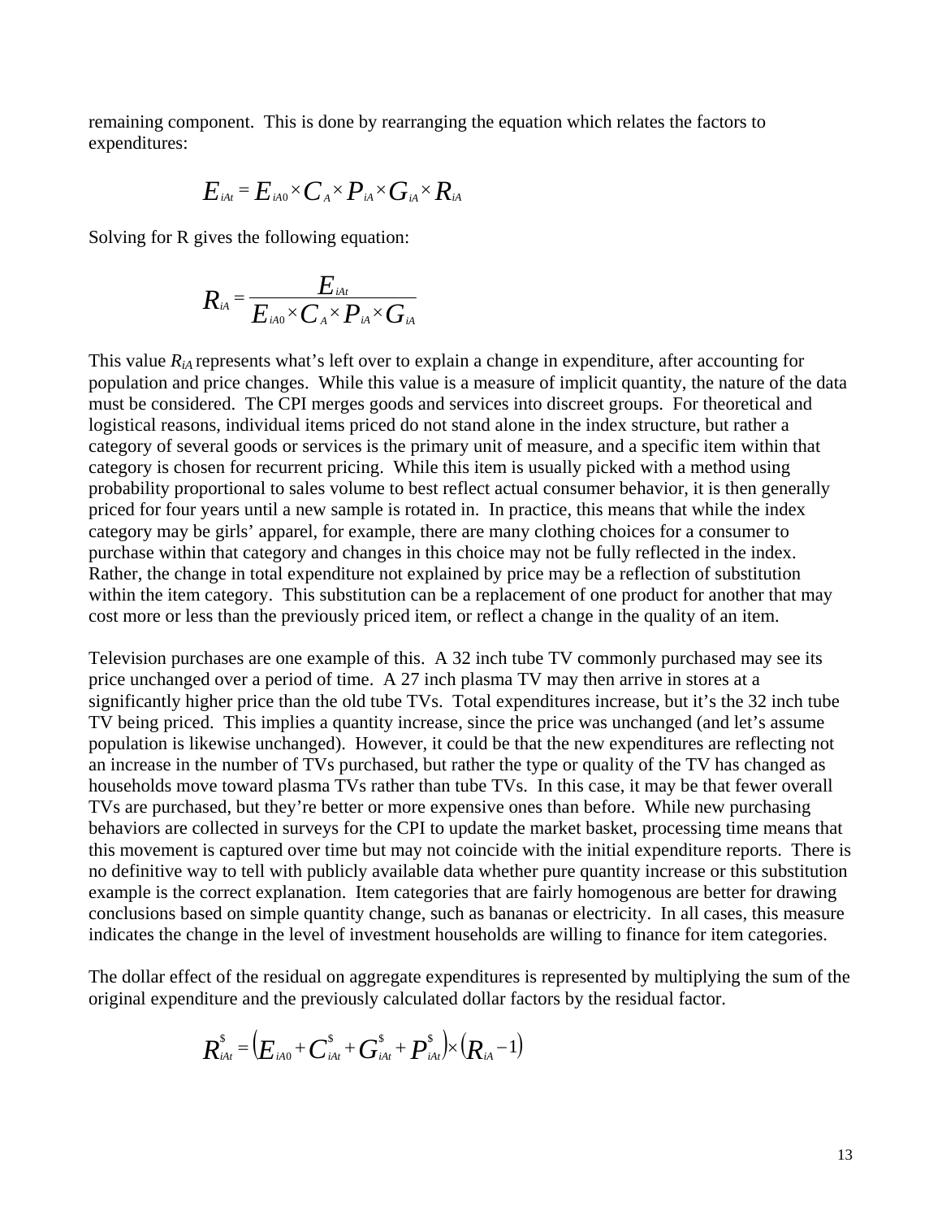remaining component. This is done by rearranging the equation which relates the factors to expenditures:

$$E_{iAt} = E_{iA0} \times C_A \times P_{iA} \times G_{iA} \times R_{iA}$$

Solving for R gives the following equation:

$$R_{iA} = \frac{E_{iAt}}{E_{iA0} \times C_A \times P_{iA} \times G_{iA}}$$

This value $R_{iA}$ represents what's left over to explain a change in expenditure, after accounting for population and price changes. While this value is a measure of implicit quantity, the nature of the data must be considered. The CPI merges goods and services into discreet groups. For theoretical and logistical reasons, individual items priced do not stand alone in the index structure, but rather a category of several goods or services is the primary unit of measure, and a specific item within that category is chosen for recurrent pricing. While this item is usually picked with a method using probability proportional to sales volume to best reflect actual consumer behavior, it is then generally priced for four years until a new sample is rotated in. In practice, this means that while the index category may be girls' apparel, for example, there are many clothing choices for a consumer to purchase within that category and changes in this choice may not be fully reflected in the index. Rather, the change in total expenditure not explained by price may be a reflection of substitution within the item category. This substitution can be a replacement of one product for another that may cost more or less than the previously priced item, or reflect a change in the quality of an item.

Television purchases are one example of this. A 32 inch tube TV commonly purchased may see its price unchanged over a period of time. A 27 inch plasma TV may then arrive in stores at a significantly higher price than the old tube TVs. Total expenditures increase, but it's the 32 inch tube TV being priced. This implies a quantity increase, since the price was unchanged (and let's assume population is likewise unchanged). However, it could be that the new expenditures are reflecting not an increase in the number of TVs purchased, but rather the type or quality of the TV has changed as households move toward plasma TVs rather than tube TVs. In this case, it may be that fewer overall TVs are purchased, but they're better or more expensive ones than before. While new purchasing behaviors are collected in surveys for the CPI to update the market basket, processing time means that this movement is captured over time but may not coincide with the initial expenditure reports. There is no definitive way to tell with publicly available data whether pure quantity increase or this substitution example is the correct explanation. Item categories that are fairly homogenous are better for drawing conclusions based on simple quantity change, such as bananas or electricity. In all cases, this measure indicates the change in the level of investment households are willing to finance for item categories.

The dollar effect of the residual on aggregate expenditures is represented by multiplying the sum of the original expenditure and the previously calculated dollar factors by the residual factor.

$$R^{\$}_{iAt} = \left(E_{iA0} + C^{\$}_{iAt} + G^{\$}_{iAt} + P^{\$}_{iAt}\right) \times \left(R_{iA} - 1\right)$$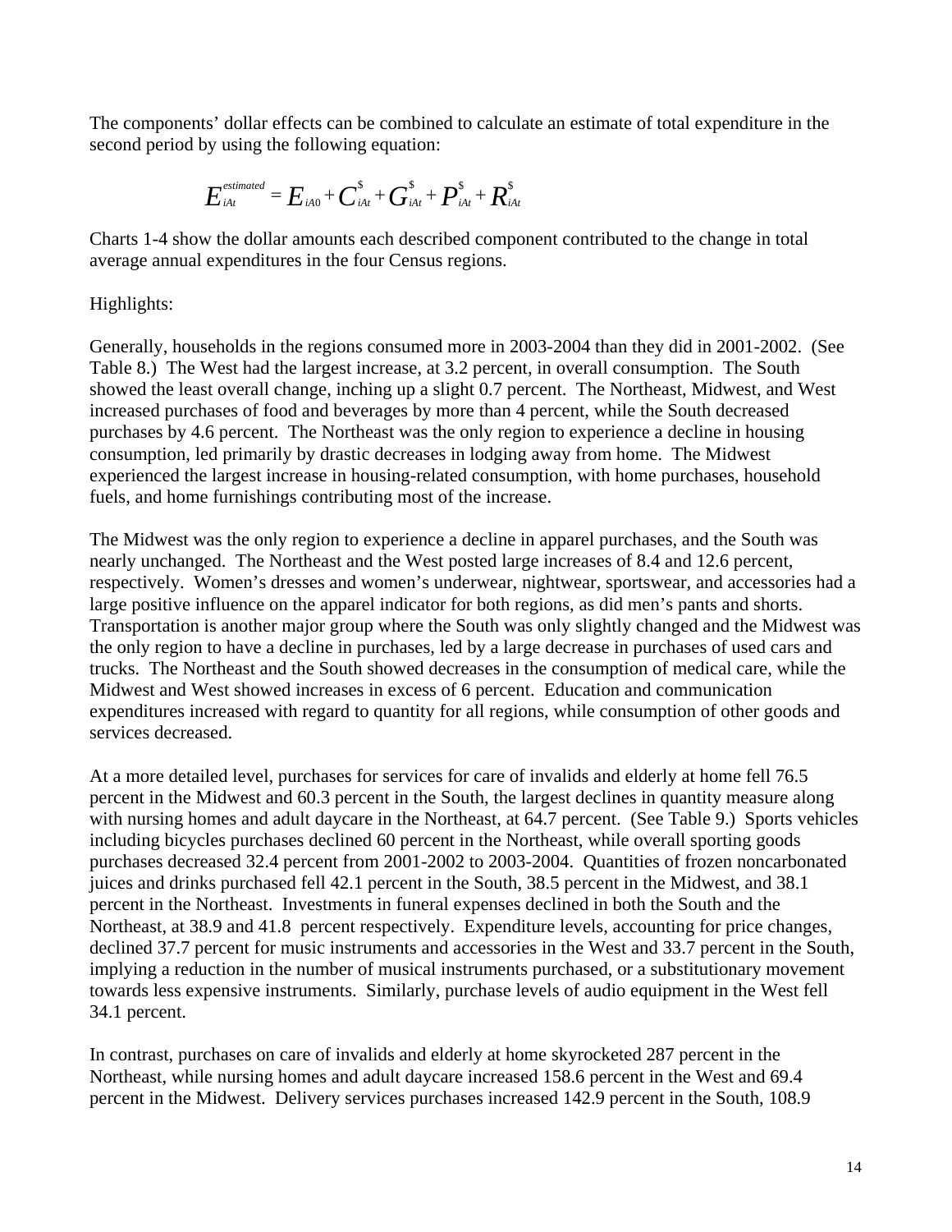The components' dollar effects can be combined to calculate an estimate of total expenditure in the second period by using the following equation:

$$E_{iAt}^{estimated} = E_{iA0} + C_{iAt}^{\$} + G_{iAt}^{\$} + P_{iAt}^{\$} + R_{iAt}^{\$}$$

Charts 1-4 show the dollar amounts each described component contributed to the change in total average annual expenditures in the four Census regions.

Highlights:

Generally, households in the regions consumed more in 2003-2004 than they did in 2001-2002. (See Table 8.) The West had the largest increase, at 3.2 percent, in overall consumption. The South showed the least overall change, inching up a slight 0.7 percent. The Northeast, Midwest, and West increased purchases of food and beverages by more than 4 percent, while the South decreased purchases by 4.6 percent. The Northeast was the only region to experience a decline in housing consumption, led primarily by drastic decreases in lodging away from home. The Midwest experienced the largest increase in housing-related consumption, with home purchases, household fuels, and home furnishings contributing most of the increase.

The Midwest was the only region to experience a decline in apparel purchases, and the South was nearly unchanged. The Northeast and the West posted large increases of 8.4 and 12.6 percent, respectively. Women's dresses and women's underwear, nightwear, sportswear, and accessories had a large positive influence on the apparel indicator for both regions, as did men's pants and shorts. Transportation is another major group where the South was only slightly changed and the Midwest was the only region to have a decline in purchases, led by a large decrease in purchases of used cars and trucks. The Northeast and the South showed decreases in the consumption of medical care, while the Midwest and West showed increases in excess of 6 percent. Education and communication expenditures increased with regard to quantity for all regions, while consumption of other goods and services decreased.

At a more detailed level, purchases for services for care of invalids and elderly at home fell 76.5 percent in the Midwest and 60.3 percent in the South, the largest declines in quantity measure along with nursing homes and adult daycare in the Northeast, at 64.7 percent. (See Table 9.) Sports vehicles including bicycles purchases declined 60 percent in the Northeast, while overall sporting goods purchases decreased 32.4 percent from 2001-2002 to 2003-2004. Quantities of frozen noncarbonated juices and drinks purchased fell 42.1 percent in the South, 38.5 percent in the Midwest, and 38.1 percent in the Northeast. Investments in funeral expenses declined in both the South and the Northeast, at 38.9 and 41.8 percent respectively. Expenditure levels, accounting for price changes, declined 37.7 percent for music instruments and accessories in the West and 33.7 percent in the South, implying a reduction in the number of musical instruments purchased, or a substitutionary movement towards less expensive instruments. Similarly, purchase levels of audio equipment in the West fell 34.1 percent.

In contrast, purchases on care of invalids and elderly at home skyrocketed 287 percent in the Northeast, while nursing homes and adult daycare increased 158.6 percent in the West and 69.4 percent in the Midwest. Delivery services purchases increased 142.9 percent in the South, 108.9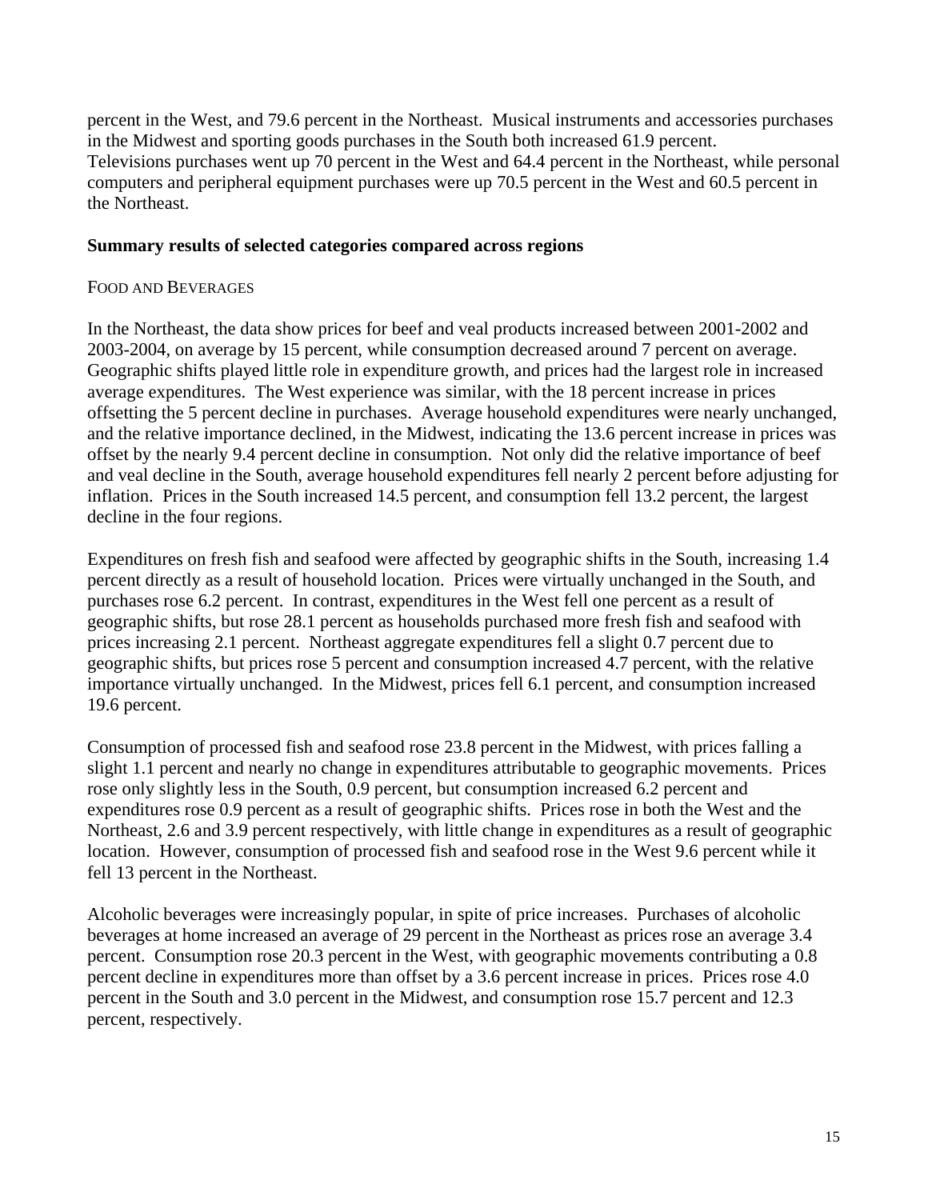percent in the West, and 79.6 percent in the Northeast. Musical instruments and accessories purchases in the Midwest and sporting goods purchases in the South both increased 61.9 percent. Televisions purchases went up 70 percent in the West and 64.4 percent in the Northeast, while personal computers and peripheral equipment purchases were up 70.5 percent in the West and 60.5 percent in the Northeast.

**Summary results of selected categories compared across regions**

FOOD AND BEVERAGES

In the Northeast, the data show prices for beef and veal products increased between 2001-2002 and 2003-2004, on average by 15 percent, while consumption decreased around 7 percent on average. Geographic shifts played little role in expenditure growth, and prices had the largest role in increased average expenditures. The West experience was similar, with the 18 percent increase in prices offsetting the 5 percent decline in purchases. Average household expenditures were nearly unchanged, and the relative importance declined, in the Midwest, indicating the 13.6 percent increase in prices was offset by the nearly 9.4 percent decline in consumption. Not only did the relative importance of beef and veal decline in the South, average household expenditures fell nearly 2 percent before adjusting for inflation. Prices in the South increased 14.5 percent, and consumption fell 13.2 percent, the largest decline in the four regions.

Expenditures on fresh fish and seafood were affected by geographic shifts in the South, increasing 1.4 percent directly as a result of household location. Prices were virtually unchanged in the South, and purchases rose 6.2 percent. In contrast, expenditures in the West fell one percent as a result of geographic shifts, but rose 28.1 percent as households purchased more fresh fish and seafood with prices increasing 2.1 percent. Northeast aggregate expenditures fell a slight 0.7 percent due to geographic shifts, but prices rose 5 percent and consumption increased 4.7 percent, with the relative importance virtually unchanged. In the Midwest, prices fell 6.1 percent, and consumption increased 19.6 percent.

Consumption of processed fish and seafood rose 23.8 percent in the Midwest, with prices falling a slight 1.1 percent and nearly no change in expenditures attributable to geographic movements. Prices rose only slightly less in the South, 0.9 percent, but consumption increased 6.2 percent and expenditures rose 0.9 percent as a result of geographic shifts. Prices rose in both the West and the Northeast, 2.6 and 3.9 percent respectively, with little change in expenditures as a result of geographic location. However, consumption of processed fish and seafood rose in the West 9.6 percent while it fell 13 percent in the Northeast.

Alcoholic beverages were increasingly popular, in spite of price increases. Purchases of alcoholic beverages at home increased an average of 29 percent in the Northeast as prices rose an average 3.4 percent. Consumption rose 20.3 percent in the West, with geographic movements contributing a 0.8 percent decline in expenditures more than offset by a 3.6 percent increase in prices. Prices rose 4.0 percent in the South and 3.0 percent in the Midwest, and consumption rose 15.7 percent and 12.3 percent, respectively.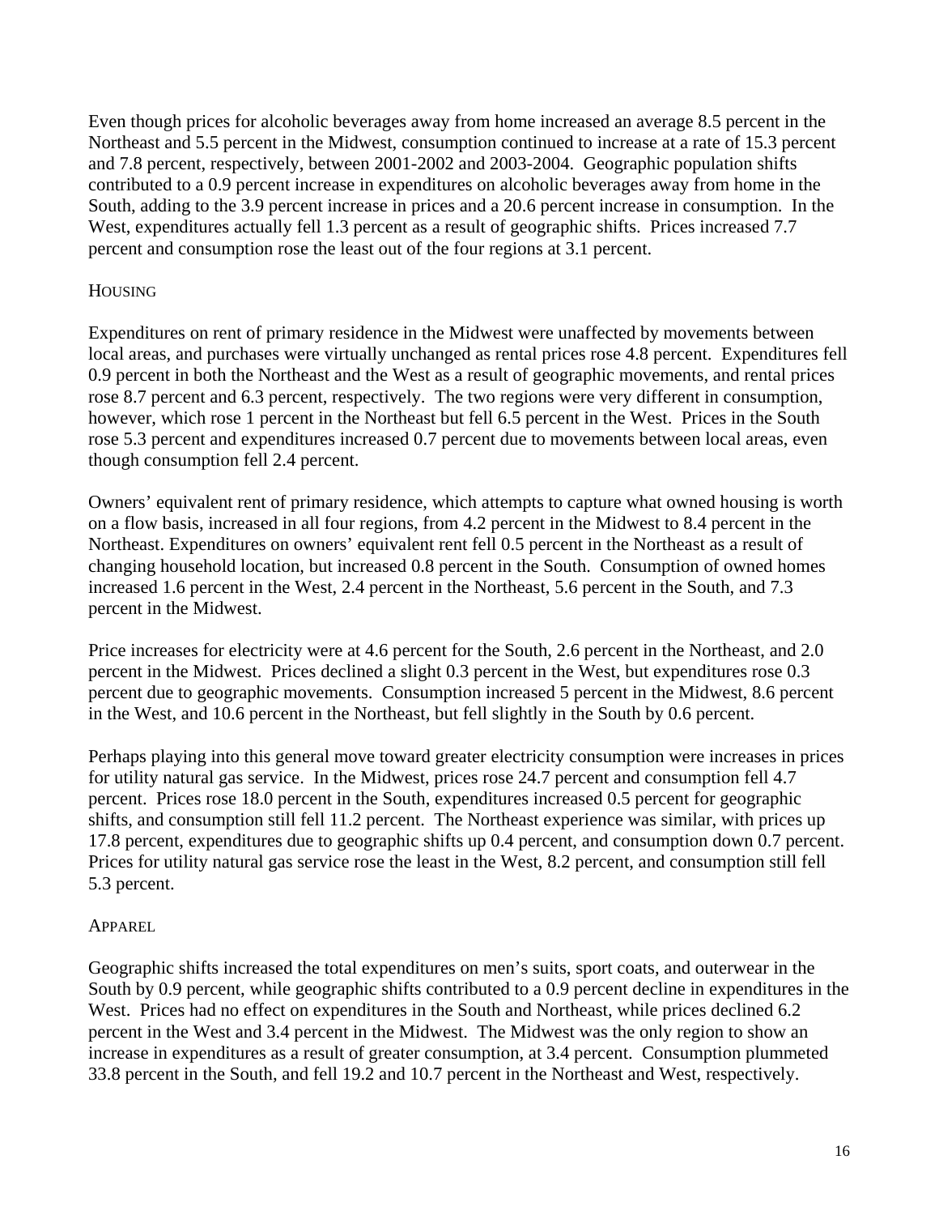Even though prices for alcoholic beverages away from home increased an average 8.5 percent in the Northeast and 5.5 percent in the Midwest, consumption continued to increase at a rate of 15.3 percent and 7.8 percent, respectively, between 2001-2002 and 2003-2004. Geographic population shifts contributed to a 0.9 percent increase in expenditures on alcoholic beverages away from home in the South, adding to the 3.9 percent increase in prices and a 20.6 percent increase in consumption. In the West, expenditures actually fell 1.3 percent as a result of geographic shifts. Prices increased 7.7 percent and consumption rose the least out of the four regions at 3.1 percent.

### HOUSING

Expenditures on rent of primary residence in the Midwest were unaffected by movements between local areas, and purchases were virtually unchanged as rental prices rose 4.8 percent. Expenditures fell 0.9 percent in both the Northeast and the West as a result of geographic movements, and rental prices rose 8.7 percent and 6.3 percent, respectively. The two regions were very different in consumption, however, which rose 1 percent in the Northeast but fell 6.5 percent in the West. Prices in the South rose 5.3 percent and expenditures increased 0.7 percent due to movements between local areas, even though consumption fell 2.4 percent.

Owners' equivalent rent of primary residence, which attempts to capture what owned housing is worth on a flow basis, increased in all four regions, from 4.2 percent in the Midwest to 8.4 percent in the Northeast. Expenditures on owners' equivalent rent fell 0.5 percent in the Northeast as a result of changing household location, but increased 0.8 percent in the South. Consumption of owned homes increased 1.6 percent in the West, 2.4 percent in the Northeast, 5.6 percent in the South, and 7.3 percent in the Midwest.

Price increases for electricity were at 4.6 percent for the South, 2.6 percent in the Northeast, and 2.0 percent in the Midwest. Prices declined a slight 0.3 percent in the West, but expenditures rose 0.3 percent due to geographic movements. Consumption increased 5 percent in the Midwest, 8.6 percent in the West, and 10.6 percent in the Northeast, but fell slightly in the South by 0.6 percent.

Perhaps playing into this general move toward greater electricity consumption were increases in prices for utility natural gas service. In the Midwest, prices rose 24.7 percent and consumption fell 4.7 percent. Prices rose 18.0 percent in the South, expenditures increased 0.5 percent for geographic shifts, and consumption still fell 11.2 percent. The Northeast experience was similar, with prices up 17.8 percent, expenditures due to geographic shifts up 0.4 percent, and consumption down 0.7 percent. Prices for utility natural gas service rose the least in the West, 8.2 percent, and consumption still fell 5.3 percent.

### APPAREL

Geographic shifts increased the total expenditures on men's suits, sport coats, and outerwear in the South by 0.9 percent, while geographic shifts contributed to a 0.9 percent decline in expenditures in the West. Prices had no effect on expenditures in the South and Northeast, while prices declined 6.2 percent in the West and 3.4 percent in the Midwest. The Midwest was the only region to show an increase in expenditures as a result of greater consumption, at 3.4 percent. Consumption plummeted 33.8 percent in the South, and fell 19.2 and 10.7 percent in the Northeast and West, respectively.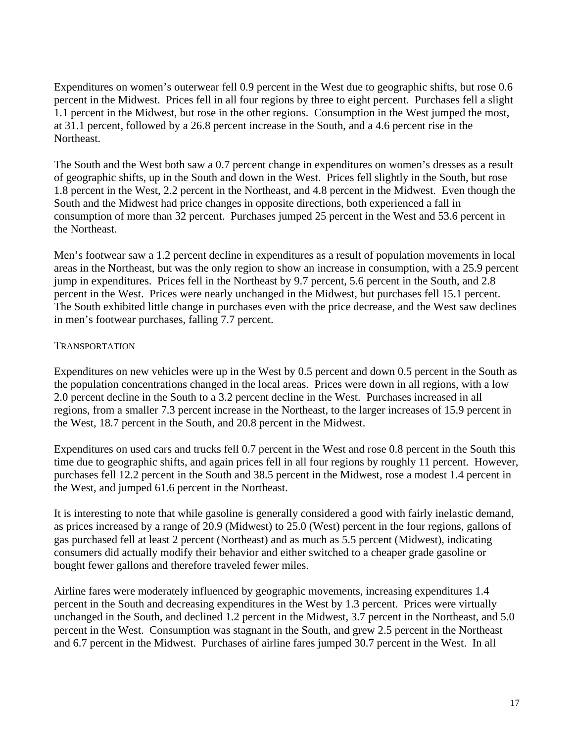Expenditures on women's outerwear fell 0.9 percent in the West due to geographic shifts, but rose 0.6 percent in the Midwest. Prices fell in all four regions by three to eight percent. Purchases fell a slight 1.1 percent in the Midwest, but rose in the other regions. Consumption in the West jumped the most, at 31.1 percent, followed by a 26.8 percent increase in the South, and a 4.6 percent rise in the Northeast.

The South and the West both saw a 0.7 percent change in expenditures on women's dresses as a result of geographic shifts, up in the South and down in the West. Prices fell slightly in the South, but rose 1.8 percent in the West, 2.2 percent in the Northeast, and 4.8 percent in the Midwest. Even though the South and the Midwest had price changes in opposite directions, both experienced a fall in consumption of more than 32 percent. Purchases jumped 25 percent in the West and 53.6 percent in the Northeast.

Men's footwear saw a 1.2 percent decline in expenditures as a result of population movements in local areas in the Northeast, but was the only region to show an increase in consumption, with a 25.9 percent jump in expenditures. Prices fell in the Northeast by 9.7 percent, 5.6 percent in the South, and 2.8 percent in the West. Prices were nearly unchanged in the Midwest, but purchases fell 15.1 percent. The South exhibited little change in purchases even with the price decrease, and the West saw declines in men's footwear purchases, falling 7.7 percent.

TRANSPORTATION

Expenditures on new vehicles were up in the West by 0.5 percent and down 0.5 percent in the South as the population concentrations changed in the local areas. Prices were down in all regions, with a low 2.0 percent decline in the South to a 3.2 percent decline in the West. Purchases increased in all regions, from a smaller 7.3 percent increase in the Northeast, to the larger increases of 15.9 percent in the West, 18.7 percent in the South, and 20.8 percent in the Midwest.

Expenditures on used cars and trucks fell 0.7 percent in the West and rose 0.8 percent in the South this time due to geographic shifts, and again prices fell in all four regions by roughly 11 percent. However, purchases fell 12.2 percent in the South and 38.5 percent in the Midwest, rose a modest 1.4 percent in the West, and jumped 61.6 percent in the Northeast.

It is interesting to note that while gasoline is generally considered a good with fairly inelastic demand, as prices increased by a range of 20.9 (Midwest) to 25.0 (West) percent in the four regions, gallons of gas purchased fell at least 2 percent (Northeast) and as much as 5.5 percent (Midwest), indicating consumers did actually modify their behavior and either switched to a cheaper grade gasoline or bought fewer gallons and therefore traveled fewer miles.

Airline fares were moderately influenced by geographic movements, increasing expenditures 1.4 percent in the South and decreasing expenditures in the West by 1.3 percent. Prices were virtually unchanged in the South, and declined 1.2 percent in the Midwest, 3.7 percent in the Northeast, and 5.0 percent in the West. Consumption was stagnant in the South, and grew 2.5 percent in the Northeast and 6.7 percent in the Midwest. Purchases of airline fares jumped 30.7 percent in the West. In all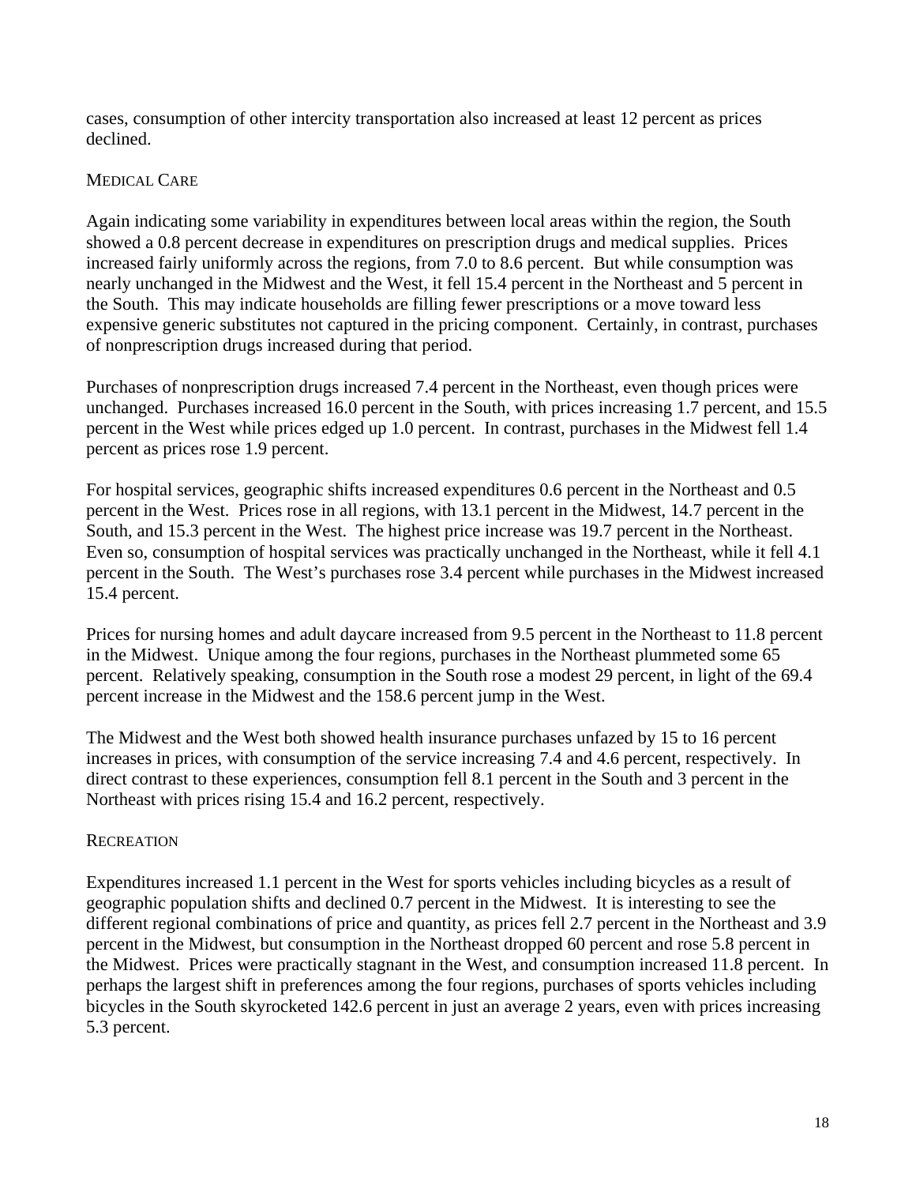cases, consumption of other intercity transportation also increased at least 12 percent as prices declined.

### Medical Care

Again indicating some variability in expenditures between local areas within the region, the South showed a 0.8 percent decrease in expenditures on prescription drugs and medical supplies. Prices increased fairly uniformly across the regions, from 7.0 to 8.6 percent. But while consumption was nearly unchanged in the Midwest and the West, it fell 15.4 percent in the Northeast and 5 percent in the South. This may indicate households are filling fewer prescriptions or a move toward less expensive generic substitutes not captured in the pricing component. Certainly, in contrast, purchases of nonprescription drugs increased during that period.

Purchases of nonprescription drugs increased 7.4 percent in the Northeast, even though prices were unchanged. Purchases increased 16.0 percent in the South, with prices increasing 1.7 percent, and 15.5 percent in the West while prices edged up 1.0 percent. In contrast, purchases in the Midwest fell 1.4 percent as prices rose 1.9 percent.

For hospital services, geographic shifts increased expenditures 0.6 percent in the Northeast and 0.5 percent in the West. Prices rose in all regions, with 13.1 percent in the Midwest, 14.7 percent in the South, and 15.3 percent in the West. The highest price increase was 19.7 percent in the Northeast. Even so, consumption of hospital services was practically unchanged in the Northeast, while it fell 4.1 percent in the South. The West's purchases rose 3.4 percent while purchases in the Midwest increased 15.4 percent.

Prices for nursing homes and adult daycare increased from 9.5 percent in the Northeast to 11.8 percent in the Midwest. Unique among the four regions, purchases in the Northeast plummeted some 65 percent. Relatively speaking, consumption in the South rose a modest 29 percent, in light of the 69.4 percent increase in the Midwest and the 158.6 percent jump in the West.

The Midwest and the West both showed health insurance purchases unfazed by 15 to 16 percent increases in prices, with consumption of the service increasing 7.4 and 4.6 percent, respectively. In direct contrast to these experiences, consumption fell 8.1 percent in the South and 3 percent in the Northeast with prices rising 15.4 and 16.2 percent, respectively.

### Recreation

Expenditures increased 1.1 percent in the West for sports vehicles including bicycles as a result of geographic population shifts and declined 0.7 percent in the Midwest. It is interesting to see the different regional combinations of price and quantity, as prices fell 2.7 percent in the Northeast and 3.9 percent in the Midwest, but consumption in the Northeast dropped 60 percent and rose 5.8 percent in the Midwest. Prices were practically stagnant in the West, and consumption increased 11.8 percent. In perhaps the largest shift in preferences among the four regions, purchases of sports vehicles including bicycles in the South skyrocketed 142.6 percent in just an average 2 years, even with prices increasing 5.3 percent.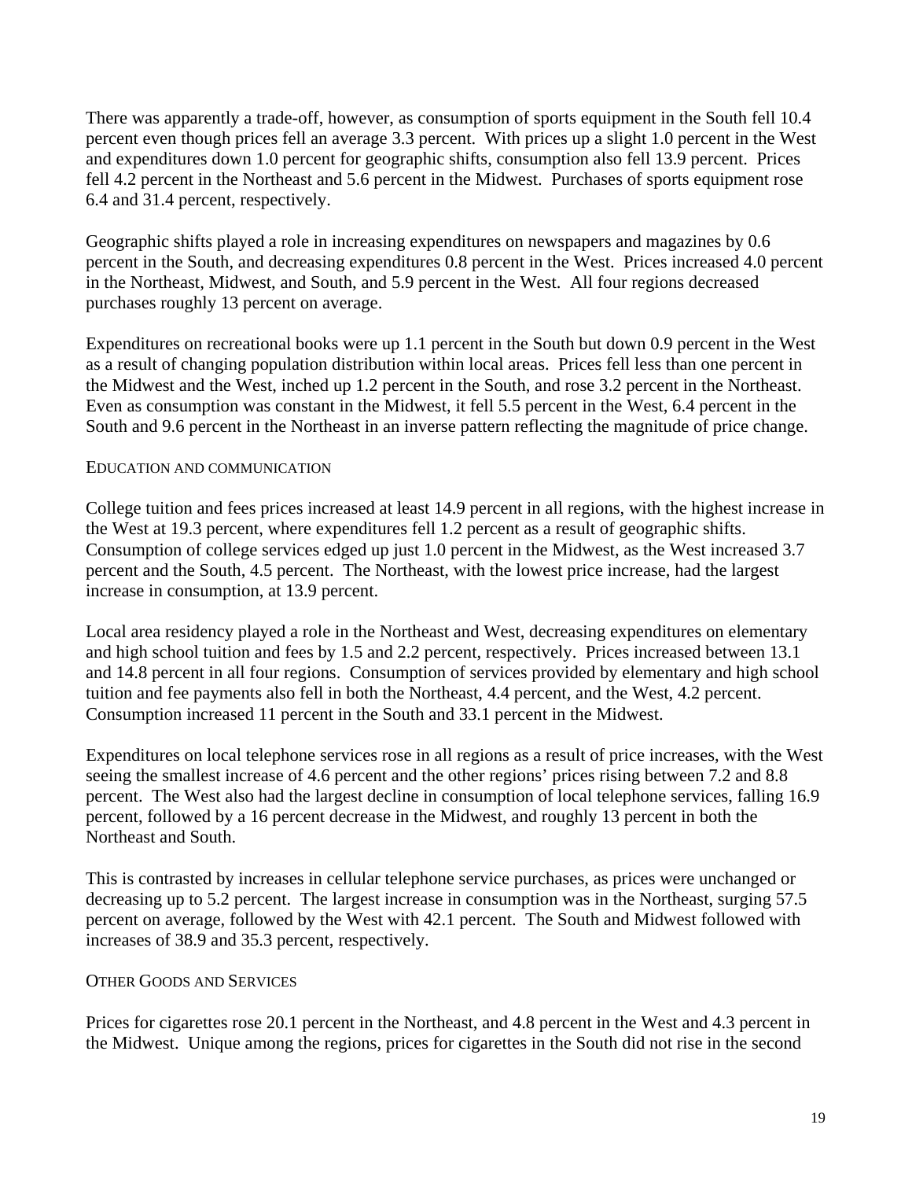There was apparently a trade-off, however, as consumption of sports equipment in the South fell 10.4 percent even though prices fell an average 3.3 percent. With prices up a slight 1.0 percent in the West and expenditures down 1.0 percent for geographic shifts, consumption also fell 13.9 percent. Prices fell 4.2 percent in the Northeast and 5.6 percent in the Midwest. Purchases of sports equipment rose 6.4 and 31.4 percent, respectively.

Geographic shifts played a role in increasing expenditures on newspapers and magazines by 0.6 percent in the South, and decreasing expenditures 0.8 percent in the West. Prices increased 4.0 percent in the Northeast, Midwest, and South, and 5.9 percent in the West. All four regions decreased purchases roughly 13 percent on average.

Expenditures on recreational books were up 1.1 percent in the South but down 0.9 percent in the West as a result of changing population distribution within local areas. Prices fell less than one percent in the Midwest and the West, inched up 1.2 percent in the South, and rose 3.2 percent in the Northeast. Even as consumption was constant in the Midwest, it fell 5.5 percent in the West, 6.4 percent in the South and 9.6 percent in the Northeast in an inverse pattern reflecting the magnitude of price change.

### EDUCATION AND COMMUNICATION

College tuition and fees prices increased at least 14.9 percent in all regions, with the highest increase in the West at 19.3 percent, where expenditures fell 1.2 percent as a result of geographic shifts. Consumption of college services edged up just 1.0 percent in the Midwest, as the West increased 3.7 percent and the South, 4.5 percent. The Northeast, with the lowest price increase, had the largest increase in consumption, at 13.9 percent.

Local area residency played a role in the Northeast and West, decreasing expenditures on elementary and high school tuition and fees by 1.5 and 2.2 percent, respectively. Prices increased between 13.1 and 14.8 percent in all four regions. Consumption of services provided by elementary and high school tuition and fee payments also fell in both the Northeast, 4.4 percent, and the West, 4.2 percent. Consumption increased 11 percent in the South and 33.1 percent in the Midwest.

Expenditures on local telephone services rose in all regions as a result of price increases, with the West seeing the smallest increase of 4.6 percent and the other regions' prices rising between 7.2 and 8.8 percent. The West also had the largest decline in consumption of local telephone services, falling 16.9 percent, followed by a 16 percent decrease in the Midwest, and roughly 13 percent in both the Northeast and South.

This is contrasted by increases in cellular telephone service purchases, as prices were unchanged or decreasing up to 5.2 percent. The largest increase in consumption was in the Northeast, surging 57.5 percent on average, followed by the West with 42.1 percent. The South and Midwest followed with increases of 38.9 and 35.3 percent, respectively.

### OTHER GOODS AND SERVICES

Prices for cigarettes rose 20.1 percent in the Northeast, and 4.8 percent in the West and 4.3 percent in the Midwest. Unique among the regions, prices for cigarettes in the South did not rise in the second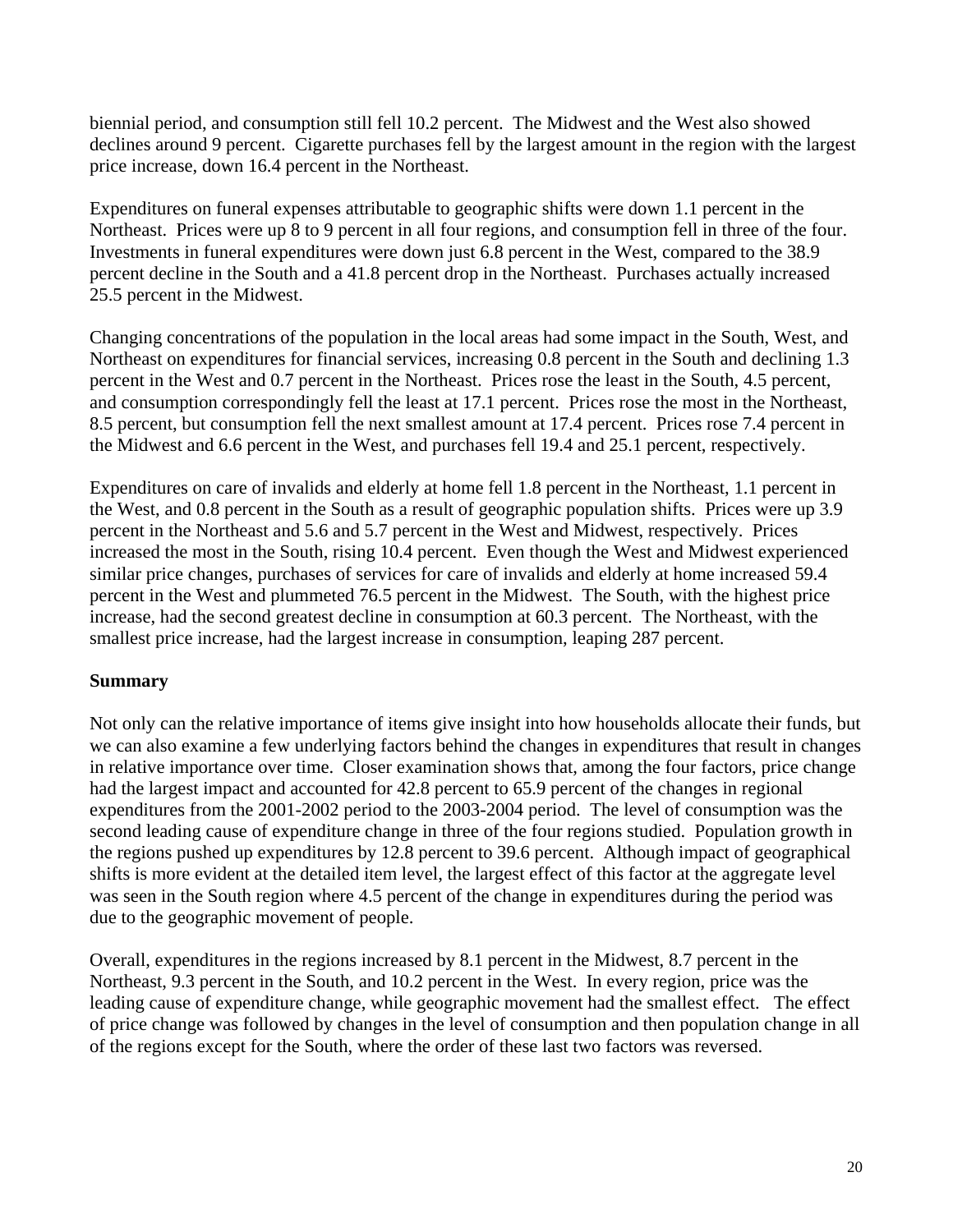biennial period, and consumption still fell 10.2 percent. The Midwest and the West also showed declines around 9 percent. Cigarette purchases fell by the largest amount in the region with the largest price increase, down 16.4 percent in the Northeast.

Expenditures on funeral expenses attributable to geographic shifts were down 1.1 percent in the Northeast. Prices were up 8 to 9 percent in all four regions, and consumption fell in three of the four. Investments in funeral expenditures were down just 6.8 percent in the West, compared to the 38.9 percent decline in the South and a 41.8 percent drop in the Northeast. Purchases actually increased 25.5 percent in the Midwest.

Changing concentrations of the population in the local areas had some impact in the South, West, and Northeast on expenditures for financial services, increasing 0.8 percent in the South and declining 1.3 percent in the West and 0.7 percent in the Northeast. Prices rose the least in the South, 4.5 percent, and consumption correspondingly fell the least at 17.1 percent. Prices rose the most in the Northeast, 8.5 percent, but consumption fell the next smallest amount at 17.4 percent. Prices rose 7.4 percent in the Midwest and 6.6 percent in the West, and purchases fell 19.4 and 25.1 percent, respectively.

Expenditures on care of invalids and elderly at home fell 1.8 percent in the Northeast, 1.1 percent in the West, and 0.8 percent in the South as a result of geographic population shifts. Prices were up 3.9 percent in the Northeast and 5.6 and 5.7 percent in the West and Midwest, respectively. Prices increased the most in the South, rising 10.4 percent. Even though the West and Midwest experienced similar price changes, purchases of services for care of invalids and elderly at home increased 59.4 percent in the West and plummeted 76.5 percent in the Midwest. The South, with the highest price increase, had the second greatest decline in consumption at 60.3 percent. The Northeast, with the smallest price increase, had the largest increase in consumption, leaping 287 percent.

**Summary**

Not only can the relative importance of items give insight into how households allocate their funds, but we can also examine a few underlying factors behind the changes in expenditures that result in changes in relative importance over time. Closer examination shows that, among the four factors, price change had the largest impact and accounted for 42.8 percent to 65.9 percent of the changes in regional expenditures from the 2001-2002 period to the 2003-2004 period. The level of consumption was the second leading cause of expenditure change in three of the four regions studied. Population growth in the regions pushed up expenditures by 12.8 percent to 39.6 percent. Although impact of geographical shifts is more evident at the detailed item level, the largest effect of this factor at the aggregate level was seen in the South region where 4.5 percent of the change in expenditures during the period was due to the geographic movement of people.

Overall, expenditures in the regions increased by 8.1 percent in the Midwest, 8.7 percent in the Northeast, 9.3 percent in the South, and 10.2 percent in the West. In every region, price was the leading cause of expenditure change, while geographic movement had the smallest effect. The effect of price change was followed by changes in the level of consumption and then population change in all of the regions except for the South, where the order of these last two factors was reversed.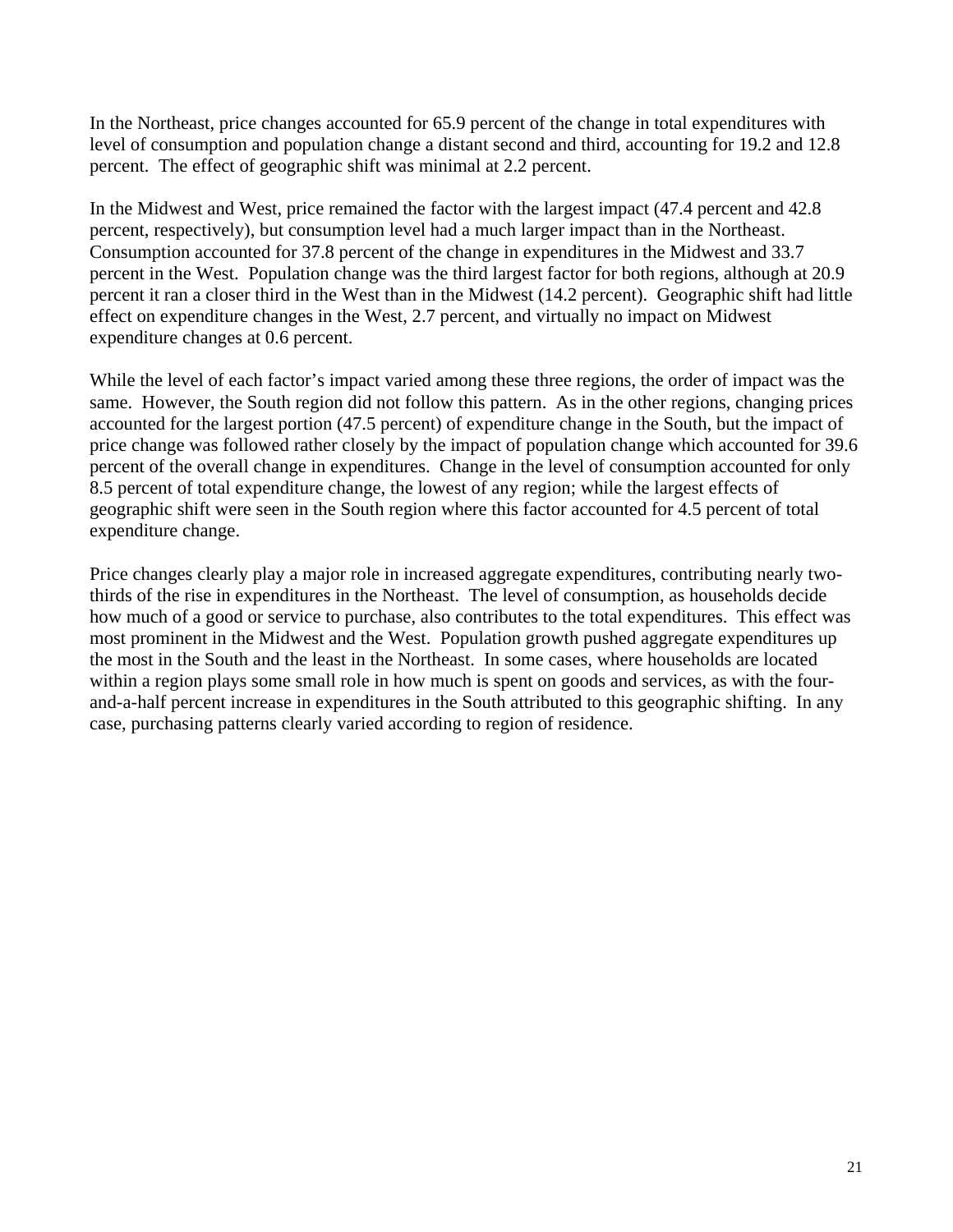In the Northeast, price changes accounted for 65.9 percent of the change in total expenditures with level of consumption and population change a distant second and third, accounting for 19.2 and 12.8 percent. The effect of geographic shift was minimal at 2.2 percent.

In the Midwest and West, price remained the factor with the largest impact (47.4 percent and 42.8 percent, respectively), but consumption level had a much larger impact than in the Northeast. Consumption accounted for 37.8 percent of the change in expenditures in the Midwest and 33.7 percent in the West. Population change was the third largest factor for both regions, although at 20.9 percent it ran a closer third in the West than in the Midwest (14.2 percent). Geographic shift had little effect on expenditure changes in the West, 2.7 percent, and virtually no impact on Midwest expenditure changes at 0.6 percent.

While the level of each factor's impact varied among these three regions, the order of impact was the same. However, the South region did not follow this pattern. As in the other regions, changing prices accounted for the largest portion (47.5 percent) of expenditure change in the South, but the impact of price change was followed rather closely by the impact of population change which accounted for 39.6 percent of the overall change in expenditures. Change in the level of consumption accounted for only 8.5 percent of total expenditure change, the lowest of any region; while the largest effects of geographic shift were seen in the South region where this factor accounted for 4.5 percent of total expenditure change.

Price changes clearly play a major role in increased aggregate expenditures, contributing nearly two-thirds of the rise in expenditures in the Northeast. The level of consumption, as households decide how much of a good or service to purchase, also contributes to the total expenditures. This effect was most prominent in the Midwest and the West. Population growth pushed aggregate expenditures up the most in the South and the least in the Northeast. In some cases, where households are located within a region plays some small role in how much is spent on goods and services, as with the four-and-a-half percent increase in expenditures in the South attributed to this geographic shifting. In any case, purchasing patterns clearly varied according to region of residence.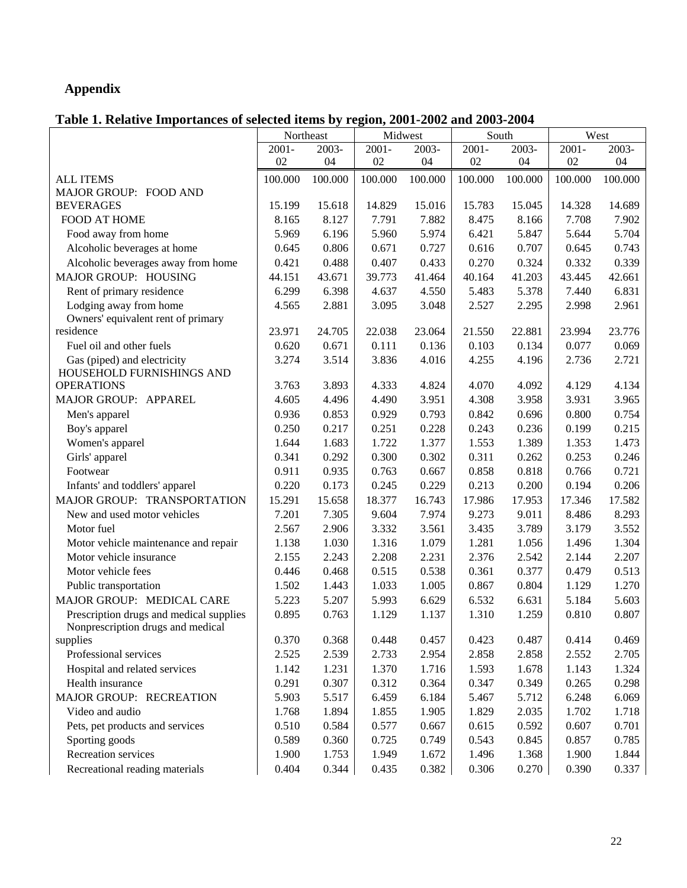## Appendix

**Table 1. Relative Importances of selected items by region, 2001-2002 and 2003-2004**

| | Northeast | | Midwest | | South | | West | |
|---|---|---|---|---|---|---|---|---|
| | 2001-02 | 2003-04 | 2001-02 | 2003-04 | 2001-02 | 2003-04 | 2001-02 | 2003-04 |
| ALL ITEMS | 100.000 | 100.000 | 100.000 | 100.000 | 100.000 | 100.000 | 100.000 | 100.000 |
| MAJOR GROUP: FOOD AND BEVERAGES | 15.199 | 15.618 | 14.829 | 15.016 | 15.783 | 15.045 | 14.328 | 14.689 |
| FOOD AT HOME | 8.165 | 8.127 | 7.791 | 7.882 | 8.475 | 8.166 | 7.708 | 7.902 |
| Food away from home | 5.969 | 6.196 | 5.960 | 5.974 | 6.421 | 5.847 | 5.644 | 5.704 |
| Alcoholic beverages at home | 0.645 | 0.806 | 0.671 | 0.727 | 0.616 | 0.707 | 0.645 | 0.743 |
| Alcoholic beverages away from home | 0.421 | 0.488 | 0.407 | 0.433 | 0.270 | 0.324 | 0.332 | 0.339 |
| MAJOR GROUP: HOUSING | 44.151 | 43.671 | 39.773 | 41.464 | 40.164 | 41.203 | 43.445 | 42.661 |
| Rent of primary residence | 6.299 | 6.398 | 4.637 | 4.550 | 5.483 | 5.378 | 7.440 | 6.831 |
| Lodging away from home | 4.565 | 2.881 | 3.095 | 3.048 | 2.527 | 2.295 | 2.998 | 2.961 |
| Owners' equivalent rent of primary residence | 23.971 | 24.705 | 22.038 | 23.064 | 21.550 | 22.881 | 23.994 | 23.776 |
| Fuel oil and other fuels | 0.620 | 0.671 | 0.111 | 0.136 | 0.103 | 0.134 | 0.077 | 0.069 |
| Gas (piped) and electricity | 3.274 | 3.514 | 3.836 | 4.016 | 4.255 | 4.196 | 2.736 | 2.721 |
| HOUSEHOLD FURNISHINGS AND OPERATIONS | 3.763 | 3.893 | 4.333 | 4.824 | 4.070 | 4.092 | 4.129 | 4.134 |
| MAJOR GROUP: APPAREL | 4.605 | 4.496 | 4.490 | 3.951 | 4.308 | 3.958 | 3.931 | 3.965 |
| Men's apparel | 0.936 | 0.853 | 0.929 | 0.793 | 0.842 | 0.696 | 0.800 | 0.754 |
| Boy's apparel | 0.250 | 0.217 | 0.251 | 0.228 | 0.243 | 0.236 | 0.199 | 0.215 |
| Women's apparel | 1.644 | 1.683 | 1.722 | 1.377 | 1.553 | 1.389 | 1.353 | 1.473 |
| Girls' apparel | 0.341 | 0.292 | 0.300 | 0.302 | 0.311 | 0.262 | 0.253 | 0.246 |
| Footwear | 0.911 | 0.935 | 0.763 | 0.667 | 0.858 | 0.818 | 0.766 | 0.721 |
| Infants' and toddlers' apparel | 0.220 | 0.173 | 0.245 | 0.229 | 0.213 | 0.200 | 0.194 | 0.206 |
| MAJOR GROUP: TRANSPORTATION | 15.291 | 15.658 | 18.377 | 16.743 | 17.986 | 17.953 | 17.346 | 17.582 |
| New and used motor vehicles | 7.201 | 7.305 | 9.604 | 7.974 | 9.273 | 9.011 | 8.486 | 8.293 |
| Motor fuel | 2.567 | 2.906 | 3.332 | 3.561 | 3.435 | 3.789 | 3.179 | 3.552 |
| Motor vehicle maintenance and repair | 1.138 | 1.030 | 1.316 | 1.079 | 1.281 | 1.056 | 1.496 | 1.304 |
| Motor vehicle insurance | 2.155 | 2.243 | 2.208 | 2.231 | 2.376 | 2.542 | 2.144 | 2.207 |
| Motor vehicle fees | 0.446 | 0.468 | 0.515 | 0.538 | 0.361 | 0.377 | 0.479 | 0.513 |
| Public transportation | 1.502 | 1.443 | 1.033 | 1.005 | 0.867 | 0.804 | 1.129 | 1.270 |
| MAJOR GROUP: MEDICAL CARE | 5.223 | 5.207 | 5.993 | 6.629 | 6.532 | 6.631 | 5.184 | 5.603 |
| Prescription drugs and medical supplies | 0.895 | 0.763 | 1.129 | 1.137 | 1.310 | 1.259 | 0.810 | 0.807 |
| Nonprescription drugs and medical supplies | 0.370 | 0.368 | 0.448 | 0.457 | 0.423 | 0.487 | 0.414 | 0.469 |
| Professional services | 2.525 | 2.539 | 2.733 | 2.954 | 2.858 | 2.858 | 2.552 | 2.705 |
| Hospital and related services | 1.142 | 1.231 | 1.370 | 1.716 | 1.593 | 1.678 | 1.143 | 1.324 |
| Health insurance | 0.291 | 0.307 | 0.312 | 0.364 | 0.347 | 0.349 | 0.265 | 0.298 |
| MAJOR GROUP: RECREATION | 5.903 | 5.517 | 6.459 | 6.184 | 5.467 | 5.712 | 6.248 | 6.069 |
| Video and audio | 1.768 | 1.894 | 1.855 | 1.905 | 1.829 | 2.035 | 1.702 | 1.718 |
| Pets, pet products and services | 0.510 | 0.584 | 0.577 | 0.667 | 0.615 | 0.592 | 0.607 | 0.701 |
| Sporting goods | 0.589 | 0.360 | 0.725 | 0.749 | 0.543 | 0.845 | 0.857 | 0.785 |
| Recreation services | 1.900 | 1.753 | 1.949 | 1.672 | 1.496 | 1.368 | 1.900 | 1.844 |
| Recreational reading materials | 0.404 | 0.344 | 0.435 | 0.382 | 0.306 | 0.270 | 0.390 | 0.337 |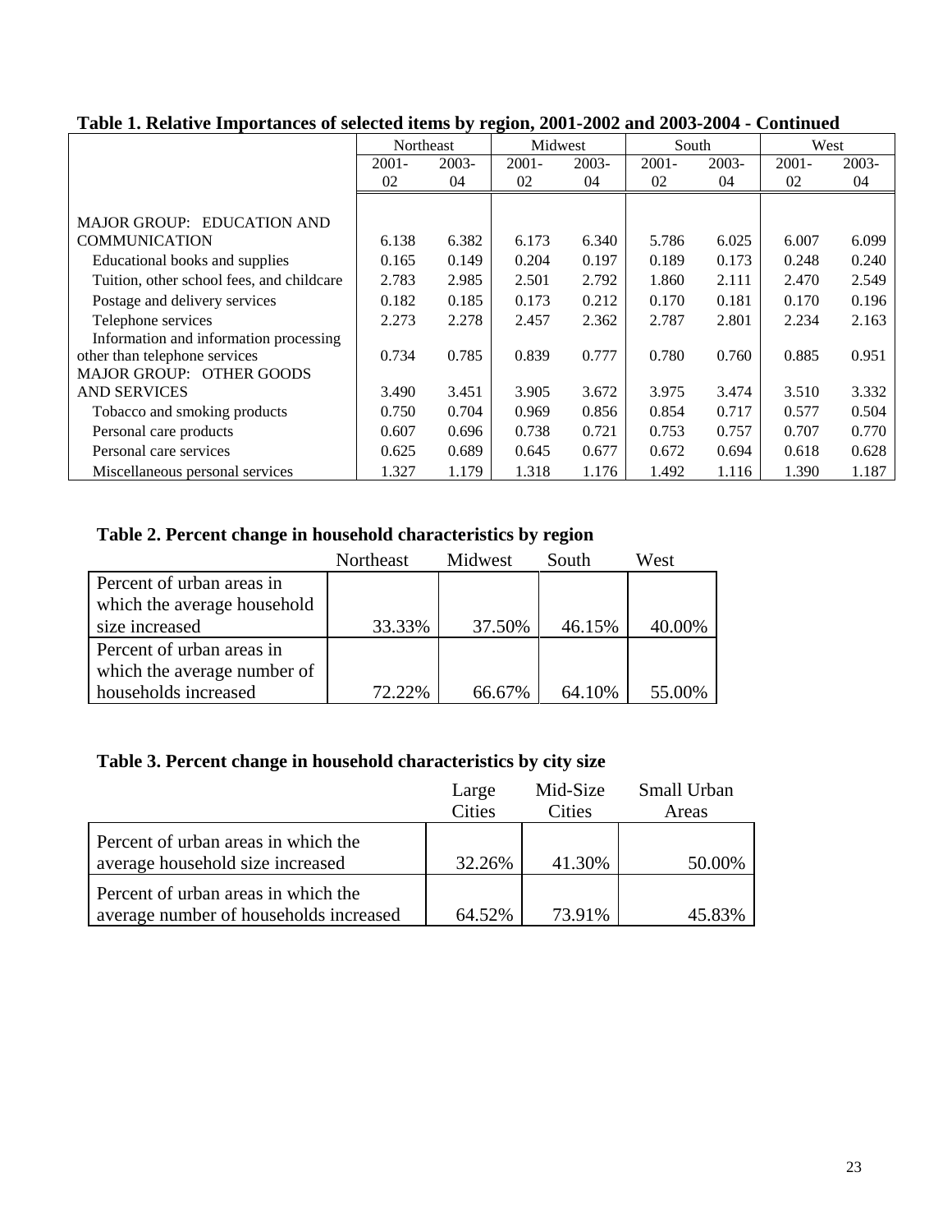**Table 1. Relative Importances of selected items by region, 2001-2002 and 2003-2004 - Continued**

| | Northeast | | Midwest | | South | | West | |
|---|---|---|---|---|---|---|---|---|
| | 2001-02 | 2003-04 | 2001-02 | 2003-04 | 2001-02 | 2003-04 | 2001-02 | 2003-04 |
| MAJOR GROUP: EDUCATION AND COMMUNICATION | 6.138 | 6.382 | 6.173 | 6.340 | 5.786 | 6.025 | 6.007 | 6.099 |
| Educational books and supplies | 0.165 | 0.149 | 0.204 | 0.197 | 0.189 | 0.173 | 0.248 | 0.240 |
| Tuition, other school fees, and childcare | 2.783 | 2.985 | 2.501 | 2.792 | 1.860 | 2.111 | 2.470 | 2.549 |
| Postage and delivery services | 0.182 | 0.185 | 0.173 | 0.212 | 0.170 | 0.181 | 0.170 | 0.196 |
| Telephone services | 2.273 | 2.278 | 2.457 | 2.362 | 2.787 | 2.801 | 2.234 | 2.163 |
| Information and information processing other than telephone services | 0.734 | 0.785 | 0.839 | 0.777 | 0.780 | 0.760 | 0.885 | 0.951 |
| MAJOR GROUP: OTHER GOODS AND SERVICES | 3.490 | 3.451 | 3.905 | 3.672 | 3.975 | 3.474 | 3.510 | 3.332 |
| Tobacco and smoking products | 0.750 | 0.704 | 0.969 | 0.856 | 0.854 | 0.717 | 0.577 | 0.504 |
| Personal care products | 0.607 | 0.696 | 0.738 | 0.721 | 0.753 | 0.757 | 0.707 | 0.770 |
| Personal care services | 0.625 | 0.689 | 0.645 | 0.677 | 0.672 | 0.694 | 0.618 | 0.628 |
| Miscellaneous personal services | 1.327 | 1.179 | 1.318 | 1.176 | 1.492 | 1.116 | 1.390 | 1.187 |

**Table 2. Percent change in household characteristics by region**

| | Northeast | Midwest | South | West |
|---|---|---|---|---|
| Percent of urban areas in which the average household size increased | 33.33% | 37.50% | 46.15% | 40.00% |
| Percent of urban areas in which the average number of households increased | 72.22% | 66.67% | 64.10% | 55.00% |

**Table 3. Percent change in household characteristics by city size**

| | Large Cities | Mid-Size Cities | Small Urban Areas |
|---|---|---|---|
| Percent of urban areas in which the average household size increased | 32.26% | 41.30% | 50.00% |
| Percent of urban areas in which the average number of households increased | 64.52% | 73.91% | 45.83% |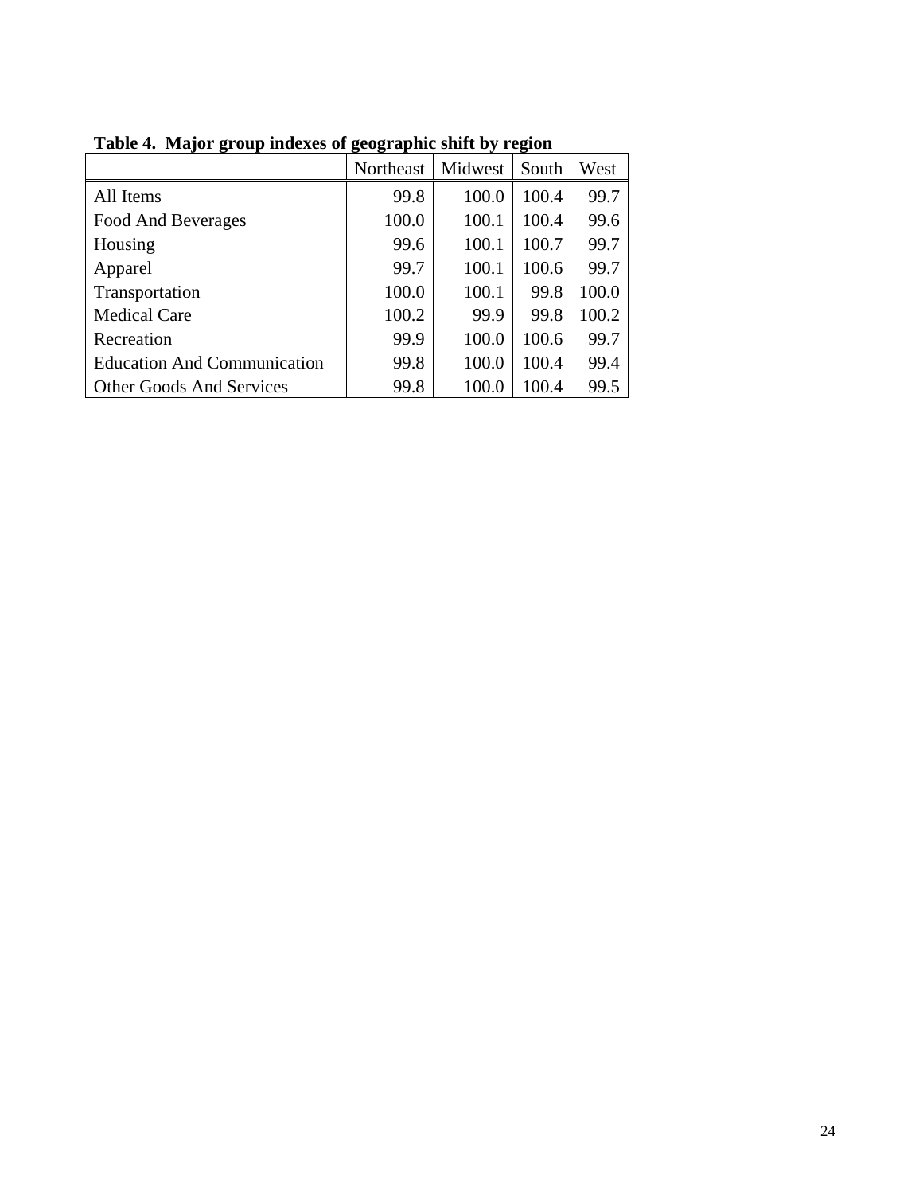**Table 4. Major group indexes of geographic shift by region**

| | Northeast | Midwest | South | West |
|---|---|---|---|---|
| All Items | 99.8 | 100.0 | 100.4 | 99.7 |
| Food And Beverages | 100.0 | 100.1 | 100.4 | 99.6 |
| Housing | 99.6 | 100.1 | 100.7 | 99.7 |
| Apparel | 99.7 | 100.1 | 100.6 | 99.7 |
| Transportation | 100.0 | 100.1 | 99.8 | 100.0 |
| Medical Care | 100.2 | 99.9 | 99.8 | 100.2 |
| Recreation | 99.9 | 100.0 | 100.6 | 99.7 |
| Education And Communication | 99.8 | 100.0 | 100.4 | 99.4 |
| Other Goods And Services | 99.8 | 100.0 | 100.4 | 99.5 |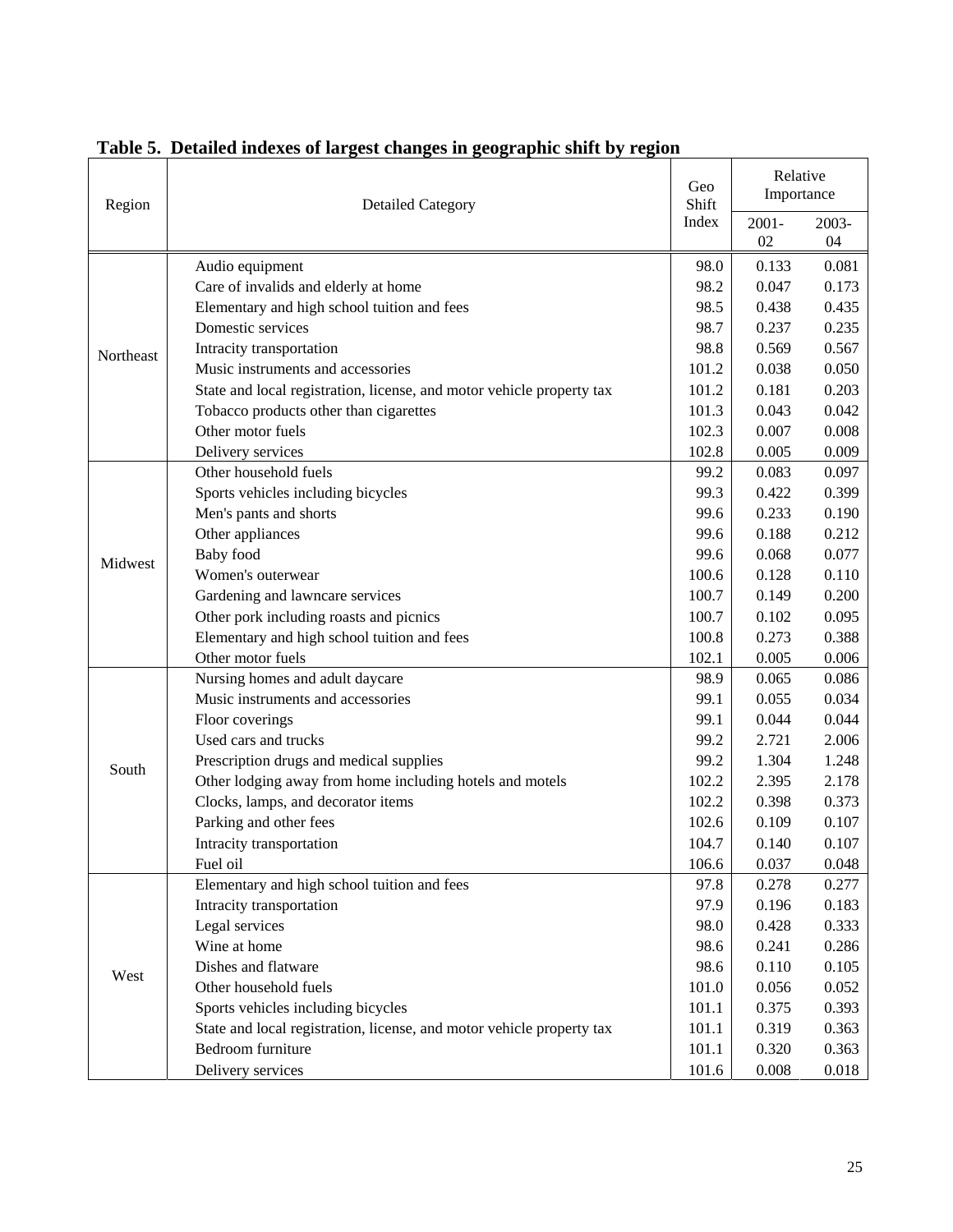**Table 5. Detailed indexes of largest changes in geographic shift by region**

| Region | Detailed Category | Geo Shift Index | Relative Importance | |
|---|---|---|---|---|
| | | | 2001-02 | 2003-04 |
| Northeast | Audio equipment | 98.0 | 0.133 | 0.081 |
| | Care of invalids and elderly at home | 98.2 | 0.047 | 0.173 |
| | Elementary and high school tuition and fees | 98.5 | 0.438 | 0.435 |
| | Domestic services | 98.7 | 0.237 | 0.235 |
| | Intracity transportation | 98.8 | 0.569 | 0.567 |
| | Music instruments and accessories | 101.2 | 0.038 | 0.050 |
| | State and local registration, license, and motor vehicle property tax | 101.2 | 0.181 | 0.203 |
| | Tobacco products other than cigarettes | 101.3 | 0.043 | 0.042 |
| | Other motor fuels | 102.3 | 0.007 | 0.008 |
| | Delivery services | 102.8 | 0.005 | 0.009 |
| Midwest | Other household fuels | 99.2 | 0.083 | 0.097 |
| | Sports vehicles including bicycles | 99.3 | 0.422 | 0.399 |
| | Men's pants and shorts | 99.6 | 0.233 | 0.190 |
| | Other appliances | 99.6 | 0.188 | 0.212 |
| | Baby food | 99.6 | 0.068 | 0.077 |
| | Women's outerwear | 100.6 | 0.128 | 0.110 |
| | Gardening and lawncare services | 100.7 | 0.149 | 0.200 |
| | Other pork including roasts and picnics | 100.7 | 0.102 | 0.095 |
| | Elementary and high school tuition and fees | 100.8 | 0.273 | 0.388 |
| | Other motor fuels | 102.1 | 0.005 | 0.006 |
| South | Nursing homes and adult daycare | 98.9 | 0.065 | 0.086 |
| | Music instruments and accessories | 99.1 | 0.055 | 0.034 |
| | Floor coverings | 99.1 | 0.044 | 0.044 |
| | Used cars and trucks | 99.2 | 2.721 | 2.006 |
| | Prescription drugs and medical supplies | 99.2 | 1.304 | 1.248 |
| | Other lodging away from home including hotels and motels | 102.2 | 2.395 | 2.178 |
| | Clocks, lamps, and decorator items | 102.2 | 0.398 | 0.373 |
| | Parking and other fees | 102.6 | 0.109 | 0.107 |
| | Intracity transportation | 104.7 | 0.140 | 0.107 |
| | Fuel oil | 106.6 | 0.037 | 0.048 |
| West | Elementary and high school tuition and fees | 97.8 | 0.278 | 0.277 |
| | Intracity transportation | 97.9 | 0.196 | 0.183 |
| | Legal services | 98.0 | 0.428 | 0.333 |
| | Wine at home | 98.6 | 0.241 | 0.286 |
| | Dishes and flatware | 98.6 | 0.110 | 0.105 |
| | Other household fuels | 101.0 | 0.056 | 0.052 |
| | Sports vehicles including bicycles | 101.1 | 0.375 | 0.393 |
| | State and local registration, license, and motor vehicle property tax | 101.1 | 0.319 | 0.363 |
| | Bedroom furniture | 101.1 | 0.320 | 0.363 |
| | Delivery services | 101.6 | 0.008 | 0.018 |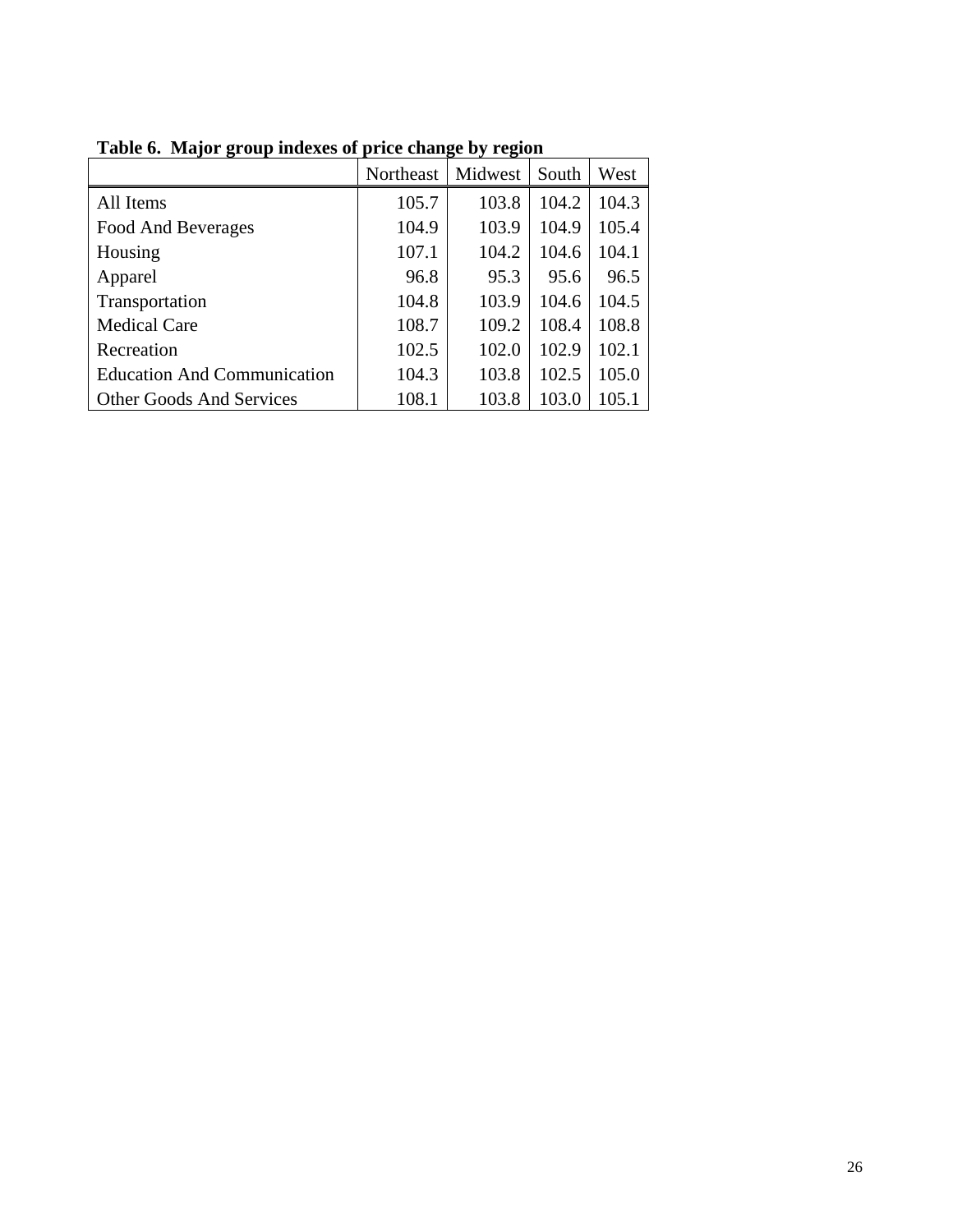**Table 6. Major group indexes of price change by region**

| | Northeast | Midwest | South | West |
|---|---|---|---|---|
| All Items | 105.7 | 103.8 | 104.2 | 104.3 |
| Food And Beverages | 104.9 | 103.9 | 104.9 | 105.4 |
| Housing | 107.1 | 104.2 | 104.6 | 104.1 |
| Apparel | 96.8 | 95.3 | 95.6 | 96.5 |
| Transportation | 104.8 | 103.9 | 104.6 | 104.5 |
| Medical Care | 108.7 | 109.2 | 108.4 | 108.8 |
| Recreation | 102.5 | 102.0 | 102.9 | 102.1 |
| Education And Communication | 104.3 | 103.8 | 102.5 | 105.0 |
| Other Goods And Services | 108.1 | 103.8 | 103.0 | 105.1 |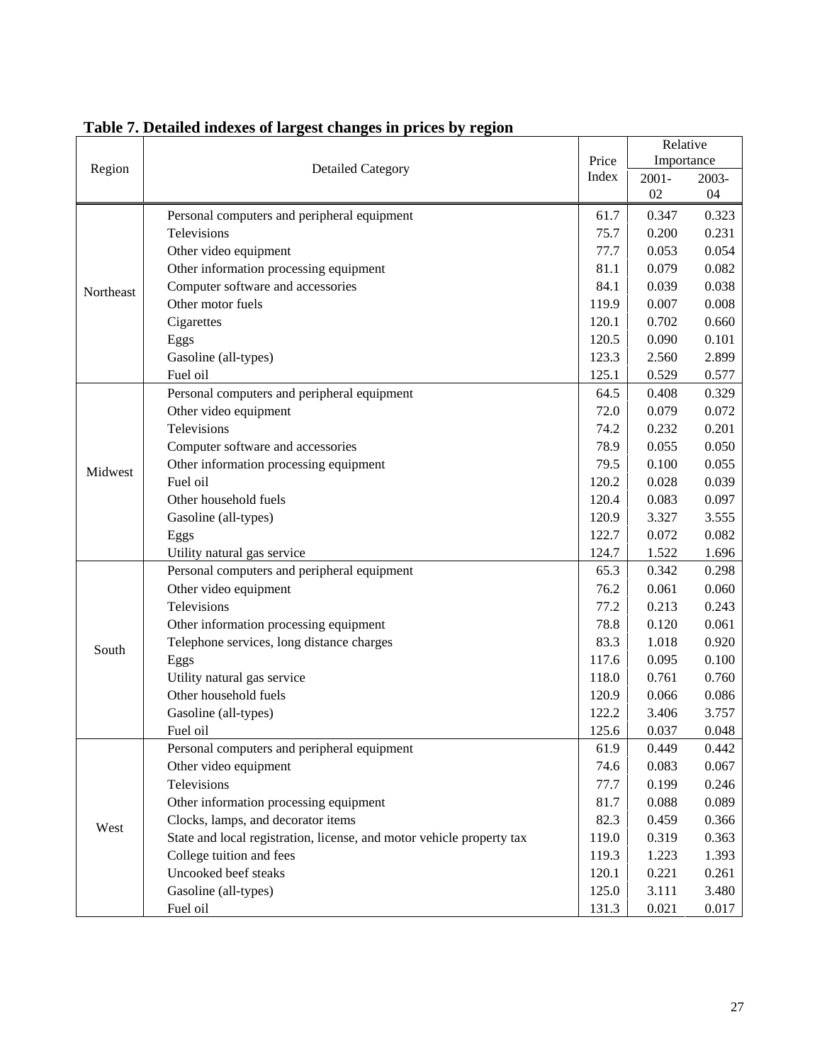**Table 7. Detailed indexes of largest changes in prices by region**

| Region | Detailed Category | Price Index | Relative Importance | |
|---|---|---|---|---|
| | | | 2001-02 | 2003-04 |
| Northeast | Personal computers and peripheral equipment | 61.7 | 0.347 | 0.323 |
| | Televisions | 75.7 | 0.200 | 0.231 |
| | Other video equipment | 77.7 | 0.053 | 0.054 |
| | Other information processing equipment | 81.1 | 0.079 | 0.082 |
| | Computer software and accessories | 84.1 | 0.039 | 0.038 |
| | Other motor fuels | 119.9 | 0.007 | 0.008 |
| | Cigarettes | 120.1 | 0.702 | 0.660 |
| | Eggs | 120.5 | 0.090 | 0.101 |
| | Gasoline (all-types) | 123.3 | 2.560 | 2.899 |
| | Fuel oil | 125.1 | 0.529 | 0.577 |
| Midwest | Personal computers and peripheral equipment | 64.5 | 0.408 | 0.329 |
| | Other video equipment | 72.0 | 0.079 | 0.072 |
| | Televisions | 74.2 | 0.232 | 0.201 |
| | Computer software and accessories | 78.9 | 0.055 | 0.050 |
| | Other information processing equipment | 79.5 | 0.100 | 0.055 |
| | Fuel oil | 120.2 | 0.028 | 0.039 |
| | Other household fuels | 120.4 | 0.083 | 0.097 |
| | Gasoline (all-types) | 120.9 | 3.327 | 3.555 |
| | Eggs | 122.7 | 0.072 | 0.082 |
| | Utility natural gas service | 124.7 | 1.522 | 1.696 |
| South | Personal computers and peripheral equipment | 65.3 | 0.342 | 0.298 |
| | Other video equipment | 76.2 | 0.061 | 0.060 |
| | Televisions | 77.2 | 0.213 | 0.243 |
| | Other information processing equipment | 78.8 | 0.120 | 0.061 |
| | Telephone services, long distance charges | 83.3 | 1.018 | 0.920 |
| | Eggs | 117.6 | 0.095 | 0.100 |
| | Utility natural gas service | 118.0 | 0.761 | 0.760 |
| | Other household fuels | 120.9 | 0.066 | 0.086 |
| | Gasoline (all-types) | 122.2 | 3.406 | 3.757 |
| | Fuel oil | 125.6 | 0.037 | 0.048 |
| West | Personal computers and peripheral equipment | 61.9 | 0.449 | 0.442 |
| | Other video equipment | 74.6 | 0.083 | 0.067 |
| | Televisions | 77.7 | 0.199 | 0.246 |
| | Other information processing equipment | 81.7 | 0.088 | 0.089 |
| | Clocks, lamps, and decorator items | 82.3 | 0.459 | 0.366 |
| | State and local registration, license, and motor vehicle property tax | 119.0 | 0.319 | 0.363 |
| | College tuition and fees | 119.3 | 1.223 | 1.393 |
| | Uncooked beef steaks | 120.1 | 0.221 | 0.261 |
| | Gasoline (all-types) | 125.0 | 3.111 | 3.480 |
| | Fuel oil | 131.3 | 0.021 | 0.017 |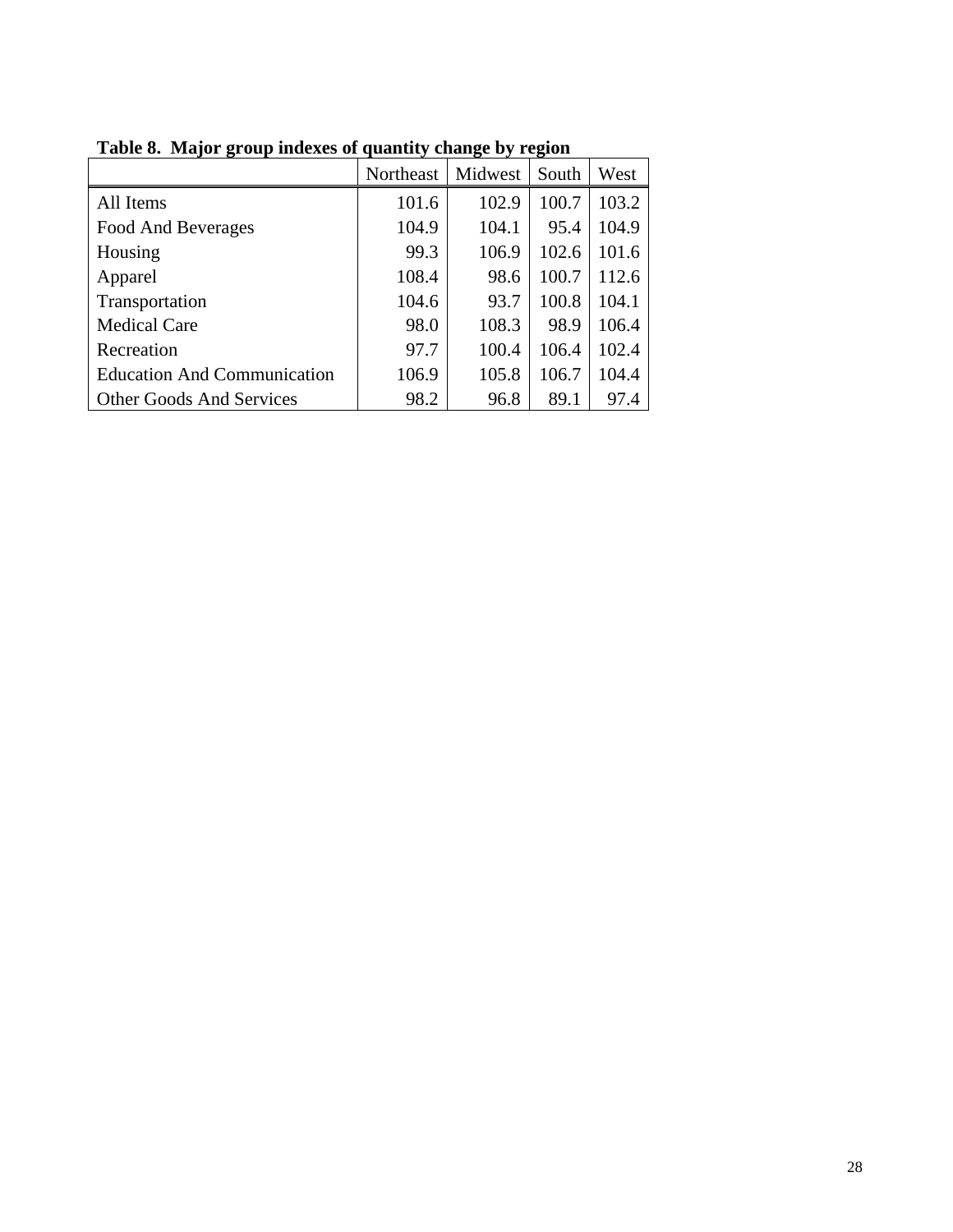**Table 8. Major group indexes of quantity change by region**

| | Northeast | Midwest | South | West |
|---|---|---|---|---|
| All Items | 101.6 | 102.9 | 100.7 | 103.2 |
| Food And Beverages | 104.9 | 104.1 | 95.4 | 104.9 |
| Housing | 99.3 | 106.9 | 102.6 | 101.6 |
| Apparel | 108.4 | 98.6 | 100.7 | 112.6 |
| Transportation | 104.6 | 93.7 | 100.8 | 104.1 |
| Medical Care | 98.0 | 108.3 | 98.9 | 106.4 |
| Recreation | 97.7 | 100.4 | 106.4 | 102.4 |
| Education And Communication | 106.9 | 105.8 | 106.7 | 104.4 |
| Other Goods And Services | 98.2 | 96.8 | 89.1 | 97.4 |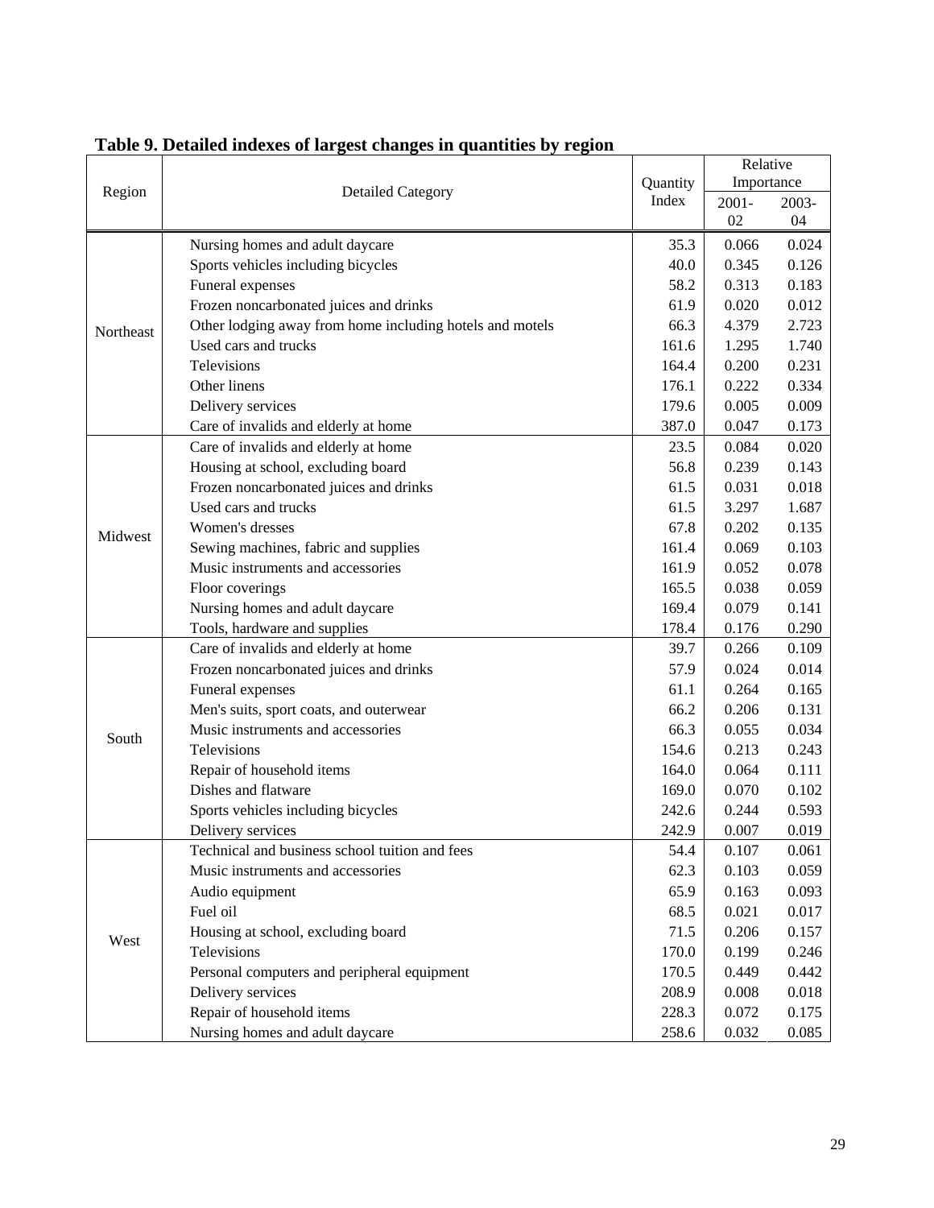**Table 9. Detailed indexes of largest changes in quantities by region**

| Region | Detailed Category | Quantity Index | Relative Importance | |
|---|---|---|---|---|
| | | | 2001-02 | 2003-04 |
| Northeast | Nursing homes and adult daycare | 35.3 | 0.066 | 0.024 |
| | Sports vehicles including bicycles | 40.0 | 0.345 | 0.126 |
| | Funeral expenses | 58.2 | 0.313 | 0.183 |
| | Frozen noncarbonated juices and drinks | 61.9 | 0.020 | 0.012 |
| | Other lodging away from home including hotels and motels | 66.3 | 4.379 | 2.723 |
| | Used cars and trucks | 161.6 | 1.295 | 1.740 |
| | Televisions | 164.4 | 0.200 | 0.231 |
| | Other linens | 176.1 | 0.222 | 0.334 |
| | Delivery services | 179.6 | 0.005 | 0.009 |
| | Care of invalids and elderly at home | 387.0 | 0.047 | 0.173 |
| Midwest | Care of invalids and elderly at home | 23.5 | 0.084 | 0.020 |
| | Housing at school, excluding board | 56.8 | 0.239 | 0.143 |
| | Frozen noncarbonated juices and drinks | 61.5 | 0.031 | 0.018 |
| | Used cars and trucks | 61.5 | 3.297 | 1.687 |
| | Women's dresses | 67.8 | 0.202 | 0.135 |
| | Sewing machines, fabric and supplies | 161.4 | 0.069 | 0.103 |
| | Music instruments and accessories | 161.9 | 0.052 | 0.078 |
| | Floor coverings | 165.5 | 0.038 | 0.059 |
| | Nursing homes and adult daycare | 169.4 | 0.079 | 0.141 |
| | Tools, hardware and supplies | 178.4 | 0.176 | 0.290 |
| South | Care of invalids and elderly at home | 39.7 | 0.266 | 0.109 |
| | Frozen noncarbonated juices and drinks | 57.9 | 0.024 | 0.014 |
| | Funeral expenses | 61.1 | 0.264 | 0.165 |
| | Men's suits, sport coats, and outerwear | 66.2 | 0.206 | 0.131 |
| | Music instruments and accessories | 66.3 | 0.055 | 0.034 |
| | Televisions | 154.6 | 0.213 | 0.243 |
| | Repair of household items | 164.0 | 0.064 | 0.111 |
| | Dishes and flatware | 169.0 | 0.070 | 0.102 |
| | Sports vehicles including bicycles | 242.6 | 0.244 | 0.593 |
| | Delivery services | 242.9 | 0.007 | 0.019 |
| West | Technical and business school tuition and fees | 54.4 | 0.107 | 0.061 |
| | Music instruments and accessories | 62.3 | 0.103 | 0.059 |
| | Audio equipment | 65.9 | 0.163 | 0.093 |
| | Fuel oil | 68.5 | 0.021 | 0.017 |
| | Housing at school, excluding board | 71.5 | 0.206 | 0.157 |
| | Televisions | 170.0 | 0.199 | 0.246 |
| | Personal computers and peripheral equipment | 170.5 | 0.449 | 0.442 |
| | Delivery services | 208.9 | 0.008 | 0.018 |
| | Repair of household items | 228.3 | 0.072 | 0.175 |
| | Nursing homes and adult daycare | 258.6 | 0.032 | 0.085 |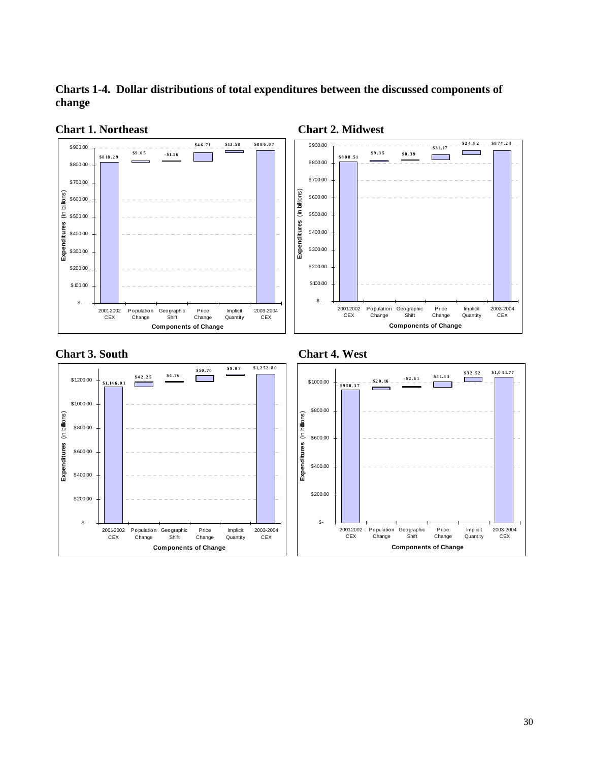**Charts 1-4. Dollar distributions of total expenditures between the discussed components of change**

**Chart 1. Northeast**

| Components of Change | Expenditures (in billions) |
| --- | --- |
| 2001-2002 CEX | $818.29 |
| Population Change | $9.05 |
| Geographic Shift | -$1.56 |
| Price Change | $46.71 |
| Implicit Quantity | $13.58 |
| 2003-2004 CEX | $886.07 |

**Chart 2. Midwest**

| Components of Change | Expenditures (in billions) |
| --- | --- |
| 2001-2002 CEX | $808.51 |
| Population Change | $9.35 |
| Geographic Shift | $0.39 |
| Price Change | $31.17 |
| Implicit Quantity | $24.82 |
| 2003-2004 CEX | $874.24 |

**Chart 3. South**

| Components of Change | Expenditures (in billions) |
| --- | --- |
| 2001-2002 CEX | $1,146.01 |
| Population Change | $42.25 |
| Geographic Shift | $4.76 |
| Price Change | $50.70 |
| Implicit Quantity | $9.07 |
| 2003-2004 CEX | $1,252.80 |

**Chart 4. West**

| Components of Change | Expenditures (in billions) |
| --- | --- |
| 2001-2002 CEX | $950.37 |
| Population Change | $20.16 |
| Geographic Shift | -$2.61 |
| Price Change | $41.33 |
| Implicit Quantity | $32.52 |
| 2003-2004 CEX | $1,041.77 |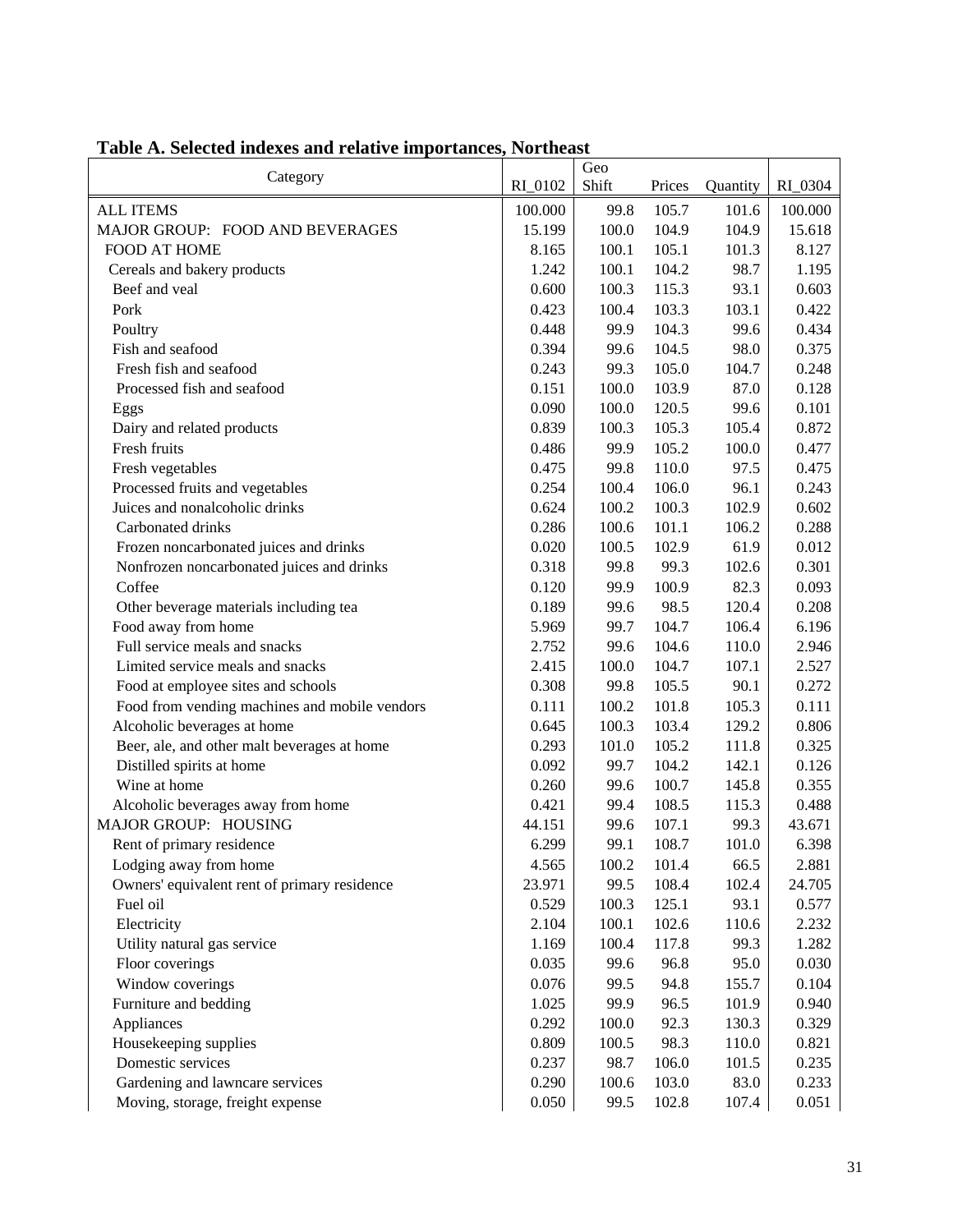**Table A. Selected indexes and relative importances, Northeast**

| Category | RI_0102 | Geo Shift | Prices | Quantity | RI_0304 |
|---|---|---|---|---|---|
| ALL ITEMS | 100.000 | 99.8 | 105.7 | 101.6 | 100.000 |
| MAJOR GROUP: FOOD AND BEVERAGES | 15.199 | 100.0 | 104.9 | 104.9 | 15.618 |
| FOOD AT HOME | 8.165 | 100.1 | 105.1 | 101.3 | 8.127 |
| Cereals and bakery products | 1.242 | 100.1 | 104.2 | 98.7 | 1.195 |
| Beef and veal | 0.600 | 100.3 | 115.3 | 93.1 | 0.603 |
| Pork | 0.423 | 100.4 | 103.3 | 103.1 | 0.422 |
| Poultry | 0.448 | 99.9 | 104.3 | 99.6 | 0.434 |
| Fish and seafood | 0.394 | 99.6 | 104.5 | 98.0 | 0.375 |
| Fresh fish and seafood | 0.243 | 99.3 | 105.0 | 104.7 | 0.248 |
| Processed fish and seafood | 0.151 | 100.0 | 103.9 | 87.0 | 0.128 |
| Eggs | 0.090 | 100.0 | 120.5 | 99.6 | 0.101 |
| Dairy and related products | 0.839 | 100.3 | 105.3 | 105.4 | 0.872 |
| Fresh fruits | 0.486 | 99.9 | 105.2 | 100.0 | 0.477 |
| Fresh vegetables | 0.475 | 99.8 | 110.0 | 97.5 | 0.475 |
| Processed fruits and vegetables | 0.254 | 100.4 | 106.0 | 96.1 | 0.243 |
| Juices and nonalcoholic drinks | 0.624 | 100.2 | 100.3 | 102.9 | 0.602 |
| Carbonated drinks | 0.286 | 100.6 | 101.1 | 106.2 | 0.288 |
| Frozen noncarbonated juices and drinks | 0.020 | 100.5 | 102.9 | 61.9 | 0.012 |
| Nonfrozen noncarbonated juices and drinks | 0.318 | 99.8 | 99.3 | 102.6 | 0.301 |
| Coffee | 0.120 | 99.9 | 100.9 | 82.3 | 0.093 |
| Other beverage materials including tea | 0.189 | 99.6 | 98.5 | 120.4 | 0.208 |
| Food away from home | 5.969 | 99.7 | 104.7 | 106.4 | 6.196 |
| Full service meals and snacks | 2.752 | 99.6 | 104.6 | 110.0 | 2.946 |
| Limited service meals and snacks | 2.415 | 100.0 | 104.7 | 107.1 | 2.527 |
| Food at employee sites and schools | 0.308 | 99.8 | 105.5 | 90.1 | 0.272 |
| Food from vending machines and mobile vendors | 0.111 | 100.2 | 101.8 | 105.3 | 0.111 |
| Alcoholic beverages at home | 0.645 | 100.3 | 103.4 | 129.2 | 0.806 |
| Beer, ale, and other malt beverages at home | 0.293 | 101.0 | 105.2 | 111.8 | 0.325 |
| Distilled spirits at home | 0.092 | 99.7 | 104.2 | 142.1 | 0.126 |
| Wine at home | 0.260 | 99.6 | 100.7 | 145.8 | 0.355 |
| Alcoholic beverages away from home | 0.421 | 99.4 | 108.5 | 115.3 | 0.488 |
| MAJOR GROUP: HOUSING | 44.151 | 99.6 | 107.1 | 99.3 | 43.671 |
| Rent of primary residence | 6.299 | 99.1 | 108.7 | 101.0 | 6.398 |
| Lodging away from home | 4.565 | 100.2 | 101.4 | 66.5 | 2.881 |
| Owners' equivalent rent of primary residence | 23.971 | 99.5 | 108.4 | 102.4 | 24.705 |
| Fuel oil | 0.529 | 100.3 | 125.1 | 93.1 | 0.577 |
| Electricity | 2.104 | 100.1 | 102.6 | 110.6 | 2.232 |
| Utility natural gas service | 1.169 | 100.4 | 117.8 | 99.3 | 1.282 |
| Floor coverings | 0.035 | 99.6 | 96.8 | 95.0 | 0.030 |
| Window coverings | 0.076 | 99.5 | 94.8 | 155.7 | 0.104 |
| Furniture and bedding | 1.025 | 99.9 | 96.5 | 101.9 | 0.940 |
| Appliances | 0.292 | 100.0 | 92.3 | 130.3 | 0.329 |
| Housekeeping supplies | 0.809 | 100.5 | 98.3 | 110.0 | 0.821 |
| Domestic services | 0.237 | 98.7 | 106.0 | 101.5 | 0.235 |
| Gardening and lawncare services | 0.290 | 100.6 | 103.0 | 83.0 | 0.233 |
| Moving, storage, freight expense | 0.050 | 99.5 | 102.8 | 107.4 | 0.051 |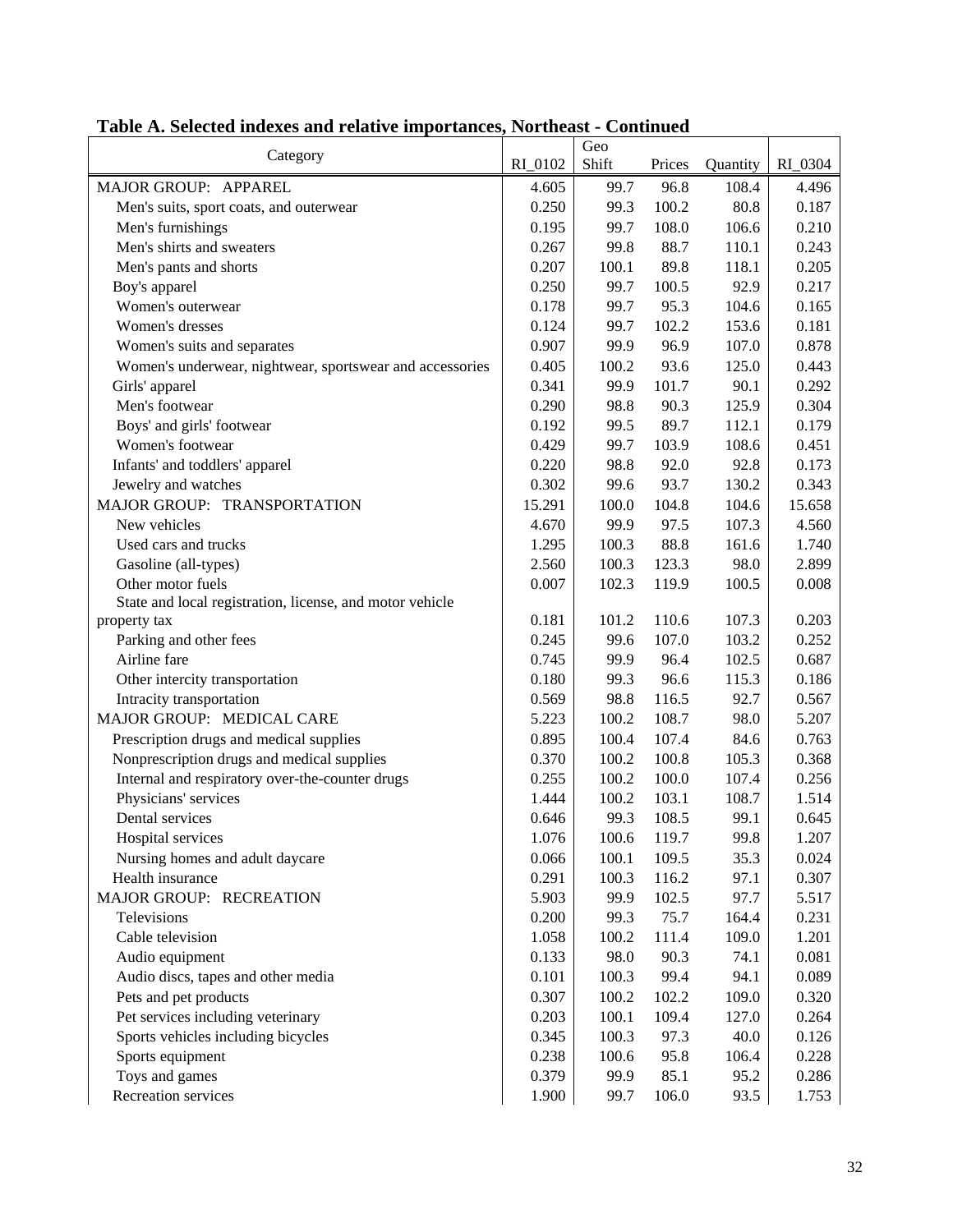## Table A. Selected indexes and relative importances, Northeast - Continued

| Category | RI_0102 | Geo Shift | Prices | Quantity | RI_0304 |
|---|---|---|---|---|---|
| MAJOR GROUP: APPAREL | 4.605 | 99.7 | 96.8 | 108.4 | 4.496 |
| Men's suits, sport coats, and outerwear | 0.250 | 99.3 | 100.2 | 80.8 | 0.187 |
| Men's furnishings | 0.195 | 99.7 | 108.0 | 106.6 | 0.210 |
| Men's shirts and sweaters | 0.267 | 99.8 | 88.7 | 110.1 | 0.243 |
| Men's pants and shorts | 0.207 | 100.1 | 89.8 | 118.1 | 0.205 |
| Boy's apparel | 0.250 | 99.7 | 100.5 | 92.9 | 0.217 |
| Women's outerwear | 0.178 | 99.7 | 95.3 | 104.6 | 0.165 |
| Women's dresses | 0.124 | 99.7 | 102.2 | 153.6 | 0.181 |
| Women's suits and separates | 0.907 | 99.9 | 96.9 | 107.0 | 0.878 |
| Women's underwear, nightwear, sportswear and accessories | 0.405 | 100.2 | 93.6 | 125.0 | 0.443 |
| Girls' apparel | 0.341 | 99.9 | 101.7 | 90.1 | 0.292 |
| Men's footwear | 0.290 | 98.8 | 90.3 | 125.9 | 0.304 |
| Boys' and girls' footwear | 0.192 | 99.5 | 89.7 | 112.1 | 0.179 |
| Women's footwear | 0.429 | 99.7 | 103.9 | 108.6 | 0.451 |
| Infants' and toddlers' apparel | 0.220 | 98.8 | 92.0 | 92.8 | 0.173 |
| Jewelry and watches | 0.302 | 99.6 | 93.7 | 130.2 | 0.343 |
| MAJOR GROUP: TRANSPORTATION | 15.291 | 100.0 | 104.8 | 104.6 | 15.658 |
| New vehicles | 4.670 | 99.9 | 97.5 | 107.3 | 4.560 |
| Used cars and trucks | 1.295 | 100.3 | 88.8 | 161.6 | 1.740 |
| Gasoline (all-types) | 2.560 | 100.3 | 123.3 | 98.0 | 2.899 |
| Other motor fuels | 0.007 | 102.3 | 119.9 | 100.5 | 0.008 |
| State and local registration, license, and motor vehicle property tax | 0.181 | 101.2 | 110.6 | 107.3 | 0.203 |
| Parking and other fees | 0.245 | 99.6 | 107.0 | 103.2 | 0.252 |
| Airline fare | 0.745 | 99.9 | 96.4 | 102.5 | 0.687 |
| Other intercity transportation | 0.180 | 99.3 | 96.6 | 115.3 | 0.186 |
| Intracity transportation | 0.569 | 98.8 | 116.5 | 92.7 | 0.567 |
| MAJOR GROUP: MEDICAL CARE | 5.223 | 100.2 | 108.7 | 98.0 | 5.207 |
| Prescription drugs and medical supplies | 0.895 | 100.4 | 107.4 | 84.6 | 0.763 |
| Nonprescription drugs and medical supplies | 0.370 | 100.2 | 100.8 | 105.3 | 0.368 |
| Internal and respiratory over-the-counter drugs | 0.255 | 100.2 | 100.0 | 107.4 | 0.256 |
| Physicians' services | 1.444 | 100.2 | 103.1 | 108.7 | 1.514 |
| Dental services | 0.646 | 99.3 | 108.5 | 99.1 | 0.645 |
| Hospital services | 1.076 | 100.6 | 119.7 | 99.8 | 1.207 |
| Nursing homes and adult daycare | 0.066 | 100.1 | 109.5 | 35.3 | 0.024 |
| Health insurance | 0.291 | 100.3 | 116.2 | 97.1 | 0.307 |
| MAJOR GROUP: RECREATION | 5.903 | 99.9 | 102.5 | 97.7 | 5.517 |
| Televisions | 0.200 | 99.3 | 75.7 | 164.4 | 0.231 |
| Cable television | 1.058 | 100.2 | 111.4 | 109.0 | 1.201 |
| Audio equipment | 0.133 | 98.0 | 90.3 | 74.1 | 0.081 |
| Audio discs, tapes and other media | 0.101 | 100.3 | 99.4 | 94.1 | 0.089 |
| Pets and pet products | 0.307 | 100.2 | 102.2 | 109.0 | 0.320 |
| Pet services including veterinary | 0.203 | 100.1 | 109.4 | 127.0 | 0.264 |
| Sports vehicles including bicycles | 0.345 | 100.3 | 97.3 | 40.0 | 0.126 |
| Sports equipment | 0.238 | 100.6 | 95.8 | 106.4 | 0.228 |
| Toys and games | 0.379 | 99.9 | 85.1 | 95.2 | 0.286 |
| Recreation services | 1.900 | 99.7 | 106.0 | 93.5 | 1.753 |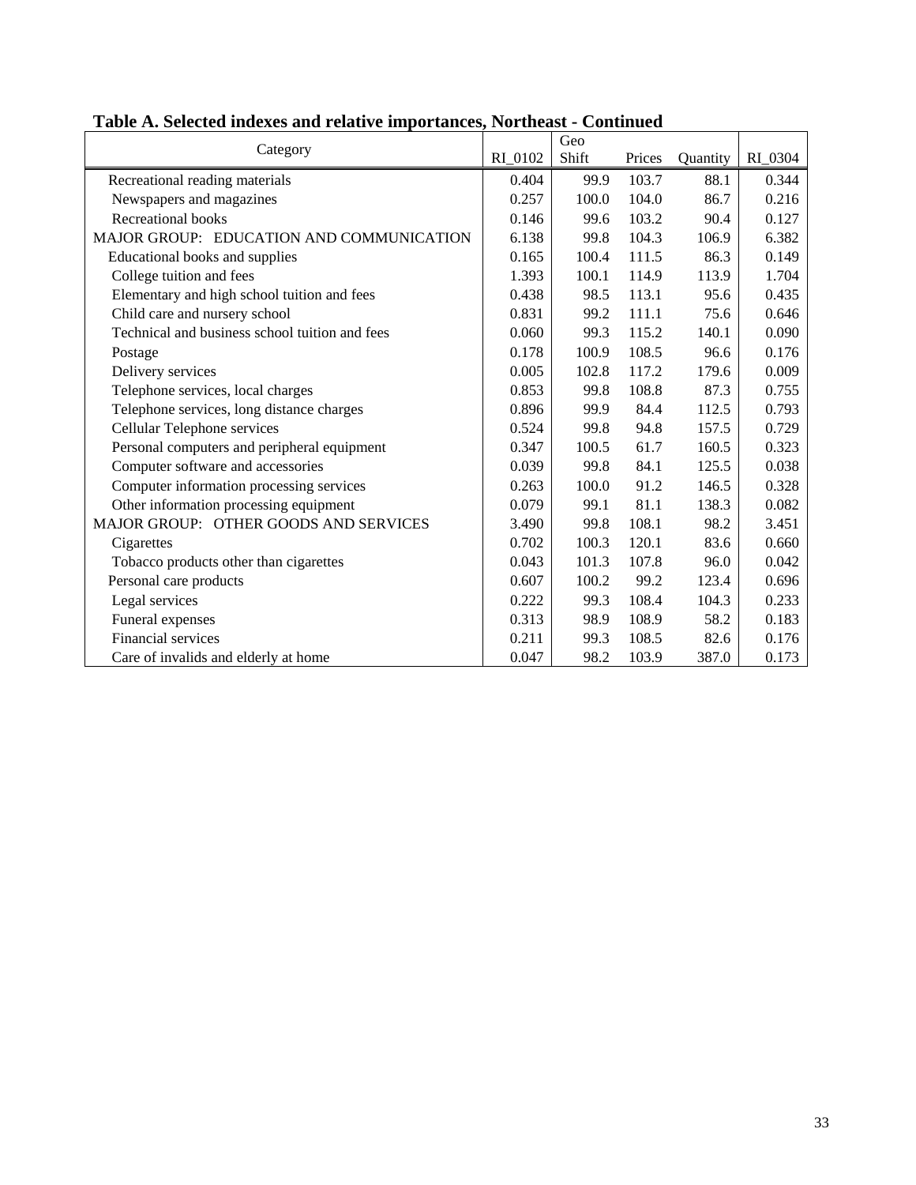**Table A. Selected indexes and relative importances, Northeast - Continued**

| Category | RI_0102 | Geo Shift | Prices | Quantity | RI_0304 |
|---|---|---|---|---|---|
| Recreational reading materials | 0.404 | 99.9 | 103.7 | 88.1 | 0.344 |
| Newspapers and magazines | 0.257 | 100.0 | 104.0 | 86.7 | 0.216 |
| Recreational books | 0.146 | 99.6 | 103.2 | 90.4 | 0.127 |
| MAJOR GROUP: EDUCATION AND COMMUNICATION | 6.138 | 99.8 | 104.3 | 106.9 | 6.382 |
| Educational books and supplies | 0.165 | 100.4 | 111.5 | 86.3 | 0.149 |
| College tuition and fees | 1.393 | 100.1 | 114.9 | 113.9 | 1.704 |
| Elementary and high school tuition and fees | 0.438 | 98.5 | 113.1 | 95.6 | 0.435 |
| Child care and nursery school | 0.831 | 99.2 | 111.1 | 75.6 | 0.646 |
| Technical and business school tuition and fees | 0.060 | 99.3 | 115.2 | 140.1 | 0.090 |
| Postage | 0.178 | 100.9 | 108.5 | 96.6 | 0.176 |
| Delivery services | 0.005 | 102.8 | 117.2 | 179.6 | 0.009 |
| Telephone services, local charges | 0.853 | 99.8 | 108.8 | 87.3 | 0.755 |
| Telephone services, long distance charges | 0.896 | 99.9 | 84.4 | 112.5 | 0.793 |
| Cellular Telephone services | 0.524 | 99.8 | 94.8 | 157.5 | 0.729 |
| Personal computers and peripheral equipment | 0.347 | 100.5 | 61.7 | 160.5 | 0.323 |
| Computer software and accessories | 0.039 | 99.8 | 84.1 | 125.5 | 0.038 |
| Computer information processing services | 0.263 | 100.0 | 91.2 | 146.5 | 0.328 |
| Other information processing equipment | 0.079 | 99.1 | 81.1 | 138.3 | 0.082 |
| MAJOR GROUP: OTHER GOODS AND SERVICES | 3.490 | 99.8 | 108.1 | 98.2 | 3.451 |
| Cigarettes | 0.702 | 100.3 | 120.1 | 83.6 | 0.660 |
| Tobacco products other than cigarettes | 0.043 | 101.3 | 107.8 | 96.0 | 0.042 |
| Personal care products | 0.607 | 100.2 | 99.2 | 123.4 | 0.696 |
| Legal services | 0.222 | 99.3 | 108.4 | 104.3 | 0.233 |
| Funeral expenses | 0.313 | 98.9 | 108.9 | 58.2 | 0.183 |
| Financial services | 0.211 | 99.3 | 108.5 | 82.6 | 0.176 |
| Care of invalids and elderly at home | 0.047 | 98.2 | 103.9 | 387.0 | 0.173 |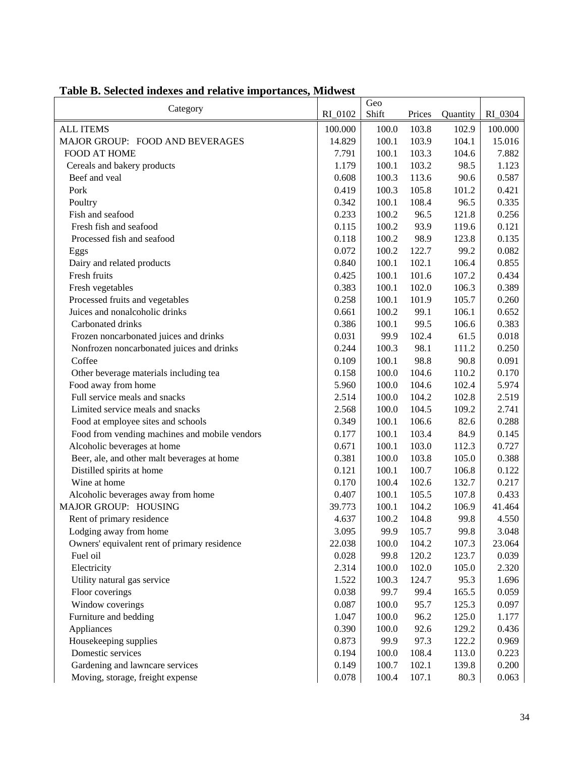**Table B. Selected indexes and relative importances, Midwest**

| Category | RI_0102 | Geo Shift | Prices | Quantity | RI_0304 |
|---|---|---|---|---|---|
| ALL ITEMS | 100.000 | 100.0 | 103.8 | 102.9 | 100.000 |
| MAJOR GROUP: FOOD AND BEVERAGES | 14.829 | 100.1 | 103.9 | 104.1 | 15.016 |
| FOOD AT HOME | 7.791 | 100.1 | 103.3 | 104.6 | 7.882 |
| Cereals and bakery products | 1.179 | 100.1 | 103.2 | 98.5 | 1.123 |
| Beef and veal | 0.608 | 100.3 | 113.6 | 90.6 | 0.587 |
| Pork | 0.419 | 100.3 | 105.8 | 101.2 | 0.421 |
| Poultry | 0.342 | 100.1 | 108.4 | 96.5 | 0.335 |
| Fish and seafood | 0.233 | 100.2 | 96.5 | 121.8 | 0.256 |
| Fresh fish and seafood | 0.115 | 100.2 | 93.9 | 119.6 | 0.121 |
| Processed fish and seafood | 0.118 | 100.2 | 98.9 | 123.8 | 0.135 |
| Eggs | 0.072 | 100.2 | 122.7 | 99.2 | 0.082 |
| Dairy and related products | 0.840 | 100.1 | 102.1 | 106.4 | 0.855 |
| Fresh fruits | 0.425 | 100.1 | 101.6 | 107.2 | 0.434 |
| Fresh vegetables | 0.383 | 100.1 | 102.0 | 106.3 | 0.389 |
| Processed fruits and vegetables | 0.258 | 100.1 | 101.9 | 105.7 | 0.260 |
| Juices and nonalcoholic drinks | 0.661 | 100.2 | 99.1 | 106.1 | 0.652 |
| Carbonated drinks | 0.386 | 100.1 | 99.5 | 106.6 | 0.383 |
| Frozen noncarbonated juices and drinks | 0.031 | 99.9 | 102.4 | 61.5 | 0.018 |
| Nonfrozen noncarbonated juices and drinks | 0.244 | 100.3 | 98.1 | 111.2 | 0.250 |
| Coffee | 0.109 | 100.1 | 98.8 | 90.8 | 0.091 |
| Other beverage materials including tea | 0.158 | 100.0 | 104.6 | 110.2 | 0.170 |
| Food away from home | 5.960 | 100.0 | 104.6 | 102.4 | 5.974 |
| Full service meals and snacks | 2.514 | 100.0 | 104.2 | 102.8 | 2.519 |
| Limited service meals and snacks | 2.568 | 100.0 | 104.5 | 109.2 | 2.741 |
| Food at employee sites and schools | 0.349 | 100.1 | 106.6 | 82.6 | 0.288 |
| Food from vending machines and mobile vendors | 0.177 | 100.1 | 103.4 | 84.9 | 0.145 |
| Alcoholic beverages at home | 0.671 | 100.1 | 103.0 | 112.3 | 0.727 |
| Beer, ale, and other malt beverages at home | 0.381 | 100.0 | 103.8 | 105.0 | 0.388 |
| Distilled spirits at home | 0.121 | 100.1 | 100.7 | 106.8 | 0.122 |
| Wine at home | 0.170 | 100.4 | 102.6 | 132.7 | 0.217 |
| Alcoholic beverages away from home | 0.407 | 100.1 | 105.5 | 107.8 | 0.433 |
| MAJOR GROUP: HOUSING | 39.773 | 100.1 | 104.2 | 106.9 | 41.464 |
| Rent of primary residence | 4.637 | 100.2 | 104.8 | 99.8 | 4.550 |
| Lodging away from home | 3.095 | 99.9 | 105.7 | 99.8 | 3.048 |
| Owners' equivalent rent of primary residence | 22.038 | 100.0 | 104.2 | 107.3 | 23.064 |
| Fuel oil | 0.028 | 99.8 | 120.2 | 123.7 | 0.039 |
| Electricity | 2.314 | 100.0 | 102.0 | 105.0 | 2.320 |
| Utility natural gas service | 1.522 | 100.3 | 124.7 | 95.3 | 1.696 |
| Floor coverings | 0.038 | 99.7 | 99.4 | 165.5 | 0.059 |
| Window coverings | 0.087 | 100.0 | 95.7 | 125.3 | 0.097 |
| Furniture and bedding | 1.047 | 100.0 | 96.2 | 125.0 | 1.177 |
| Appliances | 0.390 | 100.0 | 92.6 | 129.2 | 0.436 |
| Housekeeping supplies | 0.873 | 99.9 | 97.3 | 122.2 | 0.969 |
| Domestic services | 0.194 | 100.0 | 108.4 | 113.0 | 0.223 |
| Gardening and lawncare services | 0.149 | 100.7 | 102.1 | 139.8 | 0.200 |
| Moving, storage, freight expense | 0.078 | 100.4 | 107.1 | 80.3 | 0.063 |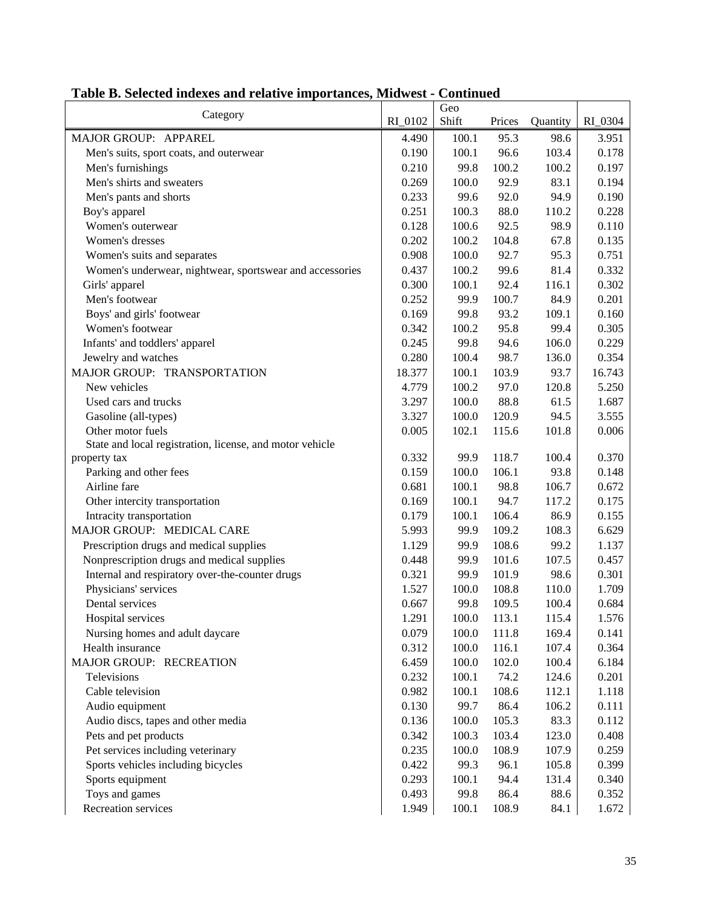**Table B. Selected indexes and relative importances, Midwest - Continued**

| Category | RI_0102 | Geo Shift | Prices | Quantity | RI_0304 |
|---|---|---|---|---|---|
| MAJOR GROUP: APPAREL | 4.490 | 100.1 | 95.3 | 98.6 | 3.951 |
| Men's suits, sport coats, and outerwear | 0.190 | 100.1 | 96.6 | 103.4 | 0.178 |
| Men's furnishings | 0.210 | 99.8 | 100.2 | 100.2 | 0.197 |
| Men's shirts and sweaters | 0.269 | 100.0 | 92.9 | 83.1 | 0.194 |
| Men's pants and shorts | 0.233 | 99.6 | 92.0 | 94.9 | 0.190 |
| Boy's apparel | 0.251 | 100.3 | 88.0 | 110.2 | 0.228 |
| Women's outerwear | 0.128 | 100.6 | 92.5 | 98.9 | 0.110 |
| Women's dresses | 0.202 | 100.2 | 104.8 | 67.8 | 0.135 |
| Women's suits and separates | 0.908 | 100.0 | 92.7 | 95.3 | 0.751 |
| Women's underwear, nightwear, sportswear and accessories | 0.437 | 100.2 | 99.6 | 81.4 | 0.332 |
| Girls' apparel | 0.300 | 100.1 | 92.4 | 116.1 | 0.302 |
| Men's footwear | 0.252 | 99.9 | 100.7 | 84.9 | 0.201 |
| Boys' and girls' footwear | 0.169 | 99.8 | 93.2 | 109.1 | 0.160 |
| Women's footwear | 0.342 | 100.2 | 95.8 | 99.4 | 0.305 |
| Infants' and toddlers' apparel | 0.245 | 99.8 | 94.6 | 106.0 | 0.229 |
| Jewelry and watches | 0.280 | 100.4 | 98.7 | 136.0 | 0.354 |
| MAJOR GROUP: TRANSPORTATION | 18.377 | 100.1 | 103.9 | 93.7 | 16.743 |
| New vehicles | 4.779 | 100.2 | 97.0 | 120.8 | 5.250 |
| Used cars and trucks | 3.297 | 100.0 | 88.8 | 61.5 | 1.687 |
| Gasoline (all-types) | 3.327 | 100.0 | 120.9 | 94.5 | 3.555 |
| Other motor fuels | 0.005 | 102.1 | 115.6 | 101.8 | 0.006 |
| State and local registration, license, and motor vehicle property tax | 0.332 | 99.9 | 118.7 | 100.4 | 0.370 |
| Parking and other fees | 0.159 | 100.0 | 106.1 | 93.8 | 0.148 |
| Airline fare | 0.681 | 100.1 | 98.8 | 106.7 | 0.672 |
| Other intercity transportation | 0.169 | 100.1 | 94.7 | 117.2 | 0.175 |
| Intracity transportation | 0.179 | 100.1 | 106.4 | 86.9 | 0.155 |
| MAJOR GROUP: MEDICAL CARE | 5.993 | 99.9 | 109.2 | 108.3 | 6.629 |
| Prescription drugs and medical supplies | 1.129 | 99.9 | 108.6 | 99.2 | 1.137 |
| Nonprescription drugs and medical supplies | 0.448 | 99.9 | 101.6 | 107.5 | 0.457 |
| Internal and respiratory over-the-counter drugs | 0.321 | 99.9 | 101.9 | 98.6 | 0.301 |
| Physicians' services | 1.527 | 100.0 | 108.8 | 110.0 | 1.709 |
| Dental services | 0.667 | 99.8 | 109.5 | 100.4 | 0.684 |
| Hospital services | 1.291 | 100.0 | 113.1 | 115.4 | 1.576 |
| Nursing homes and adult daycare | 0.079 | 100.0 | 111.8 | 169.4 | 0.141 |
| Health insurance | 0.312 | 100.0 | 116.1 | 107.4 | 0.364 |
| MAJOR GROUP: RECREATION | 6.459 | 100.0 | 102.0 | 100.4 | 6.184 |
| Televisions | 0.232 | 100.1 | 74.2 | 124.6 | 0.201 |
| Cable television | 0.982 | 100.1 | 108.6 | 112.1 | 1.118 |
| Audio equipment | 0.130 | 99.7 | 86.4 | 106.2 | 0.111 |
| Audio discs, tapes and other media | 0.136 | 100.0 | 105.3 | 83.3 | 0.112 |
| Pets and pet products | 0.342 | 100.3 | 103.4 | 123.0 | 0.408 |
| Pet services including veterinary | 0.235 | 100.0 | 108.9 | 107.9 | 0.259 |
| Sports vehicles including bicycles | 0.422 | 99.3 | 96.1 | 105.8 | 0.399 |
| Sports equipment | 0.293 | 100.1 | 94.4 | 131.4 | 0.340 |
| Toys and games | 0.493 | 99.8 | 86.4 | 88.6 | 0.352 |
| Recreation services | 1.949 | 100.1 | 108.9 | 84.1 | 1.672 |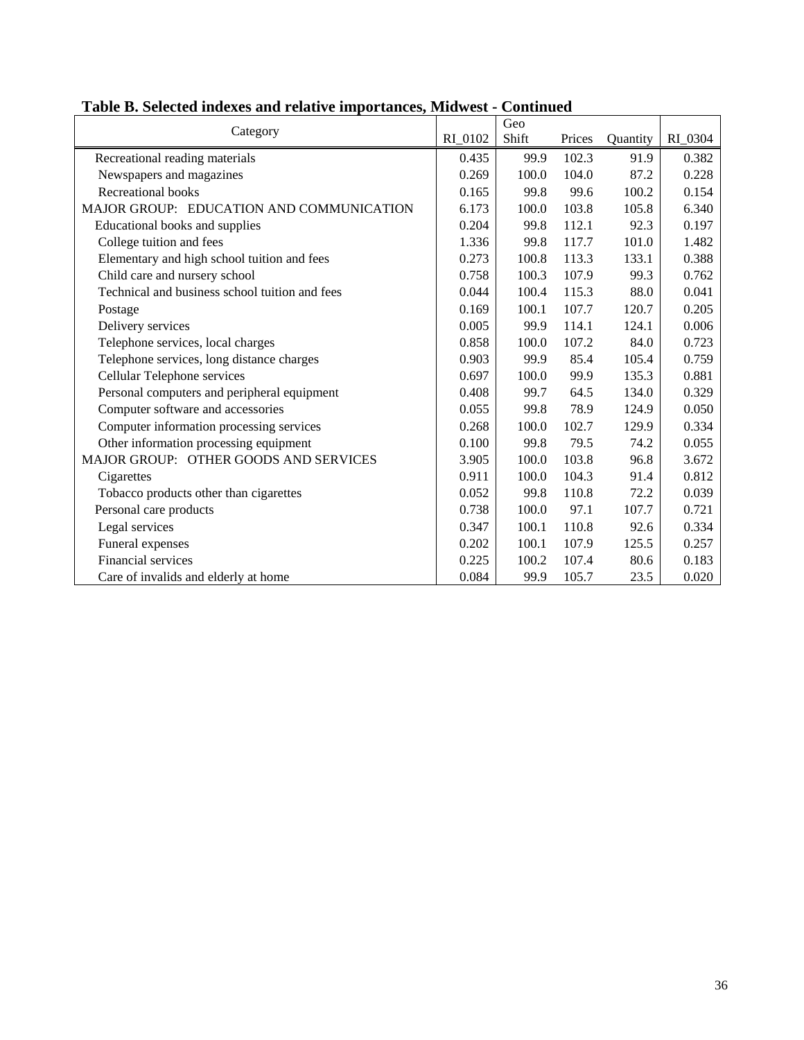**Table B. Selected indexes and relative importances, Midwest - Continued**

| Category | RI_0102 | Geo Shift | Prices | Quantity | RI_0304 |
|---|---|---|---|---|---|
| Recreational reading materials | 0.435 | 99.9 | 102.3 | 91.9 | 0.382 |
| Newspapers and magazines | 0.269 | 100.0 | 104.0 | 87.2 | 0.228 |
| Recreational books | 0.165 | 99.8 | 99.6 | 100.2 | 0.154 |
| MAJOR GROUP: EDUCATION AND COMMUNICATION | 6.173 | 100.0 | 103.8 | 105.8 | 6.340 |
| Educational books and supplies | 0.204 | 99.8 | 112.1 | 92.3 | 0.197 |
| College tuition and fees | 1.336 | 99.8 | 117.7 | 101.0 | 1.482 |
| Elementary and high school tuition and fees | 0.273 | 100.8 | 113.3 | 133.1 | 0.388 |
| Child care and nursery school | 0.758 | 100.3 | 107.9 | 99.3 | 0.762 |
| Technical and business school tuition and fees | 0.044 | 100.4 | 115.3 | 88.0 | 0.041 |
| Postage | 0.169 | 100.1 | 107.7 | 120.7 | 0.205 |
| Delivery services | 0.005 | 99.9 | 114.1 | 124.1 | 0.006 |
| Telephone services, local charges | 0.858 | 100.0 | 107.2 | 84.0 | 0.723 |
| Telephone services, long distance charges | 0.903 | 99.9 | 85.4 | 105.4 | 0.759 |
| Cellular Telephone services | 0.697 | 100.0 | 99.9 | 135.3 | 0.881 |
| Personal computers and peripheral equipment | 0.408 | 99.7 | 64.5 | 134.0 | 0.329 |
| Computer software and accessories | 0.055 | 99.8 | 78.9 | 124.9 | 0.050 |
| Computer information processing services | 0.268 | 100.0 | 102.7 | 129.9 | 0.334 |
| Other information processing equipment | 0.100 | 99.8 | 79.5 | 74.2 | 0.055 |
| MAJOR GROUP: OTHER GOODS AND SERVICES | 3.905 | 100.0 | 103.8 | 96.8 | 3.672 |
| Cigarettes | 0.911 | 100.0 | 104.3 | 91.4 | 0.812 |
| Tobacco products other than cigarettes | 0.052 | 99.8 | 110.8 | 72.2 | 0.039 |
| Personal care products | 0.738 | 100.0 | 97.1 | 107.7 | 0.721 |
| Legal services | 0.347 | 100.1 | 110.8 | 92.6 | 0.334 |
| Funeral expenses | 0.202 | 100.1 | 107.9 | 125.5 | 0.257 |
| Financial services | 0.225 | 100.2 | 107.4 | 80.6 | 0.183 |
| Care of invalids and elderly at home | 0.084 | 99.9 | 105.7 | 23.5 | 0.020 |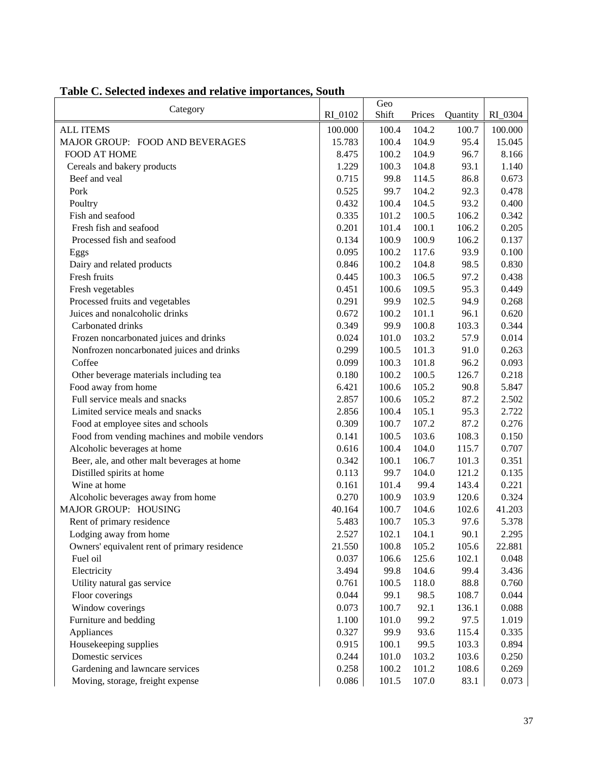**Table C. Selected indexes and relative importances, South**

| Category | RI_0102 | Geo Shift | Prices | Quantity | RI_0304 |
|---|---|---|---|---|---|
| ALL ITEMS | 100.000 | 100.4 | 104.2 | 100.7 | 100.000 |
| MAJOR GROUP: FOOD AND BEVERAGES | 15.783 | 100.4 | 104.9 | 95.4 | 15.045 |
| FOOD AT HOME | 8.475 | 100.2 | 104.9 | 96.7 | 8.166 |
| Cereals and bakery products | 1.229 | 100.3 | 104.8 | 93.1 | 1.140 |
| Beef and veal | 0.715 | 99.8 | 114.5 | 86.8 | 0.673 |
| Pork | 0.525 | 99.7 | 104.2 | 92.3 | 0.478 |
| Poultry | 0.432 | 100.4 | 104.5 | 93.2 | 0.400 |
| Fish and seafood | 0.335 | 101.2 | 100.5 | 106.2 | 0.342 |
| Fresh fish and seafood | 0.201 | 101.4 | 100.1 | 106.2 | 0.205 |
| Processed fish and seafood | 0.134 | 100.9 | 100.9 | 106.2 | 0.137 |
| Eggs | 0.095 | 100.2 | 117.6 | 93.9 | 0.100 |
| Dairy and related products | 0.846 | 100.2 | 104.8 | 98.5 | 0.830 |
| Fresh fruits | 0.445 | 100.3 | 106.5 | 97.2 | 0.438 |
| Fresh vegetables | 0.451 | 100.6 | 109.5 | 95.3 | 0.449 |
| Processed fruits and vegetables | 0.291 | 99.9 | 102.5 | 94.9 | 0.268 |
| Juices and nonalcoholic drinks | 0.672 | 100.2 | 101.1 | 96.1 | 0.620 |
| Carbonated drinks | 0.349 | 99.9 | 100.8 | 103.3 | 0.344 |
| Frozen noncarbonated juices and drinks | 0.024 | 101.0 | 103.2 | 57.9 | 0.014 |
| Nonfrozen noncarbonated juices and drinks | 0.299 | 100.5 | 101.3 | 91.0 | 0.263 |
| Coffee | 0.099 | 100.3 | 101.8 | 96.2 | 0.093 |
| Other beverage materials including tea | 0.180 | 100.2 | 100.5 | 126.7 | 0.218 |
| Food away from home | 6.421 | 100.6 | 105.2 | 90.8 | 5.847 |
| Full service meals and snacks | 2.857 | 100.6 | 105.2 | 87.2 | 2.502 |
| Limited service meals and snacks | 2.856 | 100.4 | 105.1 | 95.3 | 2.722 |
| Food at employee sites and schools | 0.309 | 100.7 | 107.2 | 87.2 | 0.276 |
| Food from vending machines and mobile vendors | 0.141 | 100.5 | 103.6 | 108.3 | 0.150 |
| Alcoholic beverages at home | 0.616 | 100.4 | 104.0 | 115.7 | 0.707 |
| Beer, ale, and other malt beverages at home | 0.342 | 100.1 | 106.7 | 101.3 | 0.351 |
| Distilled spirits at home | 0.113 | 99.7 | 104.0 | 121.2 | 0.135 |
| Wine at home | 0.161 | 101.4 | 99.4 | 143.4 | 0.221 |
| Alcoholic beverages away from home | 0.270 | 100.9 | 103.9 | 120.6 | 0.324 |
| MAJOR GROUP: HOUSING | 40.164 | 100.7 | 104.6 | 102.6 | 41.203 |
| Rent of primary residence | 5.483 | 100.7 | 105.3 | 97.6 | 5.378 |
| Lodging away from home | 2.527 | 102.1 | 104.1 | 90.1 | 2.295 |
| Owners' equivalent rent of primary residence | 21.550 | 100.8 | 105.2 | 105.6 | 22.881 |
| Fuel oil | 0.037 | 106.6 | 125.6 | 102.1 | 0.048 |
| Electricity | 3.494 | 99.8 | 104.6 | 99.4 | 3.436 |
| Utility natural gas service | 0.761 | 100.5 | 118.0 | 88.8 | 0.760 |
| Floor coverings | 0.044 | 99.1 | 98.5 | 108.7 | 0.044 |
| Window coverings | 0.073 | 100.7 | 92.1 | 136.1 | 0.088 |
| Furniture and bedding | 1.100 | 101.0 | 99.2 | 97.5 | 1.019 |
| Appliances | 0.327 | 99.9 | 93.6 | 115.4 | 0.335 |
| Housekeeping supplies | 0.915 | 100.1 | 99.5 | 103.3 | 0.894 |
| Domestic services | 0.244 | 101.0 | 103.2 | 103.6 | 0.250 |
| Gardening and lawncare services | 0.258 | 100.2 | 101.2 | 108.6 | 0.269 |
| Moving, storage, freight expense | 0.086 | 101.5 | 107.0 | 83.1 | 0.073 |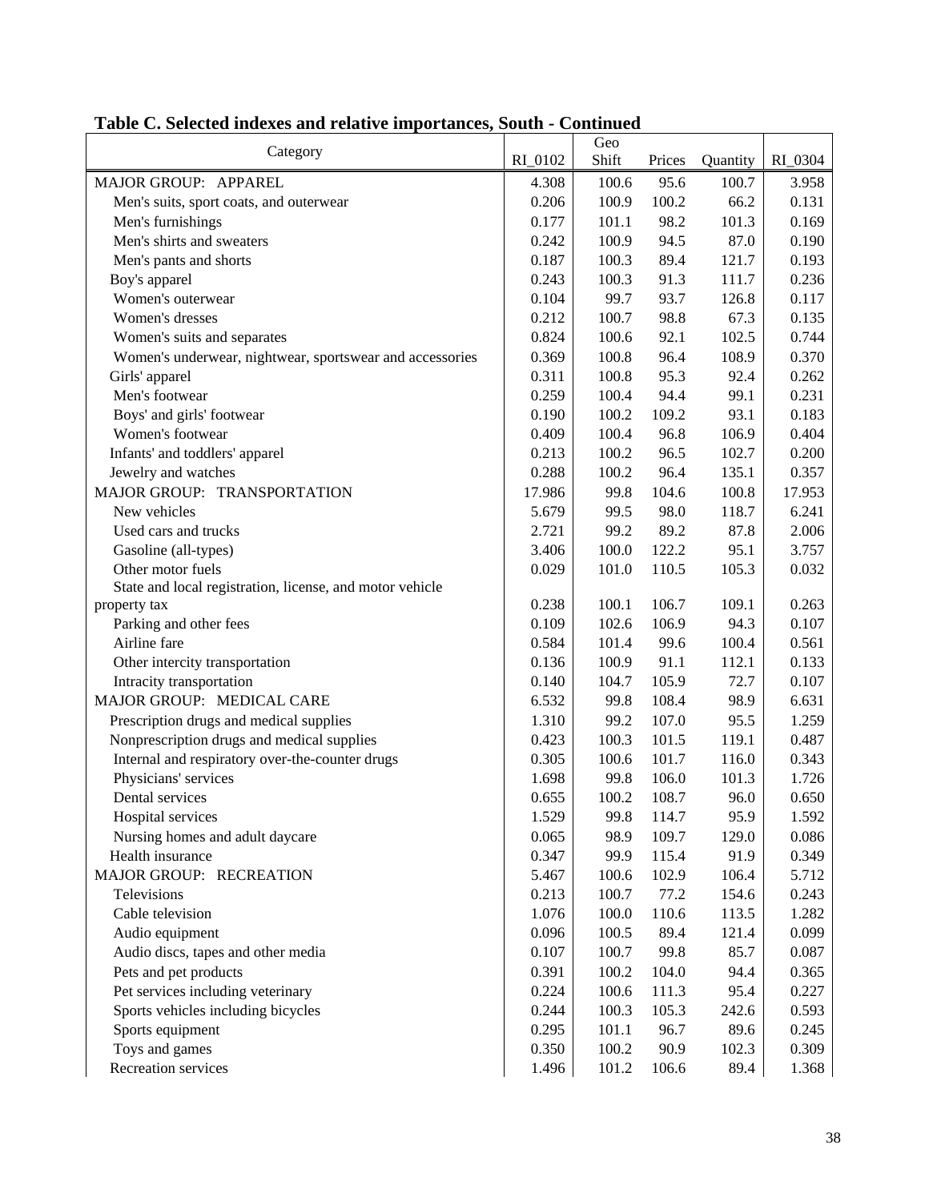## Table C. Selected indexes and relative importances, South - Continued

| Category | RI_0102 | Geo Shift | Prices | Quantity | RI_0304 |
|---|---|---|---|---|---|
| MAJOR GROUP: APPAREL | 4.308 | 100.6 | 95.6 | 100.7 | 3.958 |
| Men's suits, sport coats, and outerwear | 0.206 | 100.9 | 100.2 | 66.2 | 0.131 |
| Men's furnishings | 0.177 | 101.1 | 98.2 | 101.3 | 0.169 |
| Men's shirts and sweaters | 0.242 | 100.9 | 94.5 | 87.0 | 0.190 |
| Men's pants and shorts | 0.187 | 100.3 | 89.4 | 121.7 | 0.193 |
| Boy's apparel | 0.243 | 100.3 | 91.3 | 111.7 | 0.236 |
| Women's outerwear | 0.104 | 99.7 | 93.7 | 126.8 | 0.117 |
| Women's dresses | 0.212 | 100.7 | 98.8 | 67.3 | 0.135 |
| Women's suits and separates | 0.824 | 100.6 | 92.1 | 102.5 | 0.744 |
| Women's underwear, nightwear, sportswear and accessories | 0.369 | 100.8 | 96.4 | 108.9 | 0.370 |
| Girls' apparel | 0.311 | 100.8 | 95.3 | 92.4 | 0.262 |
| Men's footwear | 0.259 | 100.4 | 94.4 | 99.1 | 0.231 |
| Boys' and girls' footwear | 0.190 | 100.2 | 109.2 | 93.1 | 0.183 |
| Women's footwear | 0.409 | 100.4 | 96.8 | 106.9 | 0.404 |
| Infants' and toddlers' apparel | 0.213 | 100.2 | 96.5 | 102.7 | 0.200 |
| Jewelry and watches | 0.288 | 100.2 | 96.4 | 135.1 | 0.357 |
| MAJOR GROUP: TRANSPORTATION | 17.986 | 99.8 | 104.6 | 100.8 | 17.953 |
| New vehicles | 5.679 | 99.5 | 98.0 | 118.7 | 6.241 |
| Used cars and trucks | 2.721 | 99.2 | 89.2 | 87.8 | 2.006 |
| Gasoline (all-types) | 3.406 | 100.0 | 122.2 | 95.1 | 3.757 |
| Other motor fuels | 0.029 | 101.0 | 110.5 | 105.3 | 0.032 |
| State and local registration, license, and motor vehicle property tax | 0.238 | 100.1 | 106.7 | 109.1 | 0.263 |
| Parking and other fees | 0.109 | 102.6 | 106.9 | 94.3 | 0.107 |
| Airline fare | 0.584 | 101.4 | 99.6 | 100.4 | 0.561 |
| Other intercity transportation | 0.136 | 100.9 | 91.1 | 112.1 | 0.133 |
| Intracity transportation | 0.140 | 104.7 | 105.9 | 72.7 | 0.107 |
| MAJOR GROUP: MEDICAL CARE | 6.532 | 99.8 | 108.4 | 98.9 | 6.631 |
| Prescription drugs and medical supplies | 1.310 | 99.2 | 107.0 | 95.5 | 1.259 |
| Nonprescription drugs and medical supplies | 0.423 | 100.3 | 101.5 | 119.1 | 0.487 |
| Internal and respiratory over-the-counter drugs | 0.305 | 100.6 | 101.7 | 116.0 | 0.343 |
| Physicians' services | 1.698 | 99.8 | 106.0 | 101.3 | 1.726 |
| Dental services | 0.655 | 100.2 | 108.7 | 96.0 | 0.650 |
| Hospital services | 1.529 | 99.8 | 114.7 | 95.9 | 1.592 |
| Nursing homes and adult daycare | 0.065 | 98.9 | 109.7 | 129.0 | 0.086 |
| Health insurance | 0.347 | 99.9 | 115.4 | 91.9 | 0.349 |
| MAJOR GROUP: RECREATION | 5.467 | 100.6 | 102.9 | 106.4 | 5.712 |
| Televisions | 0.213 | 100.7 | 77.2 | 154.6 | 0.243 |
| Cable television | 1.076 | 100.0 | 110.6 | 113.5 | 1.282 |
| Audio equipment | 0.096 | 100.5 | 89.4 | 121.4 | 0.099 |
| Audio discs, tapes and other media | 0.107 | 100.7 | 99.8 | 85.7 | 0.087 |
| Pets and pet products | 0.391 | 100.2 | 104.0 | 94.4 | 0.365 |
| Pet services including veterinary | 0.224 | 100.6 | 111.3 | 95.4 | 0.227 |
| Sports vehicles including bicycles | 0.244 | 100.3 | 105.3 | 242.6 | 0.593 |
| Sports equipment | 0.295 | 101.1 | 96.7 | 89.6 | 0.245 |
| Toys and games | 0.350 | 100.2 | 90.9 | 102.3 | 0.309 |
| Recreation services | 1.496 | 101.2 | 106.6 | 89.4 | 1.368 |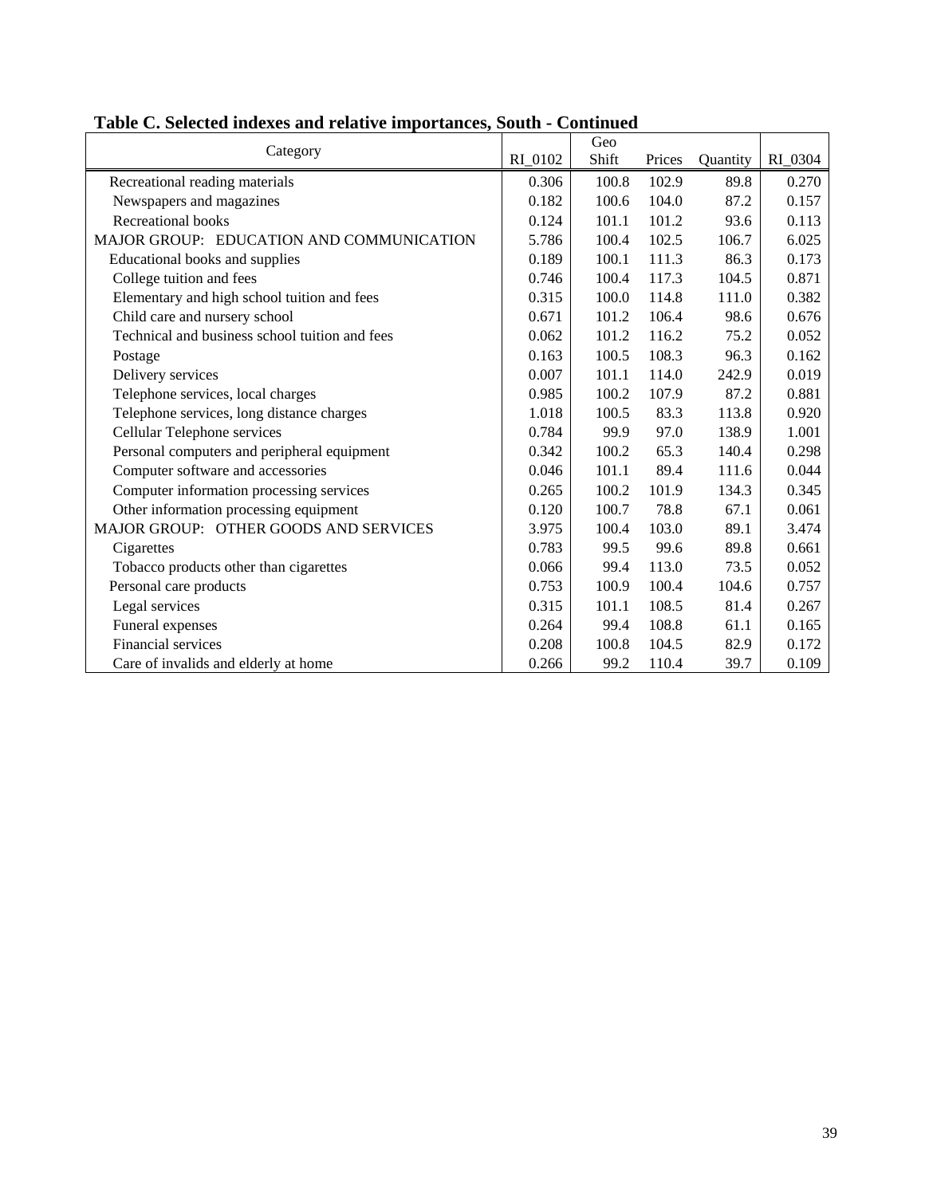**Table C. Selected indexes and relative importances, South - Continued**

| Category | RI_0102 | Geo Shift | Prices | Quantity | RI_0304 |
|---|---|---|---|---|---|
| Recreational reading materials | 0.306 | 100.8 | 102.9 | 89.8 | 0.270 |
| Newspapers and magazines | 0.182 | 100.6 | 104.0 | 87.2 | 0.157 |
| Recreational books | 0.124 | 101.1 | 101.2 | 93.6 | 0.113 |
| MAJOR GROUP: EDUCATION AND COMMUNICATION | 5.786 | 100.4 | 102.5 | 106.7 | 6.025 |
| Educational books and supplies | 0.189 | 100.1 | 111.3 | 86.3 | 0.173 |
| College tuition and fees | 0.746 | 100.4 | 117.3 | 104.5 | 0.871 |
| Elementary and high school tuition and fees | 0.315 | 100.0 | 114.8 | 111.0 | 0.382 |
| Child care and nursery school | 0.671 | 101.2 | 106.4 | 98.6 | 0.676 |
| Technical and business school tuition and fees | 0.062 | 101.2 | 116.2 | 75.2 | 0.052 |
| Postage | 0.163 | 100.5 | 108.3 | 96.3 | 0.162 |
| Delivery services | 0.007 | 101.1 | 114.0 | 242.9 | 0.019 |
| Telephone services, local charges | 0.985 | 100.2 | 107.9 | 87.2 | 0.881 |
| Telephone services, long distance charges | 1.018 | 100.5 | 83.3 | 113.8 | 0.920 |
| Cellular Telephone services | 0.784 | 99.9 | 97.0 | 138.9 | 1.001 |
| Personal computers and peripheral equipment | 0.342 | 100.2 | 65.3 | 140.4 | 0.298 |
| Computer software and accessories | 0.046 | 101.1 | 89.4 | 111.6 | 0.044 |
| Computer information processing services | 0.265 | 100.2 | 101.9 | 134.3 | 0.345 |
| Other information processing equipment | 0.120 | 100.7 | 78.8 | 67.1 | 0.061 |
| MAJOR GROUP: OTHER GOODS AND SERVICES | 3.975 | 100.4 | 103.0 | 89.1 | 3.474 |
| Cigarettes | 0.783 | 99.5 | 99.6 | 89.8 | 0.661 |
| Tobacco products other than cigarettes | 0.066 | 99.4 | 113.0 | 73.5 | 0.052 |
| Personal care products | 0.753 | 100.9 | 100.4 | 104.6 | 0.757 |
| Legal services | 0.315 | 101.1 | 108.5 | 81.4 | 0.267 |
| Funeral expenses | 0.264 | 99.4 | 108.8 | 61.1 | 0.165 |
| Financial services | 0.208 | 100.8 | 104.5 | 82.9 | 0.172 |
| Care of invalids and elderly at home | 0.266 | 99.2 | 110.4 | 39.7 | 0.109 |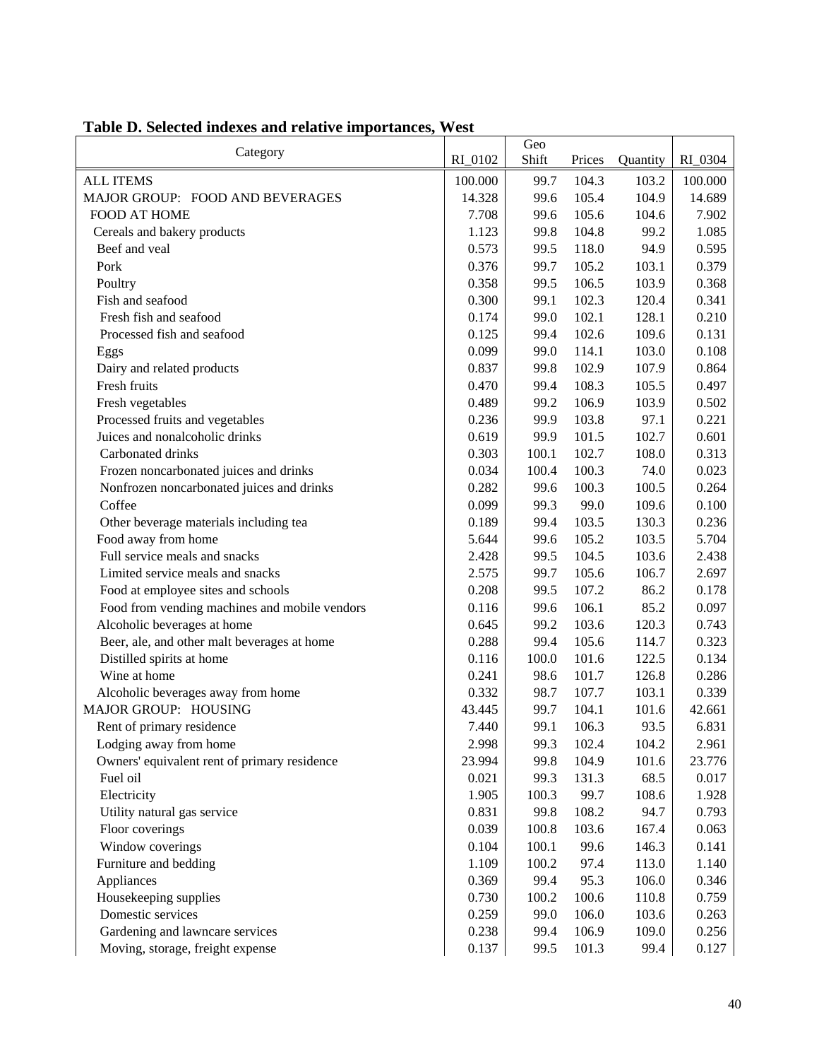**Table D. Selected indexes and relative importances, West**

| Category | RI_0102 | Geo Shift | Prices | Quantity | RI_0304 |
|---|---|---|---|---|---|
| ALL ITEMS | 100.000 | 99.7 | 104.3 | 103.2 | 100.000 |
| MAJOR GROUP: FOOD AND BEVERAGES | 14.328 | 99.6 | 105.4 | 104.9 | 14.689 |
| FOOD AT HOME | 7.708 | 99.6 | 105.6 | 104.6 | 7.902 |
| Cereals and bakery products | 1.123 | 99.8 | 104.8 | 99.2 | 1.085 |
| Beef and veal | 0.573 | 99.5 | 118.0 | 94.9 | 0.595 |
| Pork | 0.376 | 99.7 | 105.2 | 103.1 | 0.379 |
| Poultry | 0.358 | 99.5 | 106.5 | 103.9 | 0.368 |
| Fish and seafood | 0.300 | 99.1 | 102.3 | 120.4 | 0.341 |
| Fresh fish and seafood | 0.174 | 99.0 | 102.1 | 128.1 | 0.210 |
| Processed fish and seafood | 0.125 | 99.4 | 102.6 | 109.6 | 0.131 |
| Eggs | 0.099 | 99.0 | 114.1 | 103.0 | 0.108 |
| Dairy and related products | 0.837 | 99.8 | 102.9 | 107.9 | 0.864 |
| Fresh fruits | 0.470 | 99.4 | 108.3 | 105.5 | 0.497 |
| Fresh vegetables | 0.489 | 99.2 | 106.9 | 103.9 | 0.502 |
| Processed fruits and vegetables | 0.236 | 99.9 | 103.8 | 97.1 | 0.221 |
| Juices and nonalcoholic drinks | 0.619 | 99.9 | 101.5 | 102.7 | 0.601 |
| Carbonated drinks | 0.303 | 100.1 | 102.7 | 108.0 | 0.313 |
| Frozen noncarbonated juices and drinks | 0.034 | 100.4 | 100.3 | 74.0 | 0.023 |
| Nonfrozen noncarbonated juices and drinks | 0.282 | 99.6 | 100.3 | 100.5 | 0.264 |
| Coffee | 0.099 | 99.3 | 99.0 | 109.6 | 0.100 |
| Other beverage materials including tea | 0.189 | 99.4 | 103.5 | 130.3 | 0.236 |
| Food away from home | 5.644 | 99.6 | 105.2 | 103.5 | 5.704 |
| Full service meals and snacks | 2.428 | 99.5 | 104.5 | 103.6 | 2.438 |
| Limited service meals and snacks | 2.575 | 99.7 | 105.6 | 106.7 | 2.697 |
| Food at employee sites and schools | 0.208 | 99.5 | 107.2 | 86.2 | 0.178 |
| Food from vending machines and mobile vendors | 0.116 | 99.6 | 106.1 | 85.2 | 0.097 |
| Alcoholic beverages at home | 0.645 | 99.2 | 103.6 | 120.3 | 0.743 |
| Beer, ale, and other malt beverages at home | 0.288 | 99.4 | 105.6 | 114.7 | 0.323 |
| Distilled spirits at home | 0.116 | 100.0 | 101.6 | 122.5 | 0.134 |
| Wine at home | 0.241 | 98.6 | 101.7 | 126.8 | 0.286 |
| Alcoholic beverages away from home | 0.332 | 98.7 | 107.7 | 103.1 | 0.339 |
| MAJOR GROUP: HOUSING | 43.445 | 99.7 | 104.1 | 101.6 | 42.661 |
| Rent of primary residence | 7.440 | 99.1 | 106.3 | 93.5 | 6.831 |
| Lodging away from home | 2.998 | 99.3 | 102.4 | 104.2 | 2.961 |
| Owners' equivalent rent of primary residence | 23.994 | 99.8 | 104.9 | 101.6 | 23.776 |
| Fuel oil | 0.021 | 99.3 | 131.3 | 68.5 | 0.017 |
| Electricity | 1.905 | 100.3 | 99.7 | 108.6 | 1.928 |
| Utility natural gas service | 0.831 | 99.8 | 108.2 | 94.7 | 0.793 |
| Floor coverings | 0.039 | 100.8 | 103.6 | 167.4 | 0.063 |
| Window coverings | 0.104 | 100.1 | 99.6 | 146.3 | 0.141 |
| Furniture and bedding | 1.109 | 100.2 | 97.4 | 113.0 | 1.140 |
| Appliances | 0.369 | 99.4 | 95.3 | 106.0 | 0.346 |
| Housekeeping supplies | 0.730 | 100.2 | 100.6 | 110.8 | 0.759 |
| Domestic services | 0.259 | 99.0 | 106.0 | 103.6 | 0.263 |
| Gardening and lawncare services | 0.238 | 99.4 | 106.9 | 109.0 | 0.256 |
| Moving, storage, freight expense | 0.137 | 99.5 | 101.3 | 99.4 | 0.127 |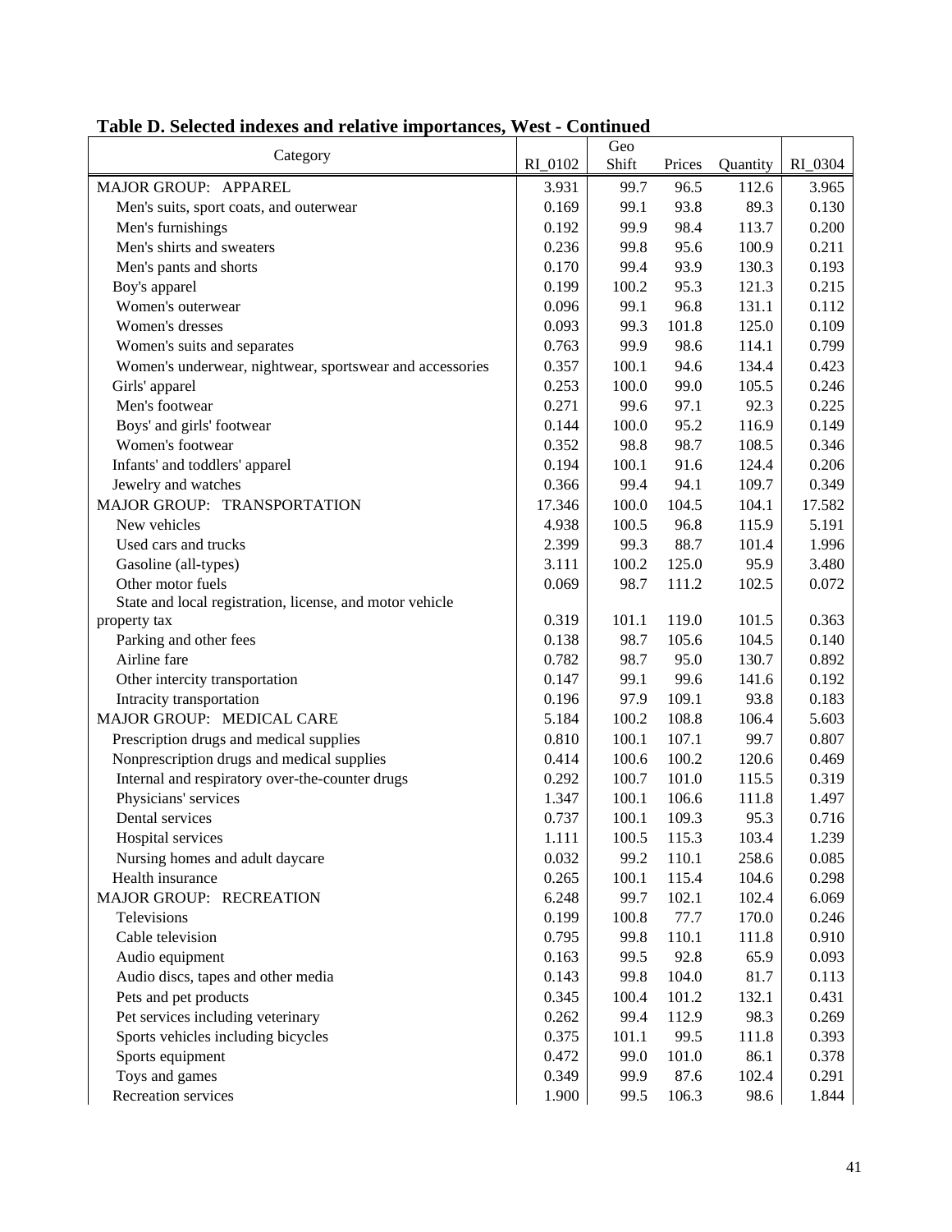**Table D. Selected indexes and relative importances, West - Continued**

| Category | RI_0102 | Geo Shift | Prices | Quantity | RI_0304 |
|---|---|---|---|---|---|
| MAJOR GROUP: APPAREL | 3.931 | 99.7 | 96.5 | 112.6 | 3.965 |
| Men's suits, sport coats, and outerwear | 0.169 | 99.1 | 93.8 | 89.3 | 0.130 |
| Men's furnishings | 0.192 | 99.9 | 98.4 | 113.7 | 0.200 |
| Men's shirts and sweaters | 0.236 | 99.8 | 95.6 | 100.9 | 0.211 |
| Men's pants and shorts | 0.170 | 99.4 | 93.9 | 130.3 | 0.193 |
| Boy's apparel | 0.199 | 100.2 | 95.3 | 121.3 | 0.215 |
| Women's outerwear | 0.096 | 99.1 | 96.8 | 131.1 | 0.112 |
| Women's dresses | 0.093 | 99.3 | 101.8 | 125.0 | 0.109 |
| Women's suits and separates | 0.763 | 99.9 | 98.6 | 114.1 | 0.799 |
| Women's underwear, nightwear, sportswear and accessories | 0.357 | 100.1 | 94.6 | 134.4 | 0.423 |
| Girls' apparel | 0.253 | 100.0 | 99.0 | 105.5 | 0.246 |
| Men's footwear | 0.271 | 99.6 | 97.1 | 92.3 | 0.225 |
| Boys' and girls' footwear | 0.144 | 100.0 | 95.2 | 116.9 | 0.149 |
| Women's footwear | 0.352 | 98.8 | 98.7 | 108.5 | 0.346 |
| Infants' and toddlers' apparel | 0.194 | 100.1 | 91.6 | 124.4 | 0.206 |
| Jewelry and watches | 0.366 | 99.4 | 94.1 | 109.7 | 0.349 |
| MAJOR GROUP: TRANSPORTATION | 17.346 | 100.0 | 104.5 | 104.1 | 17.582 |
| New vehicles | 4.938 | 100.5 | 96.8 | 115.9 | 5.191 |
| Used cars and trucks | 2.399 | 99.3 | 88.7 | 101.4 | 1.996 |
| Gasoline (all-types) | 3.111 | 100.2 | 125.0 | 95.9 | 3.480 |
| Other motor fuels | 0.069 | 98.7 | 111.2 | 102.5 | 0.072 |
| State and local registration, license, and motor vehicle property tax | 0.319 | 101.1 | 119.0 | 101.5 | 0.363 |
| Parking and other fees | 0.138 | 98.7 | 105.6 | 104.5 | 0.140 |
| Airline fare | 0.782 | 98.7 | 95.0 | 130.7 | 0.892 |
| Other intercity transportation | 0.147 | 99.1 | 99.6 | 141.6 | 0.192 |
| Intracity transportation | 0.196 | 97.9 | 109.1 | 93.8 | 0.183 |
| MAJOR GROUP: MEDICAL CARE | 5.184 | 100.2 | 108.8 | 106.4 | 5.603 |
| Prescription drugs and medical supplies | 0.810 | 100.1 | 107.1 | 99.7 | 0.807 |
| Nonprescription drugs and medical supplies | 0.414 | 100.6 | 100.2 | 120.6 | 0.469 |
| Internal and respiratory over-the-counter drugs | 0.292 | 100.7 | 101.0 | 115.5 | 0.319 |
| Physicians' services | 1.347 | 100.1 | 106.6 | 111.8 | 1.497 |
| Dental services | 0.737 | 100.1 | 109.3 | 95.3 | 0.716 |
| Hospital services | 1.111 | 100.5 | 115.3 | 103.4 | 1.239 |
| Nursing homes and adult daycare | 0.032 | 99.2 | 110.1 | 258.6 | 0.085 |
| Health insurance | 0.265 | 100.1 | 115.4 | 104.6 | 0.298 |
| MAJOR GROUP: RECREATION | 6.248 | 99.7 | 102.1 | 102.4 | 6.069 |
| Televisions | 0.199 | 100.8 | 77.7 | 170.0 | 0.246 |
| Cable television | 0.795 | 99.8 | 110.1 | 111.8 | 0.910 |
| Audio equipment | 0.163 | 99.5 | 92.8 | 65.9 | 0.093 |
| Audio discs, tapes and other media | 0.143 | 99.8 | 104.0 | 81.7 | 0.113 |
| Pets and pet products | 0.345 | 100.4 | 101.2 | 132.1 | 0.431 |
| Pet services including veterinary | 0.262 | 99.4 | 112.9 | 98.3 | 0.269 |
| Sports vehicles including bicycles | 0.375 | 101.1 | 99.5 | 111.8 | 0.393 |
| Sports equipment | 0.472 | 99.0 | 101.0 | 86.1 | 0.378 |
| Toys and games | 0.349 | 99.9 | 87.6 | 102.4 | 0.291 |
| Recreation services | 1.900 | 99.5 | 106.3 | 98.6 | 1.844 |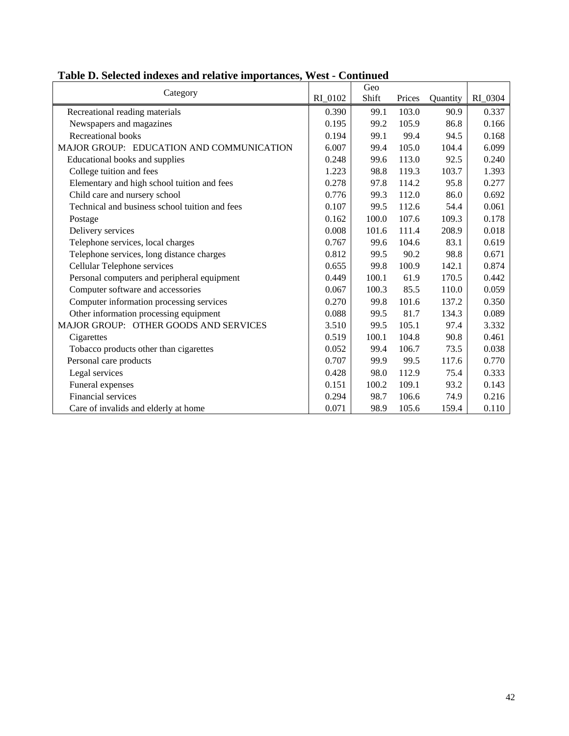**Table D. Selected indexes and relative importances, West - Continued**

| Category | RI_0102 | Geo Shift | Prices | Quantity | RI_0304 |
|---|---|---|---|---|---|
| Recreational reading materials | 0.390 | 99.1 | 103.0 | 90.9 | 0.337 |
| Newspapers and magazines | 0.195 | 99.2 | 105.9 | 86.8 | 0.166 |
| Recreational books | 0.194 | 99.1 | 99.4 | 94.5 | 0.168 |
| MAJOR GROUP: EDUCATION AND COMMUNICATION | 6.007 | 99.4 | 105.0 | 104.4 | 6.099 |
| Educational books and supplies | 0.248 | 99.6 | 113.0 | 92.5 | 0.240 |
| College tuition and fees | 1.223 | 98.8 | 119.3 | 103.7 | 1.393 |
| Elementary and high school tuition and fees | 0.278 | 97.8 | 114.2 | 95.8 | 0.277 |
| Child care and nursery school | 0.776 | 99.3 | 112.0 | 86.0 | 0.692 |
| Technical and business school tuition and fees | 0.107 | 99.5 | 112.6 | 54.4 | 0.061 |
| Postage | 0.162 | 100.0 | 107.6 | 109.3 | 0.178 |
| Delivery services | 0.008 | 101.6 | 111.4 | 208.9 | 0.018 |
| Telephone services, local charges | 0.767 | 99.6 | 104.6 | 83.1 | 0.619 |
| Telephone services, long distance charges | 0.812 | 99.5 | 90.2 | 98.8 | 0.671 |
| Cellular Telephone services | 0.655 | 99.8 | 100.9 | 142.1 | 0.874 |
| Personal computers and peripheral equipment | 0.449 | 100.1 | 61.9 | 170.5 | 0.442 |
| Computer software and accessories | 0.067 | 100.3 | 85.5 | 110.0 | 0.059 |
| Computer information processing services | 0.270 | 99.8 | 101.6 | 137.2 | 0.350 |
| Other information processing equipment | 0.088 | 99.5 | 81.7 | 134.3 | 0.089 |
| MAJOR GROUP: OTHER GOODS AND SERVICES | 3.510 | 99.5 | 105.1 | 97.4 | 3.332 |
| Cigarettes | 0.519 | 100.1 | 104.8 | 90.8 | 0.461 |
| Tobacco products other than cigarettes | 0.052 | 99.4 | 106.7 | 73.5 | 0.038 |
| Personal care products | 0.707 | 99.9 | 99.5 | 117.6 | 0.770 |
| Legal services | 0.428 | 98.0 | 112.9 | 75.4 | 0.333 |
| Funeral expenses | 0.151 | 100.2 | 109.1 | 93.2 | 0.143 |
| Financial services | 0.294 | 98.7 | 106.6 | 74.9 | 0.216 |
| Care of invalids and elderly at home | 0.071 | 98.9 | 105.6 | 159.4 | 0.110 |